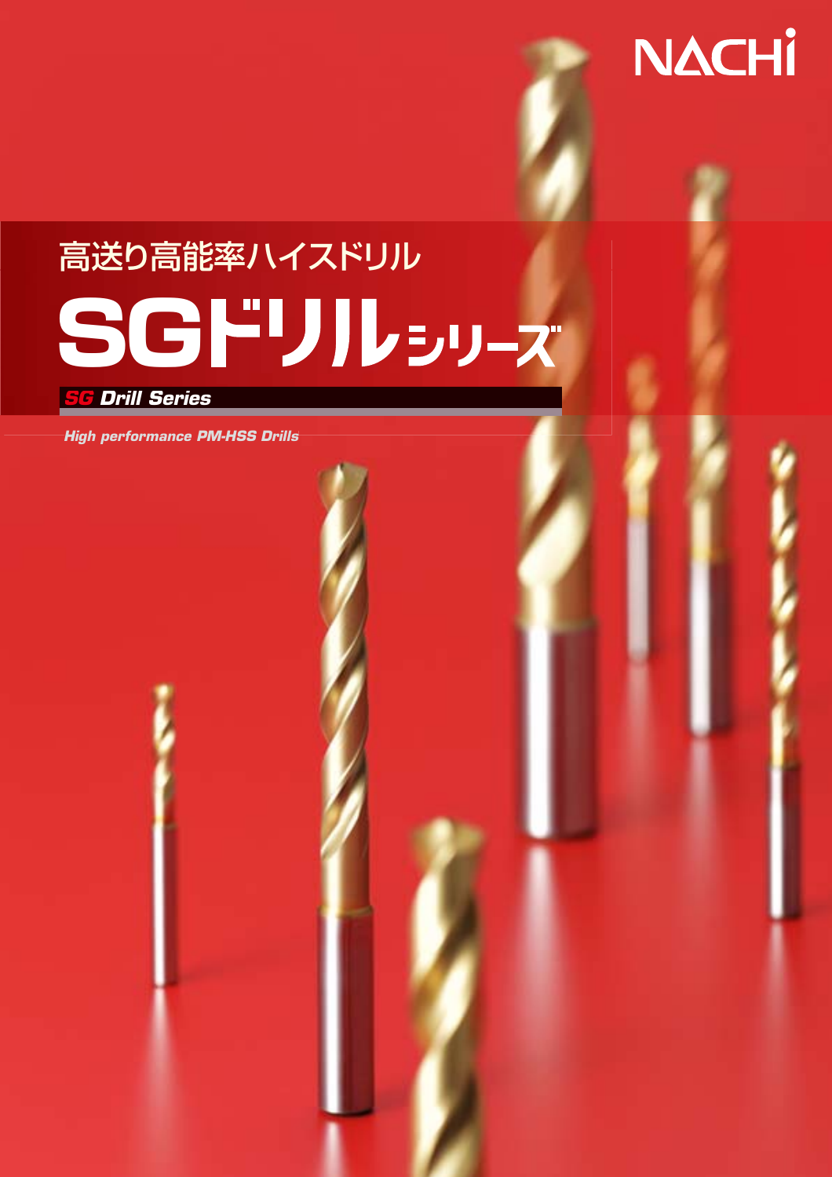NACHi

高送り高能率ハイスドリル

# SGドリルシリーズ

***SG Drill Series***

*High performance PM-HSS Drills*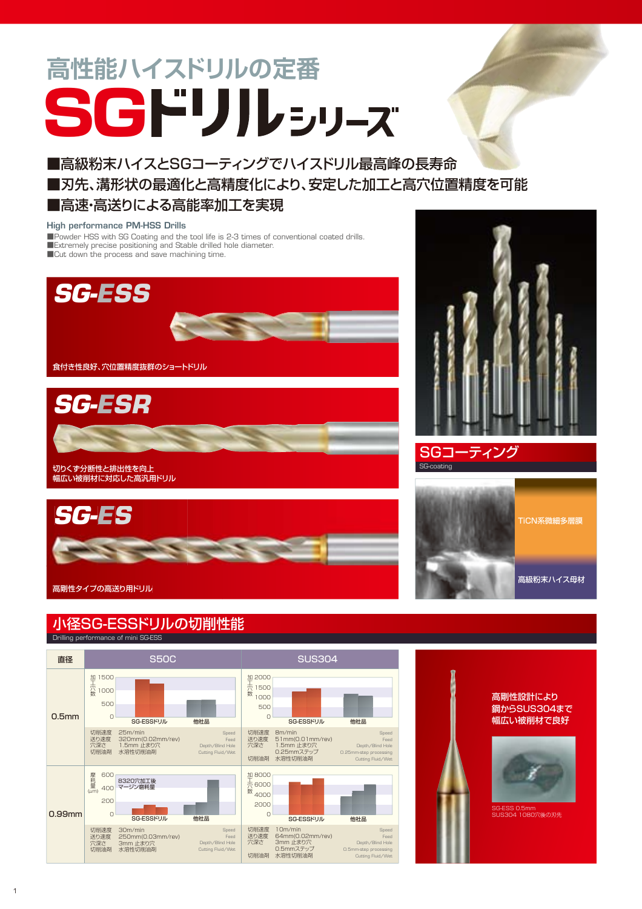# 高性能ハイスドリルの定番

# SGドリルシリーズ

■高級粉末ハイスとSGコーティングでハイスドリル最高峰の長寿命
■刃先、溝形状の最適化と高精度化により、安定した加工と高穴位置精度を可能
■高速・高送りによる高能率加工を実現

**High performance PM-HSS Drills**

■Powder HSS with SG Coating and the tool life is 2-3 times of conventional coated drills.
■Extremely precise positioning and Stable drilled hole diameter.
■Cut down the process and save machining time.

## SG-ESS

食付き性良好、穴位置精度抜群のショートドリル

## SG-ESR

切りくず分断性と排出性を向上
幅広い被削材に対応した高汎用ドリル

## SG-ES

高剛性タイプの高送り用ドリル

## SGコーティング

SG-coating

TiCN系微細多層膜

高級粉末ハイス母材

## 小径SG-ESSドリルの切削性能

Drilling performance of mini SG-ESS

| 直径 | S50C | SUS304 |
|---|---|---|
| 0.5mm | 加工穴数 (0–1500): SG-ESSドリル / 他社品<br>切削速度 Speed: 25m/min<br>送り速度 Feed: 320mm(0.02mm/rev)<br>穴深さ Depth/Blind Hole: 1.5mm 止まり穴<br>切削油剤 Cutting Fluid/Wet: 水溶性切削油剤 | 加工穴数 (0–2000): SG-ESSドリル / 他社品<br>切削速度 Speed: 8m/min<br>送り速度 Feed: 51mm(0.01mm/rev)<br>穴深さ Depth/Blind Hole: 1.5mm 止まり穴<br>0.25mmステップ 0.25mm-step processing<br>切削油剤 Cutting Fluid/Wet: 水溶性切削油剤 |
| 0.99mm | 摩耗量(μm) (0–600): 8320穴加工後マージン磨耗量 SG-ESSドリル / 他社品<br>切削速度 Speed: 30m/min<br>送り速度 Feed: 250mm(0.03mm/rev)<br>穴深さ Depth/Blind Hole: 3mm 止まり穴<br>切削油剤 Cutting Fluid/Wet: 水溶性切削油剤 | 加工穴数 (0–8000): SG-ESSドリル / 他社品<br>切削速度 Speed: 10m/min<br>送り速度 Feed: 64mm(0.02mm/rev)<br>穴深さ Depth/Blind Hole: 3mm 止まり穴<br>0.5mmステップ 0.5mm-step processing<br>切削油剤 Cutting Fluid/Wet: 水溶性切削油剤 |

高剛性設計により
鋼からSUS304まで
幅広い被削材で良好

SG-ESS 0.5mm
SUS304 1080穴後の刃先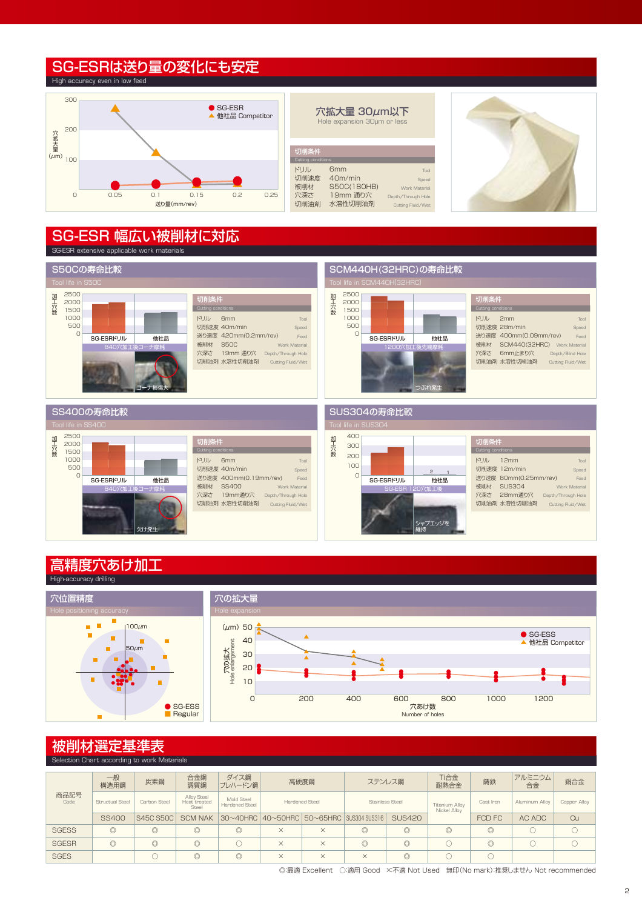## SG-ESRは送り量の変化にも安定

High accuracy even in low feed

穴拡大量(μm) / 送り量(mm/rev)

● SG-ESR
▲ 他社品 Competitor

### 穴拡大量 30μm以下

Hole expansion 30μm or less

**切削条件** Cutting conditions

| | | |
|---|---|---|
| ドリル | 6mm | Tool |
| 切削速度 | 40m/min | Speed |
| 被削材 | S50C(180HB) | Work Material |
| 穴深さ | 19mm 通り穴 | Depth/Through Hole |
| 切削油剤 | 水溶性切削油剤 | Cutting Fluid/Wet |

## SG-ESR 幅広い被削材に対応

SG-ESR extensive applicable work materials

### S50Cの寿命比較

Tool life in S50C

加工穴数: SG-ESRドリル / 他社品

840穴加工後コーナ摩耗 / コーナ損傷大

**切削条件** Cutting conditions

| | | |
|---|---|---|
| ドリル | 6mm | Tool |
| 切削速度 | 40m/min | Speed |
| 送り速度 | 420mm(0.2mm/rev) | Feed |
| 被削材 | S50C | Work Material |
| 穴深さ | 19mm 通り穴 | Depth/Through Hole |
| 切削油剤 | 水溶性切削油剤 | Cutting Fluid/Wet |

### SCM440H(32HRC)の寿命比較

Tool life in SCM440H[32HRC]

加工穴数: SG-ESRドリル / 他社品

1200穴加工後先端摩耗 / つぶれ発生

**切削条件** Cutting conditions

| | | |
|---|---|---|
| ドリル | 2mm | Tool |
| 切削速度 | 28m/min | Speed |
| 送り速度 | 400mm(0.09mm/rev) | Feed |
| 被削材 | SCM440(32HRC) | Work Material |
| 穴深さ | 6mm止まり穴 | Depth/Blind Hole |
| 切削油剤 | 水溶性切削油剤 | Cutting Fluid/Wet |

### SS400の寿命比較

Tool life in SS400

加工穴数: SG-ESRドリル / 他社品

840穴加工後コーナ摩耗 / 欠け発生

**切削条件** Cutting conditions

| | | |
|---|---|---|
| ドリル | 6mm | Tool |
| 切削速度 | 40m/min | Speed |
| 送り速度 | 400mm(0.19mm/rev) | Feed |
| 被削材 | SS400 | Work Material |
| 穴深さ | 19mm通り穴 | Depth/Through Hole |
| 切削油剤 | 水溶性切削油剤 | Cutting Fluid/Wet |

### SUS304の寿命比較

Tool life in SUS304

加工穴数: SG-ESRドリル / 他社品 (2, 1)

SG-ESR 120穴加工後 / シャプエッジを維持

**切削条件** Cutting conditions

| | | |
|---|---|---|
| ドリル | 12mm | Tool |
| 切削速度 | 12m/min | Speed |
| 送り速度 | 80mm(0.25mm/rev) | Feed |
| 被削材 | SUS304 | Work Material |
| 穴深さ | 28mm通り穴 | Depth/Through Hole |
| 切削油剤 | 水溶性切削油剤 | Cutting Fluid/Wet |

## 高精度穴あけ加工

High-accuracy drilling

### 穴位置精度

Hole positioning accuracy

100μm / 50μm

● SG-ESS
■ Regular

### 穴の拡大量

Hole expansion

穴の拡大 Hole enlargement (μm) / 穴あけ数 Number of holes

● SG-ESS
▲ 他社品 Competitor

## 被削材選定基準表

Selection Chart according to work Materials

| 商品記号 Code | 一般構造用鋼 Structural Steel | 炭素鋼 Carbon Steel | 合金鋼 調質鋼 Alloy Steel Heat treated Steel | ダイス鋼 プレハードン鋼 Mold Steel Hardened Steel | 高硬度鋼 Hardened Steel | | ステンレス鋼 Stainless Steel | | Ti合金 耐熱合金 Titanium Alloy Nickel Alloy | 鋳鉄 Cast Iron | アルミニウム合金 Aluminum Alloy | 銅合金 Copper Alloy |
|---|---|---|---|---|---|---|---|---|---|---|---|---|
| | SS400 | S45C S50C | SCM NAK | 30~40HRC | 40~50HRC | 50~65HRC | SUS304 SUS316 | SUS420 | | FCD FC | AC ADC | Cu |
| SGESS | ◎ | ◎ | ◎ | ◎ | × | × | ◎ | ◎ | ◎ | ◎ | ○ | ○ |
| SGESR | ◎ | ◎ | ◎ | ○ | × | × | ◎ | ◎ | ○ | ◎ | ○ | ○ |
| SGES | | ○ | ◎ | ◎ | × | × | × | ◎ | ○ | ○ | | |

◎:最適 Excellent　○:適用 Good　×:不適 Not Used　無印(No mark):推奨しません Not recommended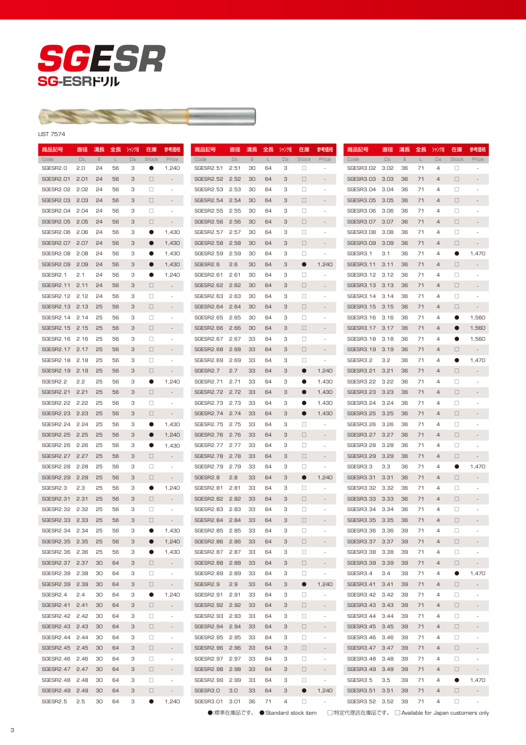# SGESR

## SG-ESRドリル

LIST 7574

| 商品記号 Code | 直径 Dc | 溝長 ℓ | 全長 L | ｼｬﾝｸ径 Ds | 在庫 Stock | 参考価格 Price |
|---|---|---|---|---|---|---|
| SGESR2.0 | 2.0 | 24 | 56 | 3 | ● | 1,240 |
| SGESR2.01 | 2.01 | 24 | 56 | 3 | □ | - |
| SGESR2.02 | 2.02 | 24 | 56 | 3 | □ | - |
| SGESR2.03 | 2.03 | 24 | 56 | 3 | □ | - |
| SGESR2.04 | 2.04 | 24 | 56 | 3 | □ | - |
| SGESR2.05 | 2.05 | 24 | 56 | 3 | □ | - |
| SGESR2.06 | 2.06 | 24 | 56 | 3 | ● | 1,430 |
| SGESR2.07 | 2.07 | 24 | 56 | 3 | ● | 1,430 |
| SGESR2.08 | 2.08 | 24 | 56 | 3 | ● | 1,430 |
| SGESR2.09 | 2.09 | 24 | 56 | 3 | ● | 1,430 |
| SGESR2.1 | 2.1 | 24 | 56 | 3 | ● | 1,240 |
| SGESR2.11 | 2.11 | 24 | 56 | 3 | □ | - |
| SGESR2.12 | 2.12 | 24 | 56 | 3 | □ | - |
| SGESR2.13 | 2.13 | 25 | 56 | 3 | □ | - |
| SGESR2.14 | 2.14 | 25 | 56 | 3 | □ | - |
| SGESR2.15 | 2.15 | 25 | 56 | 3 | □ | - |
| SGESR2.16 | 2.16 | 25 | 56 | 3 | □ | - |
| SGESR2.17 | 2.17 | 25 | 56 | 3 | □ | - |
| SGESR2.18 | 2.18 | 25 | 56 | 3 | □ | - |
| SGESR2.19 | 2.19 | 25 | 56 | 3 | □ | - |
| SGESR2.2 | 2.2 | 25 | 56 | 3 | ● | 1,240 |
| SGESR2.21 | 2.21 | 25 | 56 | 3 | □ | - |
| SGESR2.22 | 2.22 | 25 | 56 | 3 | □ | - |
| SGESR2.23 | 2.23 | 25 | 56 | 3 | □ | - |
| SGESR2.24 | 2.24 | 25 | 56 | 3 | ● | 1,430 |
| SGESR2.25 | 2.25 | 25 | 56 | 3 | ● | 1,240 |
| SGESR2.26 | 2.26 | 25 | 56 | 3 | ● | 1,430 |
| SGESR2.27 | 2.27 | 25 | 56 | 3 | □ | - |
| SGESR2.28 | 2.28 | 25 | 56 | 3 | □ | - |
| SGESR2.29 | 2.29 | 25 | 56 | 3 | □ | - |
| SGESR2.3 | 2.3 | 25 | 56 | 3 | ● | 1,240 |
| SGESR2.31 | 2.31 | 25 | 56 | 3 | □ | - |
| SGESR2.32 | 2.32 | 25 | 56 | 3 | □ | - |
| SGESR2.33 | 2.33 | 25 | 56 | 3 | □ | - |
| SGESR2.34 | 2.34 | 25 | 56 | 3 | ● | 1,430 |
| SGESR2.35 | 2.35 | 25 | 56 | 3 | ● | 1,240 |
| SGESR2.36 | 2.36 | 25 | 56 | 3 | ● | 1,430 |
| SGESR2.37 | 2.37 | 30 | 64 | 3 | □ | - |
| SGESR2.38 | 2.38 | 30 | 64 | 3 | □ | - |
| SGESR2.39 | 2.39 | 30 | 64 | 3 | □ | - |
| SGESR2.4 | 2.4 | 30 | 64 | 3 | ● | 1,240 |
| SGESR2.41 | 2.41 | 30 | 64 | 3 | □ | - |
| SGESR2.42 | 2.42 | 30 | 64 | 3 | □ | - |
| SGESR2.43 | 2.43 | 30 | 64 | 3 | □ | - |
| SGESR2.44 | 2.44 | 30 | 64 | 3 | □ | - |
| SGESR2.45 | 2.45 | 30 | 64 | 3 | □ | - |
| SGESR2.46 | 2.46 | 30 | 64 | 3 | □ | - |
| SGESR2.47 | 2.47 | 30 | 64 | 3 | □ | - |
| SGESR2.48 | 2.48 | 30 | 64 | 3 | □ | - |
| SGESR2.49 | 2.49 | 30 | 64 | 3 | □ | - |
| SGESR2.5 | 2.5 | 30 | 64 | 3 | ● | 1,240 |
| SGESR2.51 | 2.51 | 30 | 64 | 3 | □ | - |
| SGESR2.52 | 2.52 | 30 | 64 | 3 | □ | - |
| SGESR2.53 | 2.53 | 30 | 64 | 3 | □ | - |
| SGESR2.54 | 2.54 | 30 | 64 | 3 | □ | - |
| SGESR2.55 | 2.55 | 30 | 64 | 3 | □ | - |
| SGESR2.56 | 2.56 | 30 | 64 | 3 | □ | - |
| SGESR2.57 | 2.57 | 30 | 64 | 3 | □ | - |
| SGESR2.58 | 2.58 | 30 | 64 | 3 | □ | - |
| SGESR2.59 | 2.59 | 30 | 64 | 3 | □ | - |
| SGESR2.6 | 2.6 | 30 | 64 | 3 | ● | 1,240 |
| SGESR2.61 | 2.61 | 30 | 64 | 3 | □ | - |
| SGESR2.62 | 2.62 | 30 | 64 | 3 | □ | - |
| SGESR2.63 | 2.63 | 30 | 64 | 3 | □ | - |
| SGESR2.64 | 2.64 | 30 | 64 | 3 | □ | - |
| SGESR2.65 | 2.65 | 30 | 64 | 3 | □ | - |
| SGESR2.66 | 2.66 | 30 | 64 | 3 | □ | - |
| SGESR2.67 | 2.67 | 33 | 64 | 3 | □ | - |
| SGESR2.68 | 2.68 | 33 | 64 | 3 | □ | - |
| SGESR2.69 | 2.69 | 33 | 64 | 3 | □ | - |
| SGESR2.7 | 2.7 | 33 | 64 | 3 | ● | 1,240 |
| SGESR2.71 | 2.71 | 33 | 64 | 3 | ● | 1,430 |
| SGESR2.72 | 2.72 | 33 | 64 | 3 | ● | 1,430 |
| SGESR2.73 | 2.73 | 33 | 64 | 3 | ● | 1,430 |
| SGESR2.74 | 2.74 | 33 | 64 | 3 | ● | 1,430 |
| SGESR2.75 | 2.75 | 33 | 64 | 3 | □ | - |
| SGESR2.76 | 2.76 | 33 | 64 | 3 | □ | - |
| SGESR2.77 | 2.77 | 33 | 64 | 3 | □ | - |
| SGESR2.78 | 2.78 | 33 | 64 | 3 | □ | - |
| SGESR2.79 | 2.79 | 33 | 64 | 3 | □ | - |
| SGESR2.8 | 2.8 | 33 | 64 | 3 | ● | 1,240 |
| SGESR2.81 | 2.81 | 33 | 64 | 3 | □ | - |
| SGESR2.82 | 2.82 | 33 | 64 | 3 | □ | - |
| SGESR2.83 | 2.83 | 33 | 64 | 3 | □ | - |
| SGESR2.84 | 2.84 | 33 | 64 | 3 | □ | - |
| SGESR2.85 | 2.85 | 33 | 64 | 3 | □ | - |
| SGESR2.86 | 2.86 | 33 | 64 | 3 | □ | - |
| SGESR2.87 | 2.87 | 33 | 64 | 3 | □ | - |
| SGESR2.88 | 2.88 | 33 | 64 | 3 | □ | - |
| SGESR2.89 | 2.89 | 33 | 64 | 3 | □ | - |
| SGESR2.9 | 2.9 | 33 | 64 | 3 | ● | 1,240 |
| SGESR2.91 | 2.91 | 33 | 64 | 3 | □ | - |
| SGESR2.92 | 2.92 | 33 | 64 | 3 | □ | - |
| SGESR2.93 | 2.93 | 33 | 64 | 3 | □ | - |
| SGESR2.94 | 2.94 | 33 | 64 | 3 | □ | - |
| SGESR2.95 | 2.95 | 33 | 64 | 3 | □ | - |
| SGESR2.96 | 2.96 | 33 | 64 | 3 | □ | - |
| SGESR2.97 | 2.97 | 33 | 64 | 3 | □ | - |
| SGESR2.98 | 2.98 | 33 | 64 | 3 | □ | - |
| SGESR2.99 | 2.99 | 33 | 64 | 3 | □ | - |
| SGESR3.0 | 3.0 | 33 | 64 | 3 | ● | 1,240 |
| SGESR3.01 | 3.01 | 36 | 71 | 4 | □ | - |
| SGESR3.02 | 3.02 | 36 | 71 | 4 | □ | - |
| SGESR3.03 | 3.03 | 36 | 71 | 4 | □ | - |
| SGESR3.04 | 3.04 | 36 | 71 | 4 | □ | - |
| SGESR3.05 | 3.05 | 36 | 71 | 4 | □ | - |
| SGESR3.06 | 3.06 | 36 | 71 | 4 | □ | - |
| SGESR3.07 | 3.07 | 36 | 71 | 4 | □ | - |
| SGESR3.08 | 3.08 | 36 | 71 | 4 | □ | - |
| SGESR3.09 | 3.09 | 36 | 71 | 4 | □ | - |
| SGESR3.1 | 3.1 | 36 | 71 | 4 | ● | 1,470 |
| SGESR3.11 | 3.11 | 36 | 71 | 4 | □ | - |
| SGESR3.12 | 3.12 | 36 | 71 | 4 | □ | - |
| SGESR3.13 | 3.13 | 36 | 71 | 4 | □ | - |
| SGESR3.14 | 3.14 | 36 | 71 | 4 | □ | - |
| SGESR3.15 | 3.15 | 36 | 71 | 4 | □ | - |
| SGESR3.16 | 3.16 | 36 | 71 | 4 | ● | 1,560 |
| SGESR3.17 | 3.17 | 36 | 71 | 4 | ● | 1,560 |
| SGESR3.18 | 3.18 | 36 | 71 | 4 | ● | 1,560 |
| SGESR3.19 | 3.19 | 36 | 71 | 4 | □ | - |
| SGESR3.2 | 3.2 | 36 | 71 | 4 | ● | 1,470 |
| SGESR3.21 | 3.21 | 36 | 71 | 4 | □ | - |
| SGESR3.22 | 3.22 | 36 | 71 | 4 | □ | - |
| SGESR3.23 | 3.23 | 36 | 71 | 4 | □ | - |
| SGESR3.24 | 3.24 | 36 | 71 | 4 | □ | - |
| SGESR3.25 | 3.25 | 36 | 71 | 4 | □ | - |
| SGESR3.26 | 3.26 | 36 | 71 | 4 | □ | - |
| SGESR3.27 | 3.27 | 36 | 71 | 4 | □ | - |
| SGESR3.28 | 3.28 | 36 | 71 | 4 | □ | - |
| SGESR3.29 | 3.29 | 36 | 71 | 4 | □ | - |
| SGESR3.3 | 3.3 | 36 | 71 | 4 | ● | 1,470 |
| SGESR3.31 | 3.31 | 36 | 71 | 4 | □ | - |
| SGESR3.32 | 3.32 | 36 | 71 | 4 | □ | - |
| SGESR3.33 | 3.33 | 36 | 71 | 4 | □ | - |
| SGESR3.34 | 3.34 | 36 | 71 | 4 | □ | - |
| SGESR3.35 | 3.35 | 36 | 71 | 4 | □ | - |
| SGESR3.36 | 3.36 | 39 | 71 | 4 | □ | - |
| SGESR3.37 | 3.37 | 39 | 71 | 4 | □ | - |
| SGESR3.38 | 3.38 | 39 | 71 | 4 | □ | - |
| SGESR3.39 | 3.39 | 39 | 71 | 4 | □ | - |
| SGESR3.4 | 3.4 | 39 | 71 | 4 | ● | 1,470 |
| SGESR3.41 | 3.41 | 39 | 71 | 4 | □ | - |
| SGESR3.42 | 3.42 | 39 | 71 | 4 | □ | - |
| SGESR3.43 | 3.43 | 39 | 71 | 4 | □ | - |
| SGESR3.44 | 3.44 | 39 | 71 | 4 | □ | - |
| SGESR3.45 | 3.45 | 39 | 71 | 4 | □ | - |
| SGESR3.46 | 3.46 | 39 | 71 | 4 | □ | - |
| SGESR3.47 | 3.47 | 39 | 71 | 4 | □ | - |
| SGESR3.48 | 3.48 | 39 | 71 | 4 | □ | - |
| SGESR3.49 | 3.49 | 39 | 71 | 4 | □ | - |
| SGESR3.5 | 3.5 | 39 | 71 | 4 | ● | 1,470 |
| SGESR3.51 | 3.51 | 39 | 71 | 4 | □ | - |
| SGESR3.52 | 3.52 | 39 | 71 | 4 | □ | - |

●:標準在庫品です。 ●:Standard stock item　□:特定代理店在庫品です。 □:Available for Japan customers only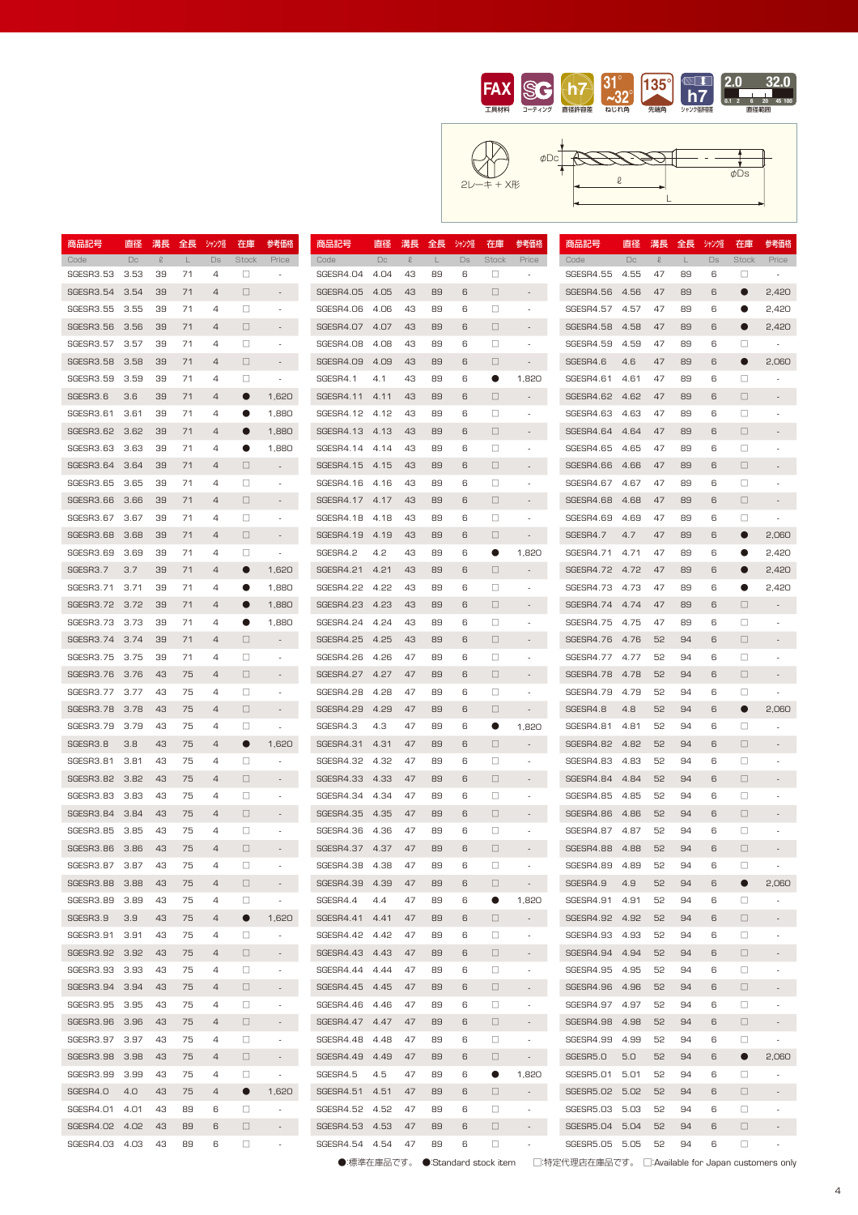FAX 工具材料 | SG コーティング | h7 直径許容差 | 31°~32° ねじれ角 | 135° 先端角 | h7 シャンク径許容差 | 2.0–32.0 直径範囲

2レーキ＋X形

φDc　ℓ　L　φDs

| 商品記号 Code | 直径 Dc | 溝長 ℓ | 全長 L | シャンク径 Ds | 在庫 Stock | 参考価格 Price |
|---|---|---|---|---|---|---|
| SGESR3.53 | 3.53 | 39 | 71 | 4 | □ | - |
| SGESR3.54 | 3.54 | 39 | 71 | 4 | □ | - |
| SGESR3.55 | 3.55 | 39 | 71 | 4 | □ | - |
| SGESR3.56 | 3.56 | 39 | 71 | 4 | □ | - |
| SGESR3.57 | 3.57 | 39 | 71 | 4 | □ | - |
| SGESR3.58 | 3.58 | 39 | 71 | 4 | □ | - |
| SGESR3.59 | 3.59 | 39 | 71 | 4 | □ | - |
| SGESR3.6 | 3.6 | 39 | 71 | 4 | ● | 1,620 |
| SGESR3.61 | 3.61 | 39 | 71 | 4 | ● | 1,880 |
| SGESR3.62 | 3.62 | 39 | 71 | 4 | ● | 1,880 |
| SGESR3.63 | 3.63 | 39 | 71 | 4 | ● | 1,880 |
| SGESR3.64 | 3.64 | 39 | 71 | 4 | □ | - |
| SGESR3.65 | 3.65 | 39 | 71 | 4 | □ | - |
| SGESR3.66 | 3.66 | 39 | 71 | 4 | □ | - |
| SGESR3.67 | 3.67 | 39 | 71 | 4 | □ | - |
| SGESR3.68 | 3.68 | 39 | 71 | 4 | □ | - |
| SGESR3.69 | 3.69 | 39 | 71 | 4 | □ | - |
| SGESR3.7 | 3.7 | 39 | 71 | 4 | ● | 1,620 |
| SGESR3.71 | 3.71 | 39 | 71 | 4 | ● | 1,880 |
| SGESR3.72 | 3.72 | 39 | 71 | 4 | ● | 1,880 |
| SGESR3.73 | 3.73 | 39 | 71 | 4 | ● | 1,880 |
| SGESR3.74 | 3.74 | 39 | 71 | 4 | □ | - |
| SGESR3.75 | 3.75 | 39 | 71 | 4 | □ | - |
| SGESR3.76 | 3.76 | 43 | 75 | 4 | □ | - |
| SGESR3.77 | 3.77 | 43 | 75 | 4 | □ | - |
| SGESR3.78 | 3.78 | 43 | 75 | 4 | □ | - |
| SGESR3.79 | 3.79 | 43 | 75 | 4 | □ | - |
| SGESR3.8 | 3.8 | 43 | 75 | 4 | ● | 1,620 |
| SGESR3.81 | 3.81 | 43 | 75 | 4 | □ | - |
| SGESR3.82 | 3.82 | 43 | 75 | 4 | □ | - |
| SGESR3.83 | 3.83 | 43 | 75 | 4 | □ | - |
| SGESR3.84 | 3.84 | 43 | 75 | 4 | □ | - |
| SGESR3.85 | 3.85 | 43 | 75 | 4 | □ | - |
| SGESR3.86 | 3.86 | 43 | 75 | 4 | □ | - |
| SGESR3.87 | 3.87 | 43 | 75 | 4 | □ | - |
| SGESR3.88 | 3.88 | 43 | 75 | 4 | □ | - |
| SGESR3.89 | 3.89 | 43 | 75 | 4 | □ | - |
| SGESR3.9 | 3.9 | 43 | 75 | 4 | ● | 1,620 |
| SGESR3.91 | 3.91 | 43 | 75 | 4 | □ | - |
| SGESR3.92 | 3.92 | 43 | 75 | 4 | □ | - |
| SGESR3.93 | 3.93 | 43 | 75 | 4 | □ | - |
| SGESR3.94 | 3.94 | 43 | 75 | 4 | □ | - |
| SGESR3.95 | 3.95 | 43 | 75 | 4 | □ | - |
| SGESR3.96 | 3.96 | 43 | 75 | 4 | □ | - |
| SGESR3.97 | 3.97 | 43 | 75 | 4 | □ | - |
| SGESR3.98 | 3.98 | 43 | 75 | 4 | □ | - |
| SGESR3.99 | 3.99 | 43 | 75 | 4 | □ | - |
| SGESR4.0 | 4.0 | 43 | 75 | 4 | ● | 1,620 |
| SGESR4.01 | 4.01 | 43 | 89 | 6 | □ | - |
| SGESR4.02 | 4.02 | 43 | 89 | 6 | □ | - |
| SGESR4.03 | 4.03 | 43 | 89 | 6 | □ | - |
| SGESR4.04 | 4.04 | 43 | 89 | 6 | □ | - |
| SGESR4.05 | 4.05 | 43 | 89 | 6 | □ | - |
| SGESR4.06 | 4.06 | 43 | 89 | 6 | □ | - |
| SGESR4.07 | 4.07 | 43 | 89 | 6 | □ | - |
| SGESR4.08 | 4.08 | 43 | 89 | 6 | □ | - |
| SGESR4.09 | 4.09 | 43 | 89 | 6 | □ | - |
| SGESR4.1 | 4.1 | 43 | 89 | 6 | ● | 1,820 |
| SGESR4.11 | 4.11 | 43 | 89 | 6 | □ | - |
| SGESR4.12 | 4.12 | 43 | 89 | 6 | □ | - |
| SGESR4.13 | 4.13 | 43 | 89 | 6 | □ | - |
| SGESR4.14 | 4.14 | 43 | 89 | 6 | □ | - |
| SGESR4.15 | 4.15 | 43 | 89 | 6 | □ | - |
| SGESR4.16 | 4.16 | 43 | 89 | 6 | □ | - |
| SGESR4.17 | 4.17 | 43 | 89 | 6 | □ | - |
| SGESR4.18 | 4.18 | 43 | 89 | 6 | □ | - |
| SGESR4.19 | 4.19 | 43 | 89 | 6 | □ | - |
| SGESR4.2 | 4.2 | 43 | 89 | 6 | ● | 1,820 |
| SGESR4.21 | 4.21 | 43 | 89 | 6 | □ | - |
| SGESR4.22 | 4.22 | 43 | 89 | 6 | □ | - |
| SGESR4.23 | 4.23 | 43 | 89 | 6 | □ | - |
| SGESR4.24 | 4.24 | 43 | 89 | 6 | □ | - |
| SGESR4.25 | 4.25 | 43 | 89 | 6 | □ | - |
| SGESR4.26 | 4.26 | 47 | 89 | 6 | □ | - |
| SGESR4.27 | 4.27 | 47 | 89 | 6 | □ | - |
| SGESR4.28 | 4.28 | 47 | 89 | 6 | □ | - |
| SGESR4.29 | 4.29 | 47 | 89 | 6 | □ | - |
| SGESR4.3 | 4.3 | 47 | 89 | 6 | ● | 1,820 |
| SGESR4.31 | 4.31 | 47 | 89 | 6 | □ | - |
| SGESR4.32 | 4.32 | 47 | 89 | 6 | □ | - |
| SGESR4.33 | 4.33 | 47 | 89 | 6 | □ | - |
| SGESR4.34 | 4.34 | 47 | 89 | 6 | □ | - |
| SGESR4.35 | 4.35 | 47 | 89 | 6 | □ | - |
| SGESR4.36 | 4.36 | 47 | 89 | 6 | □ | - |
| SGESR4.37 | 4.37 | 47 | 89 | 6 | □ | - |
| SGESR4.38 | 4.38 | 47 | 89 | 6 | □ | - |
| SGESR4.39 | 4.39 | 47 | 89 | 6 | □ | - |
| SGESR4.4 | 4.4 | 47 | 89 | 6 | ● | 1,820 |
| SGESR4.41 | 4.41 | 47 | 89 | 6 | □ | - |
| SGESR4.42 | 4.42 | 47 | 89 | 6 | □ | - |
| SGESR4.43 | 4.43 | 47 | 89 | 6 | □ | - |
| SGESR4.44 | 4.44 | 47 | 89 | 6 | □ | - |
| SGESR4.45 | 4.45 | 47 | 89 | 6 | □ | - |
| SGESR4.46 | 4.46 | 47 | 89 | 6 | □ | - |
| SGESR4.47 | 4.47 | 47 | 89 | 6 | □ | - |
| SGESR4.48 | 4.48 | 47 | 89 | 6 | □ | - |
| SGESR4.49 | 4.49 | 47 | 89 | 6 | □ | - |
| SGESR4.5 | 4.5 | 47 | 89 | 6 | ● | 1,820 |
| SGESR4.51 | 4.51 | 47 | 89 | 6 | □ | - |
| SGESR4.52 | 4.52 | 47 | 89 | 6 | □ | - |
| SGESR4.53 | 4.53 | 47 | 89 | 6 | □ | - |
| SGESR4.54 | 4.54 | 47 | 89 | 6 | □ | - |
| SGESR4.55 | 4.55 | 47 | 89 | 6 | □ | - |
| SGESR4.56 | 4.56 | 47 | 89 | 6 | ● | 2,420 |
| SGESR4.57 | 4.57 | 47 | 89 | 6 | ● | 2,420 |
| SGESR4.58 | 4.58 | 47 | 89 | 6 | ● | 2,420 |
| SGESR4.59 | 4.59 | 47 | 89 | 6 | □ | - |
| SGESR4.6 | 4.6 | 47 | 89 | 6 | ● | 2,060 |
| SGESR4.61 | 4.61 | 47 | 89 | 6 | □ | - |
| SGESR4.62 | 4.62 | 47 | 89 | 6 | □ | - |
| SGESR4.63 | 4.63 | 47 | 89 | 6 | □ | - |
| SGESR4.64 | 4.64 | 47 | 89 | 6 | □ | - |
| SGESR4.65 | 4.65 | 47 | 89 | 6 | □ | - |
| SGESR4.66 | 4.66 | 47 | 89 | 6 | □ | - |
| SGESR4.67 | 4.67 | 47 | 89 | 6 | □ | - |
| SGESR4.68 | 4.68 | 47 | 89 | 6 | □ | - |
| SGESR4.69 | 4.69 | 47 | 89 | 6 | □ | - |
| SGESR4.7 | 4.7 | 47 | 89 | 6 | ● | 2,060 |
| SGESR4.71 | 4.71 | 47 | 89 | 6 | ● | 2,420 |
| SGESR4.72 | 4.72 | 47 | 89 | 6 | ● | 2,420 |
| SGESR4.73 | 4.73 | 47 | 89 | 6 | ● | 2,420 |
| SGESR4.74 | 4.74 | 47 | 89 | 6 | □ | - |
| SGESR4.75 | 4.75 | 47 | 89 | 6 | □ | - |
| SGESR4.76 | 4.76 | 52 | 94 | 6 | □ | - |
| SGESR4.77 | 4.77 | 52 | 94 | 6 | □ | - |
| SGESR4.78 | 4.78 | 52 | 94 | 6 | □ | - |
| SGESR4.79 | 4.79 | 52 | 94 | 6 | □ | - |
| SGESR4.8 | 4.8 | 52 | 94 | 6 | ● | 2,060 |
| SGESR4.81 | 4.81 | 52 | 94 | 6 | □ | - |
| SGESR4.82 | 4.82 | 52 | 94 | 6 | □ | - |
| SGESR4.83 | 4.83 | 52 | 94 | 6 | □ | - |
| SGESR4.84 | 4.84 | 52 | 94 | 6 | □ | - |
| SGESR4.85 | 4.85 | 52 | 94 | 6 | □ | - |
| SGESR4.86 | 4.86 | 52 | 94 | 6 | □ | - |
| SGESR4.87 | 4.87 | 52 | 94 | 6 | □ | - |
| SGESR4.88 | 4.88 | 52 | 94 | 6 | □ | - |
| SGESR4.89 | 4.89 | 52 | 94 | 6 | □ | - |
| SGESR4.9 | 4.9 | 52 | 94 | 6 | ● | 2,060 |
| SGESR4.91 | 4.91 | 52 | 94 | 6 | □ | - |
| SGESR4.92 | 4.92 | 52 | 94 | 6 | □ | - |
| SGESR4.93 | 4.93 | 52 | 94 | 6 | □ | - |
| SGESR4.94 | 4.94 | 52 | 94 | 6 | □ | - |
| SGESR4.95 | 4.95 | 52 | 94 | 6 | □ | - |
| SGESR4.96 | 4.96 | 52 | 94 | 6 | □ | - |
| SGESR4.97 | 4.97 | 52 | 94 | 6 | □ | - |
| SGESR4.98 | 4.98 | 52 | 94 | 6 | □ | - |
| SGESR4.99 | 4.99 | 52 | 94 | 6 | □ | - |
| SGESR5.0 | 5.0 | 52 | 94 | 6 | ● | 2,060 |
| SGESR5.01 | 5.01 | 52 | 94 | 6 | □ | - |
| SGESR5.02 | 5.02 | 52 | 94 | 6 | □ | - |
| SGESR5.03 | 5.03 | 52 | 94 | 6 | □ | - |
| SGESR5.04 | 5.04 | 52 | 94 | 6 | □ | - |
| SGESR5.05 | 5.05 | 52 | 94 | 6 | □ | - |

●:標準在庫品です。 ●:Standard stock item　□:特定代理店在庫品です。 □:Available for Japan customers only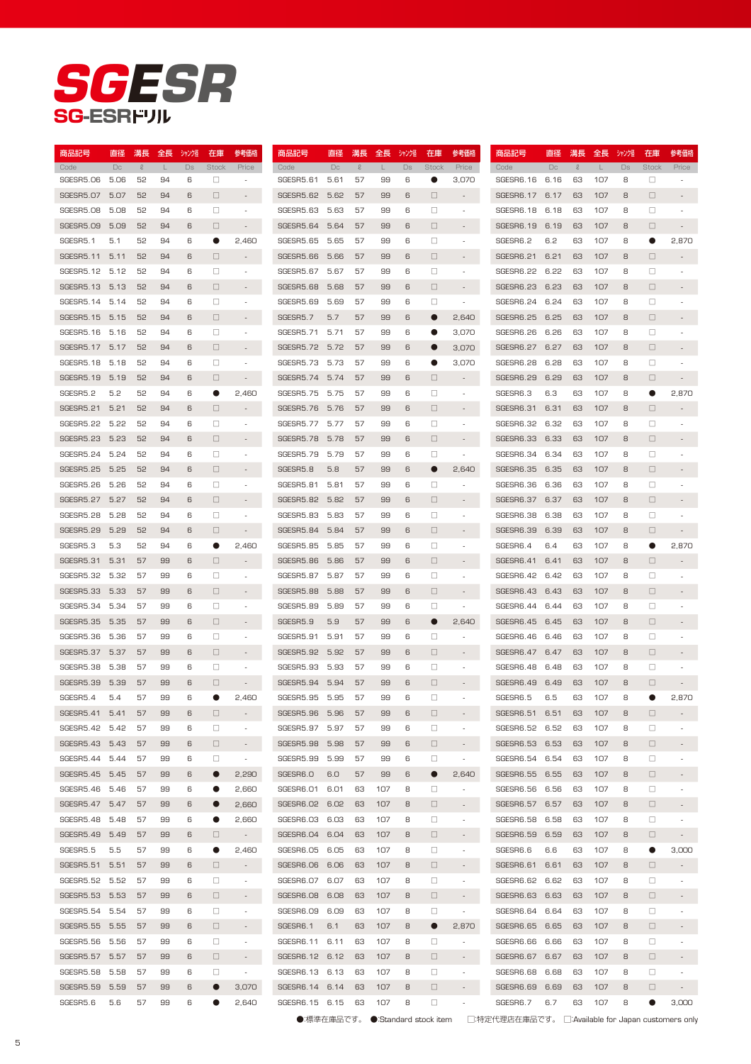# SGESR

## SG-ESRドリル

| 商品記号 Code | 直径 Dc | 溝長 ℓ | 全長 L | シャンク径 Ds | 在庫 Stock | 参考価格 Price |
|---|---|---|---|---|---|---|
| SGESR5.06 | 5.06 | 52 | 94 | 6 | □ | - |
| SGESR5.07 | 5.07 | 52 | 94 | 6 | □ | - |
| SGESR5.08 | 5.08 | 52 | 94 | 6 | □ | - |
| SGESR5.09 | 5.09 | 52 | 94 | 6 | □ | - |
| SGESR5.1 | 5.1 | 52 | 94 | 6 | ● | 2,460 |
| SGESR5.11 | 5.11 | 52 | 94 | 6 | □ | - |
| SGESR5.12 | 5.12 | 52 | 94 | 6 | □ | - |
| SGESR5.13 | 5.13 | 52 | 94 | 6 | □ | - |
| SGESR5.14 | 5.14 | 52 | 94 | 6 | □ | - |
| SGESR5.15 | 5.15 | 52 | 94 | 6 | □ | - |
| SGESR5.16 | 5.16 | 52 | 94 | 6 | □ | - |
| SGESR5.17 | 5.17 | 52 | 94 | 6 | □ | - |
| SGESR5.18 | 5.18 | 52 | 94 | 6 | □ | - |
| SGESR5.19 | 5.19 | 52 | 94 | 6 | □ | - |
| SGESR5.2 | 5.2 | 52 | 94 | 6 | ● | 2,460 |
| SGESR5.21 | 5.21 | 52 | 94 | 6 | □ | - |
| SGESR5.22 | 5.22 | 52 | 94 | 6 | □ | - |
| SGESR5.23 | 5.23 | 52 | 94 | 6 | □ | - |
| SGESR5.24 | 5.24 | 52 | 94 | 6 | □ | - |
| SGESR5.25 | 5.25 | 52 | 94 | 6 | □ | - |
| SGESR5.26 | 5.26 | 52 | 94 | 6 | □ | - |
| SGESR5.27 | 5.27 | 52 | 94 | 6 | □ | - |
| SGESR5.28 | 5.28 | 52 | 94 | 6 | □ | - |
| SGESR5.29 | 5.29 | 52 | 94 | 6 | □ | - |
| SGESR5.3 | 5.3 | 52 | 94 | 6 | ● | 2,460 |
| SGESR5.31 | 5.31 | 57 | 99 | 6 | □ | - |
| SGESR5.32 | 5.32 | 57 | 99 | 6 | □ | - |
| SGESR5.33 | 5.33 | 57 | 99 | 6 | □ | - |
| SGESR5.34 | 5.34 | 57 | 99 | 6 | □ | - |
| SGESR5.35 | 5.35 | 57 | 99 | 6 | □ | - |
| SGESR5.36 | 5.36 | 57 | 99 | 6 | □ | - |
| SGESR5.37 | 5.37 | 57 | 99 | 6 | □ | - |
| SGESR5.38 | 5.38 | 57 | 99 | 6 | □ | - |
| SGESR5.39 | 5.39 | 57 | 99 | 6 | □ | - |
| SGESR5.4 | 5.4 | 57 | 99 | 6 | ● | 2,460 |
| SGESR5.41 | 5.41 | 57 | 99 | 6 | □ | - |
| SGESR5.42 | 5.42 | 57 | 99 | 6 | □ | - |
| SGESR5.43 | 5.43 | 57 | 99 | 6 | □ | - |
| SGESR5.44 | 5.44 | 57 | 99 | 6 | □ | - |
| SGESR5.45 | 5.45 | 57 | 99 | 6 | ● | 2,290 |
| SGESR5.46 | 5.46 | 57 | 99 | 6 | ● | 2,660 |
| SGESR5.47 | 5.47 | 57 | 99 | 6 | ● | 2,660 |
| SGESR5.48 | 5.48 | 57 | 99 | 6 | ● | 2,660 |
| SGESR5.49 | 5.49 | 57 | 99 | 6 | □ | - |
| SGESR5.5 | 5.5 | 57 | 99 | 6 | ● | 2,460 |
| SGESR5.51 | 5.51 | 57 | 99 | 6 | □ | - |
| SGESR5.52 | 5.52 | 57 | 99 | 6 | □ | - |
| SGESR5.53 | 5.53 | 57 | 99 | 6 | □ | - |
| SGESR5.54 | 5.54 | 57 | 99 | 6 | □ | - |
| SGESR5.55 | 5.55 | 57 | 99 | 6 | □ | - |
| SGESR5.56 | 5.56 | 57 | 99 | 6 | □ | - |
| SGESR5.57 | 5.57 | 57 | 99 | 6 | □ | - |
| SGESR5.58 | 5.58 | 57 | 99 | 6 | □ | - |
| SGESR5.59 | 5.59 | 57 | 99 | 6 | ● | 3,070 |
| SGESR5.6 | 5.6 | 57 | 99 | 6 | ● | 2,640 |
| SGESR5.61 | 5.61 | 57 | 99 | 6 | ● | 3,070 |
| SGESR5.62 | 5.62 | 57 | 99 | 6 | □ | - |
| SGESR5.63 | 5.63 | 57 | 99 | 6 | □ | - |
| SGESR5.64 | 5.64 | 57 | 99 | 6 | □ | - |
| SGESR5.65 | 5.65 | 57 | 99 | 6 | □ | - |
| SGESR5.66 | 5.66 | 57 | 99 | 6 | □ | - |
| SGESR5.67 | 5.67 | 57 | 99 | 6 | □ | - |
| SGESR5.68 | 5.68 | 57 | 99 | 6 | □ | - |
| SGESR5.69 | 5.69 | 57 | 99 | 6 | □ | - |
| SGESR5.7 | 5.7 | 57 | 99 | 6 | ● | 2,640 |
| SGESR5.71 | 5.71 | 57 | 99 | 6 | ● | 3,070 |
| SGESR5.72 | 5.72 | 57 | 99 | 6 | ● | 3,070 |
| SGESR5.73 | 5.73 | 57 | 99 | 6 | ● | 3,070 |
| SGESR5.74 | 5.74 | 57 | 99 | 6 | □ | - |
| SGESR5.75 | 5.75 | 57 | 99 | 6 | □ | - |
| SGESR5.76 | 5.76 | 57 | 99 | 6 | □ | - |
| SGESR5.77 | 5.77 | 57 | 99 | 6 | □ | - |
| SGESR5.78 | 5.78 | 57 | 99 | 6 | □ | - |
| SGESR5.79 | 5.79 | 57 | 99 | 6 | □ | - |
| SGESR5.8 | 5.8 | 57 | 99 | 6 | ● | 2,640 |
| SGESR5.81 | 5.81 | 57 | 99 | 6 | □ | - |
| SGESR5.82 | 5.82 | 57 | 99 | 6 | □ | - |
| SGESR5.83 | 5.83 | 57 | 99 | 6 | □ | - |
| SGESR5.84 | 5.84 | 57 | 99 | 6 | □ | - |
| SGESR5.85 | 5.85 | 57 | 99 | 6 | □ | - |
| SGESR5.86 | 5.86 | 57 | 99 | 6 | □ | - |
| SGESR5.87 | 5.87 | 57 | 99 | 6 | □ | - |
| SGESR5.88 | 5.88 | 57 | 99 | 6 | □ | - |
| SGESR5.89 | 5.89 | 57 | 99 | 6 | □ | - |
| SGESR5.9 | 5.9 | 57 | 99 | 6 | ● | 2,640 |
| SGESR5.91 | 5.91 | 57 | 99 | 6 | □ | - |
| SGESR5.92 | 5.92 | 57 | 99 | 6 | □ | - |
| SGESR5.93 | 5.93 | 57 | 99 | 6 | □ | - |
| SGESR5.94 | 5.94 | 57 | 99 | 6 | □ | - |
| SGESR5.95 | 5.95 | 57 | 99 | 6 | □ | - |
| SGESR5.96 | 5.96 | 57 | 99 | 6 | □ | - |
| SGESR5.97 | 5.97 | 57 | 99 | 6 | □ | - |
| SGESR5.98 | 5.98 | 57 | 99 | 6 | □ | - |
| SGESR5.99 | 5.99 | 57 | 99 | 6 | □ | - |
| SGESR6.0 | 6.0 | 57 | 99 | 6 | ● | 2,640 |
| SGESR6.01 | 6.01 | 63 | 107 | 8 | □ | - |
| SGESR6.02 | 6.02 | 63 | 107 | 8 | □ | - |
| SGESR6.03 | 6.03 | 63 | 107 | 8 | □ | - |
| SGESR6.04 | 6.04 | 63 | 107 | 8 | □ | - |
| SGESR6.05 | 6.05 | 63 | 107 | 8 | □ | - |
| SGESR6.06 | 6.06 | 63 | 107 | 8 | □ | - |
| SGESR6.07 | 6.07 | 63 | 107 | 8 | □ | - |
| SGESR6.08 | 6.08 | 63 | 107 | 8 | □ | - |
| SGESR6.09 | 6.09 | 63 | 107 | 8 | □ | - |
| SGESR6.1 | 6.1 | 63 | 107 | 8 | ● | 2,870 |
| SGESR6.11 | 6.11 | 63 | 107 | 8 | □ | - |
| SGESR6.12 | 6.12 | 63 | 107 | 8 | □ | - |
| SGESR6.13 | 6.13 | 63 | 107 | 8 | □ | - |
| SGESR6.14 | 6.14 | 63 | 107 | 8 | □ | - |
| SGESR6.15 | 6.15 | 63 | 107 | 8 | □ | - |
| SGESR6.16 | 6.16 | 63 | 107 | 8 | □ | - |
| SGESR6.17 | 6.17 | 63 | 107 | 8 | □ | - |
| SGESR6.18 | 6.18 | 63 | 107 | 8 | □ | - |
| SGESR6.19 | 6.19 | 63 | 107 | 8 | □ | - |
| SGESR6.2 | 6.2 | 63 | 107 | 8 | ● | 2,870 |
| SGESR6.21 | 6.21 | 63 | 107 | 8 | □ | - |
| SGESR6.22 | 6.22 | 63 | 107 | 8 | □ | - |
| SGESR6.23 | 6.23 | 63 | 107 | 8 | □ | - |
| SGESR6.24 | 6.24 | 63 | 107 | 8 | □ | - |
| SGESR6.25 | 6.25 | 63 | 107 | 8 | □ | - |
| SGESR6.26 | 6.26 | 63 | 107 | 8 | □ | - |
| SGESR6.27 | 6.27 | 63 | 107 | 8 | □ | - |
| SGESR6.28 | 6.28 | 63 | 107 | 8 | □ | - |
| SGESR6.29 | 6.29 | 63 | 107 | 8 | □ | - |
| SGESR6.3 | 6.3 | 63 | 107 | 8 | ● | 2,870 |
| SGESR6.31 | 6.31 | 63 | 107 | 8 | □ | - |
| SGESR6.32 | 6.32 | 63 | 107 | 8 | □ | - |
| SGESR6.33 | 6.33 | 63 | 107 | 8 | □ | - |
| SGESR6.34 | 6.34 | 63 | 107 | 8 | □ | - |
| SGESR6.35 | 6.35 | 63 | 107 | 8 | □ | - |
| SGESR6.36 | 6.36 | 63 | 107 | 8 | □ | - |
| SGESR6.37 | 6.37 | 63 | 107 | 8 | □ | - |
| SGESR6.38 | 6.38 | 63 | 107 | 8 | □ | - |
| SGESR6.39 | 6.39 | 63 | 107 | 8 | □ | - |
| SGESR6.4 | 6.4 | 63 | 107 | 8 | ● | 2,870 |
| SGESR6.41 | 6.41 | 63 | 107 | 8 | □ | - |
| SGESR6.42 | 6.42 | 63 | 107 | 8 | □ | - |
| SGESR6.43 | 6.43 | 63 | 107 | 8 | □ | - |
| SGESR6.44 | 6.44 | 63 | 107 | 8 | □ | - |
| SGESR6.45 | 6.45 | 63 | 107 | 8 | □ | - |
| SGESR6.46 | 6.46 | 63 | 107 | 8 | □ | - |
| SGESR6.47 | 6.47 | 63 | 107 | 8 | □ | - |
| SGESR6.48 | 6.48 | 63 | 107 | 8 | □ | - |
| SGESR6.49 | 6.49 | 63 | 107 | 8 | □ | - |
| SGESR6.5 | 6.5 | 63 | 107 | 8 | ● | 2,870 |
| SGESR6.51 | 6.51 | 63 | 107 | 8 | □ | - |
| SGESR6.52 | 6.52 | 63 | 107 | 8 | □ | - |
| SGESR6.53 | 6.53 | 63 | 107 | 8 | □ | - |
| SGESR6.54 | 6.54 | 63 | 107 | 8 | □ | - |
| SGESR6.55 | 6.55 | 63 | 107 | 8 | □ | - |
| SGESR6.56 | 6.56 | 63 | 107 | 8 | □ | - |
| SGESR6.57 | 6.57 | 63 | 107 | 8 | □ | - |
| SGESR6.58 | 6.58 | 63 | 107 | 8 | □ | - |
| SGESR6.59 | 6.59 | 63 | 107 | 8 | □ | - |
| SGESR6.6 | 6.6 | 63 | 107 | 8 | ● | 3,000 |
| SGESR6.61 | 6.61 | 63 | 107 | 8 | □ | - |
| SGESR6.62 | 6.62 | 63 | 107 | 8 | □ | - |
| SGESR6.63 | 6.63 | 63 | 107 | 8 | □ | - |
| SGESR6.64 | 6.64 | 63 | 107 | 8 | □ | - |
| SGESR6.65 | 6.65 | 63 | 107 | 8 | □ | - |
| SGESR6.66 | 6.66 | 63 | 107 | 8 | □ | - |
| SGESR6.67 | 6.67 | 63 | 107 | 8 | □ | - |
| SGESR6.68 | 6.68 | 63 | 107 | 8 | □ | - |
| SGESR6.69 | 6.69 | 63 | 107 | 8 | □ | - |
| SGESR6.7 | 6.7 | 63 | 107 | 8 | ● | 3,000 |

●:標準在庫品です。 ●:Standard stock item　□:特定代理店在庫品です。 □:Available for Japan customers only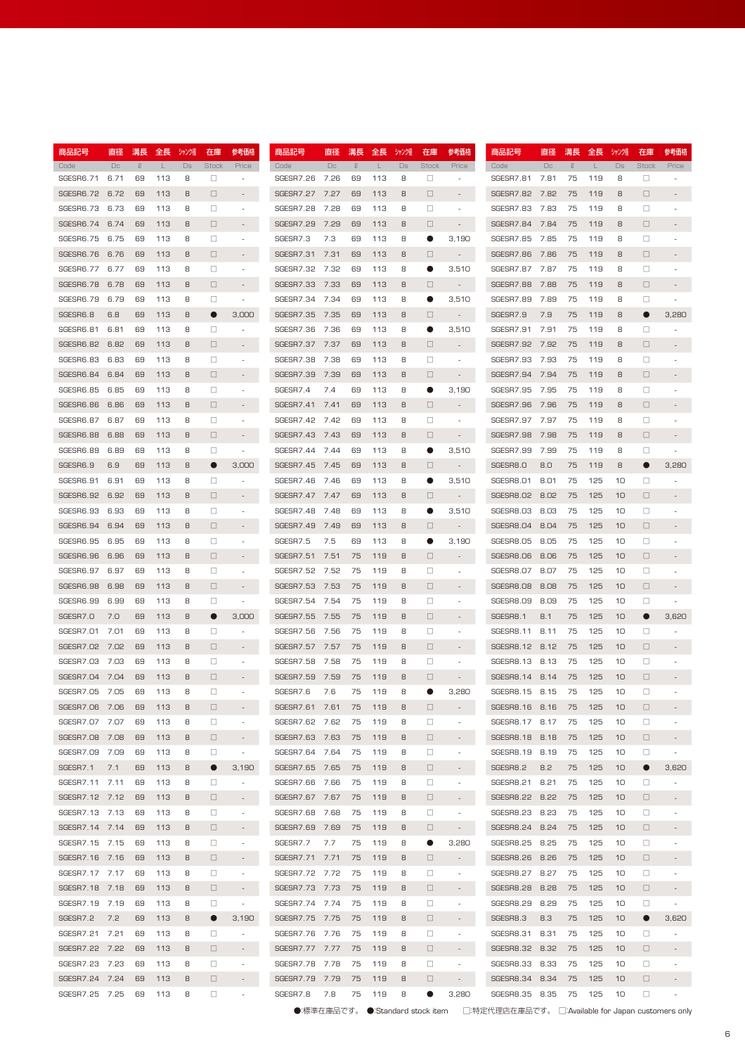| 商品記号 Code | 直径 Dc | 溝長 ℓ | 全長 L | ｼｬﾝｸ径 Ds | 在庫 Stock | 参考価格 Price |
|---|---|---|---|---|---|---|
| SGESR6.71 | 6.71 | 69 | 113 | 8 | □ | - |
| SGESR6.72 | 6.72 | 69 | 113 | 8 | □ | - |
| SGESR6.73 | 6.73 | 69 | 113 | 8 | □ | - |
| SGESR6.74 | 6.74 | 69 | 113 | 8 | □ | - |
| SGESR6.75 | 6.75 | 69 | 113 | 8 | □ | - |
| SGESR6.76 | 6.76 | 69 | 113 | 8 | □ | - |
| SGESR6.77 | 6.77 | 69 | 113 | 8 | □ | - |
| SGESR6.78 | 6.78 | 69 | 113 | 8 | □ | - |
| SGESR6.79 | 6.79 | 69 | 113 | 8 | □ | - |
| SGESR6.8 | 6.8 | 69 | 113 | 8 | ● | 3,000 |
| SGESR6.81 | 6.81 | 69 | 113 | 8 | □ | - |
| SGESR6.82 | 6.82 | 69 | 113 | 8 | □ | - |
| SGESR6.83 | 6.83 | 69 | 113 | 8 | □ | - |
| SGESR6.84 | 6.84 | 69 | 113 | 8 | □ | - |
| SGESR6.85 | 6.85 | 69 | 113 | 8 | □ | - |
| SGESR6.86 | 6.86 | 69 | 113 | 8 | □ | - |
| SGESR6.87 | 6.87 | 69 | 113 | 8 | □ | - |
| SGESR6.88 | 6.88 | 69 | 113 | 8 | □ | - |
| SGESR6.89 | 6.89 | 69 | 113 | 8 | □ | - |
| SGESR6.9 | 6.9 | 69 | 113 | 8 | ● | 3,000 |
| SGESR6.91 | 6.91 | 69 | 113 | 8 | □ | - |
| SGESR6.92 | 6.92 | 69 | 113 | 8 | □ | - |
| SGESR6.93 | 6.93 | 69 | 113 | 8 | □ | - |
| SGESR6.94 | 6.94 | 69 | 113 | 8 | □ | - |
| SGESR6.95 | 6.95 | 69 | 113 | 8 | □ | - |
| SGESR6.96 | 6.96 | 69 | 113 | 8 | □ | - |
| SGESR6.97 | 6.97 | 69 | 113 | 8 | □ | - |
| SGESR6.98 | 6.98 | 69 | 113 | 8 | □ | - |
| SGESR6.99 | 6.99 | 69 | 113 | 8 | □ | - |
| SGESR7.0 | 7.0 | 69 | 113 | 8 | ● | 3,000 |
| SGESR7.01 | 7.01 | 69 | 113 | 8 | □ | - |
| SGESR7.02 | 7.02 | 69 | 113 | 8 | □ | - |
| SGESR7.03 | 7.03 | 69 | 113 | 8 | □ | - |
| SGESR7.04 | 7.04 | 69 | 113 | 8 | □ | - |
| SGESR7.05 | 7.05 | 69 | 113 | 8 | □ | - |
| SGESR7.06 | 7.06 | 69 | 113 | 8 | □ | - |
| SGESR7.07 | 7.07 | 69 | 113 | 8 | □ | - |
| SGESR7.08 | 7.08 | 69 | 113 | 8 | □ | - |
| SGESR7.09 | 7.09 | 69 | 113 | 8 | □ | - |
| SGESR7.1 | 7.1 | 69 | 113 | 8 | ● | 3,190 |
| SGESR7.11 | 7.11 | 69 | 113 | 8 | □ | - |
| SGESR7.12 | 7.12 | 69 | 113 | 8 | □ | - |
| SGESR7.13 | 7.13 | 69 | 113 | 8 | □ | - |
| SGESR7.14 | 7.14 | 69 | 113 | 8 | □ | - |
| SGESR7.15 | 7.15 | 69 | 113 | 8 | □ | - |
| SGESR7.16 | 7.16 | 69 | 113 | 8 | □ | - |
| SGESR7.17 | 7.17 | 69 | 113 | 8 | □ | - |
| SGESR7.18 | 7.18 | 69 | 113 | 8 | □ | - |
| SGESR7.19 | 7.19 | 69 | 113 | 8 | □ | - |
| SGESR7.2 | 7.2 | 69 | 113 | 8 | ● | 3,190 |
| SGESR7.21 | 7.21 | 69 | 113 | 8 | □ | - |
| SGESR7.22 | 7.22 | 69 | 113 | 8 | □ | - |
| SGESR7.23 | 7.23 | 69 | 113 | 8 | □ | - |
| SGESR7.24 | 7.24 | 69 | 113 | 8 | □ | - |
| SGESR7.25 | 7.25 | 69 | 113 | 8 | □ | - |
| SGESR7.26 | 7.26 | 69 | 113 | 8 | □ | - |
| SGESR7.27 | 7.27 | 69 | 113 | 8 | □ | - |
| SGESR7.28 | 7.28 | 69 | 113 | 8 | □ | - |
| SGESR7.29 | 7.29 | 69 | 113 | 8 | □ | - |
| SGESR7.3 | 7.3 | 69 | 113 | 8 | ● | 3,190 |
| SGESR7.31 | 7.31 | 69 | 113 | 8 | □ | - |
| SGESR7.32 | 7.32 | 69 | 113 | 8 | ● | 3,510 |
| SGESR7.33 | 7.33 | 69 | 113 | 8 | □ | - |
| SGESR7.34 | 7.34 | 69 | 113 | 8 | ● | 3,510 |
| SGESR7.35 | 7.35 | 69 | 113 | 8 | □ | - |
| SGESR7.36 | 7.36 | 69 | 113 | 8 | ● | 3,510 |
| SGESR7.37 | 7.37 | 69 | 113 | 8 | □ | - |
| SGESR7.38 | 7.38 | 69 | 113 | 8 | □ | - |
| SGESR7.39 | 7.39 | 69 | 113 | 8 | □ | - |
| SGESR7.4 | 7.4 | 69 | 113 | 8 | ● | 3,190 |
| SGESR7.41 | 7.41 | 69 | 113 | 8 | □ | - |
| SGESR7.42 | 7.42 | 69 | 113 | 8 | □ | - |
| SGESR7.43 | 7.43 | 69 | 113 | 8 | □ | - |
| SGESR7.44 | 7.44 | 69 | 113 | 8 | ● | 3,510 |
| SGESR7.45 | 7.45 | 69 | 113 | 8 | □ | - |
| SGESR7.46 | 7.46 | 69 | 113 | 8 | ● | 3,510 |
| SGESR7.47 | 7.47 | 69 | 113 | 8 | □ | - |
| SGESR7.48 | 7.48 | 69 | 113 | 8 | ● | 3,510 |
| SGESR7.49 | 7.49 | 69 | 113 | 8 | □ | - |
| SGESR7.5 | 7.5 | 69 | 113 | 8 | ● | 3,190 |
| SGESR7.51 | 7.51 | 75 | 119 | 8 | □ | - |
| SGESR7.52 | 7.52 | 75 | 119 | 8 | □ | - |
| SGESR7.53 | 7.53 | 75 | 119 | 8 | □ | - |
| SGESR7.54 | 7.54 | 75 | 119 | 8 | □ | - |
| SGESR7.55 | 7.55 | 75 | 119 | 8 | □ | - |
| SGESR7.56 | 7.56 | 75 | 119 | 8 | □ | - |
| SGESR7.57 | 7.57 | 75 | 119 | 8 | □ | - |
| SGESR7.58 | 7.58 | 75 | 119 | 8 | □ | - |
| SGESR7.59 | 7.59 | 75 | 119 | 8 | □ | - |
| SGESR7.6 | 7.6 | 75 | 119 | 8 | ● | 3,280 |
| SGESR7.61 | 7.61 | 75 | 119 | 8 | □ | - |
| SGESR7.62 | 7.62 | 75 | 119 | 8 | □ | - |
| SGESR7.63 | 7.63 | 75 | 119 | 8 | □ | - |
| SGESR7.64 | 7.64 | 75 | 119 | 8 | □ | - |
| SGESR7.65 | 7.65 | 75 | 119 | 8 | □ | - |
| SGESR7.66 | 7.66 | 75 | 119 | 8 | □ | - |
| SGESR7.67 | 7.67 | 75 | 119 | 8 | □ | - |
| SGESR7.68 | 7.68 | 75 | 119 | 8 | □ | - |
| SGESR7.69 | 7.69 | 75 | 119 | 8 | □ | - |
| SGESR7.7 | 7.7 | 75 | 119 | 8 | ● | 3,280 |
| SGESR7.71 | 7.71 | 75 | 119 | 8 | □ | - |
| SGESR7.72 | 7.72 | 75 | 119 | 8 | □ | - |
| SGESR7.73 | 7.73 | 75 | 119 | 8 | □ | - |
| SGESR7.74 | 7.74 | 75 | 119 | 8 | □ | - |
| SGESR7.75 | 7.75 | 75 | 119 | 8 | □ | - |
| SGESR7.76 | 7.76 | 75 | 119 | 8 | □ | - |
| SGESR7.77 | 7.77 | 75 | 119 | 8 | □ | - |
| SGESR7.78 | 7.78 | 75 | 119 | 8 | □ | - |
| SGESR7.79 | 7.79 | 75 | 119 | 8 | □ | - |
| SGESR7.8 | 7.8 | 75 | 119 | 8 | ● | 3,280 |
| SGESR7.81 | 7.81 | 75 | 119 | 8 | □ | - |
| SGESR7.82 | 7.82 | 75 | 119 | 8 | □ | - |
| SGESR7.83 | 7.83 | 75 | 119 | 8 | □ | - |
| SGESR7.84 | 7.84 | 75 | 119 | 8 | □ | - |
| SGESR7.85 | 7.85 | 75 | 119 | 8 | □ | - |
| SGESR7.86 | 7.86 | 75 | 119 | 8 | □ | - |
| SGESR7.87 | 7.87 | 75 | 119 | 8 | □ | - |
| SGESR7.88 | 7.88 | 75 | 119 | 8 | □ | - |
| SGESR7.89 | 7.89 | 75 | 119 | 8 | □ | - |
| SGESR7.9 | 7.9 | 75 | 119 | 8 | ● | 3,280 |
| SGESR7.91 | 7.91 | 75 | 119 | 8 | □ | - |
| SGESR7.92 | 7.92 | 75 | 119 | 8 | □ | - |
| SGESR7.93 | 7.93 | 75 | 119 | 8 | □ | - |
| SGESR7.94 | 7.94 | 75 | 119 | 8 | □ | - |
| SGESR7.95 | 7.95 | 75 | 119 | 8 | □ | - |
| SGESR7.96 | 7.96 | 75 | 119 | 8 | □ | - |
| SGESR7.97 | 7.97 | 75 | 119 | 8 | □ | - |
| SGESR7.98 | 7.98 | 75 | 119 | 8 | □ | - |
| SGESR7.99 | 7.99 | 75 | 119 | 8 | □ | - |
| SGESR8.0 | 8.0 | 75 | 119 | 8 | ● | 3,280 |
| SGESR8.01 | 8.01 | 75 | 125 | 10 | □ | - |
| SGESR8.02 | 8.02 | 75 | 125 | 10 | □ | - |
| SGESR8.03 | 8.03 | 75 | 125 | 10 | □ | - |
| SGESR8.04 | 8.04 | 75 | 125 | 10 | □ | - |
| SGESR8.05 | 8.05 | 75 | 125 | 10 | □ | - |
| SGESR8.06 | 8.06 | 75 | 125 | 10 | □ | - |
| SGESR8.07 | 8.07 | 75 | 125 | 10 | □ | - |
| SGESR8.08 | 8.08 | 75 | 125 | 10 | □ | - |
| SGESR8.09 | 8.09 | 75 | 125 | 10 | □ | - |
| SGESR8.1 | 8.1 | 75 | 125 | 10 | ● | 3,620 |
| SGESR8.11 | 8.11 | 75 | 125 | 10 | □ | - |
| SGESR8.12 | 8.12 | 75 | 125 | 10 | □ | - |
| SGESR8.13 | 8.13 | 75 | 125 | 10 | □ | - |
| SGESR8.14 | 8.14 | 75 | 125 | 10 | □ | - |
| SGESR8.15 | 8.15 | 75 | 125 | 10 | □ | - |
| SGESR8.16 | 8.16 | 75 | 125 | 10 | □ | - |
| SGESR8.17 | 8.17 | 75 | 125 | 10 | □ | - |
| SGESR8.18 | 8.18 | 75 | 125 | 10 | □ | - |
| SGESR8.19 | 8.19 | 75 | 125 | 10 | □ | - |
| SGESR8.2 | 8.2 | 75 | 125 | 10 | ● | 3,620 |
| SGESR8.21 | 8.21 | 75 | 125 | 10 | □ | - |
| SGESR8.22 | 8.22 | 75 | 125 | 10 | □ | - |
| SGESR8.23 | 8.23 | 75 | 125 | 10 | □ | - |
| SGESR8.24 | 8.24 | 75 | 125 | 10 | □ | - |
| SGESR8.25 | 8.25 | 75 | 125 | 10 | □ | - |
| SGESR8.26 | 8.26 | 75 | 125 | 10 | □ | - |
| SGESR8.27 | 8.27 | 75 | 125 | 10 | □ | - |
| SGESR8.28 | 8.28 | 75 | 125 | 10 | □ | - |
| SGESR8.29 | 8.29 | 75 | 125 | 10 | □ | - |
| SGESR8.3 | 8.3 | 75 | 125 | 10 | ● | 3,620 |
| SGESR8.31 | 8.31 | 75 | 125 | 10 | □ | - |
| SGESR8.32 | 8.32 | 75 | 125 | 10 | □ | - |
| SGESR8.33 | 8.33 | 75 | 125 | 10 | □ | - |
| SGESR8.34 | 8.34 | 75 | 125 | 10 | □ | - |
| SGESR8.35 | 8.35 | 75 | 125 | 10 | □ | - |

●:標準在庫品です。 ●:Standard stock item　□:特定代理店在庫品です。 □:Available for Japan customers only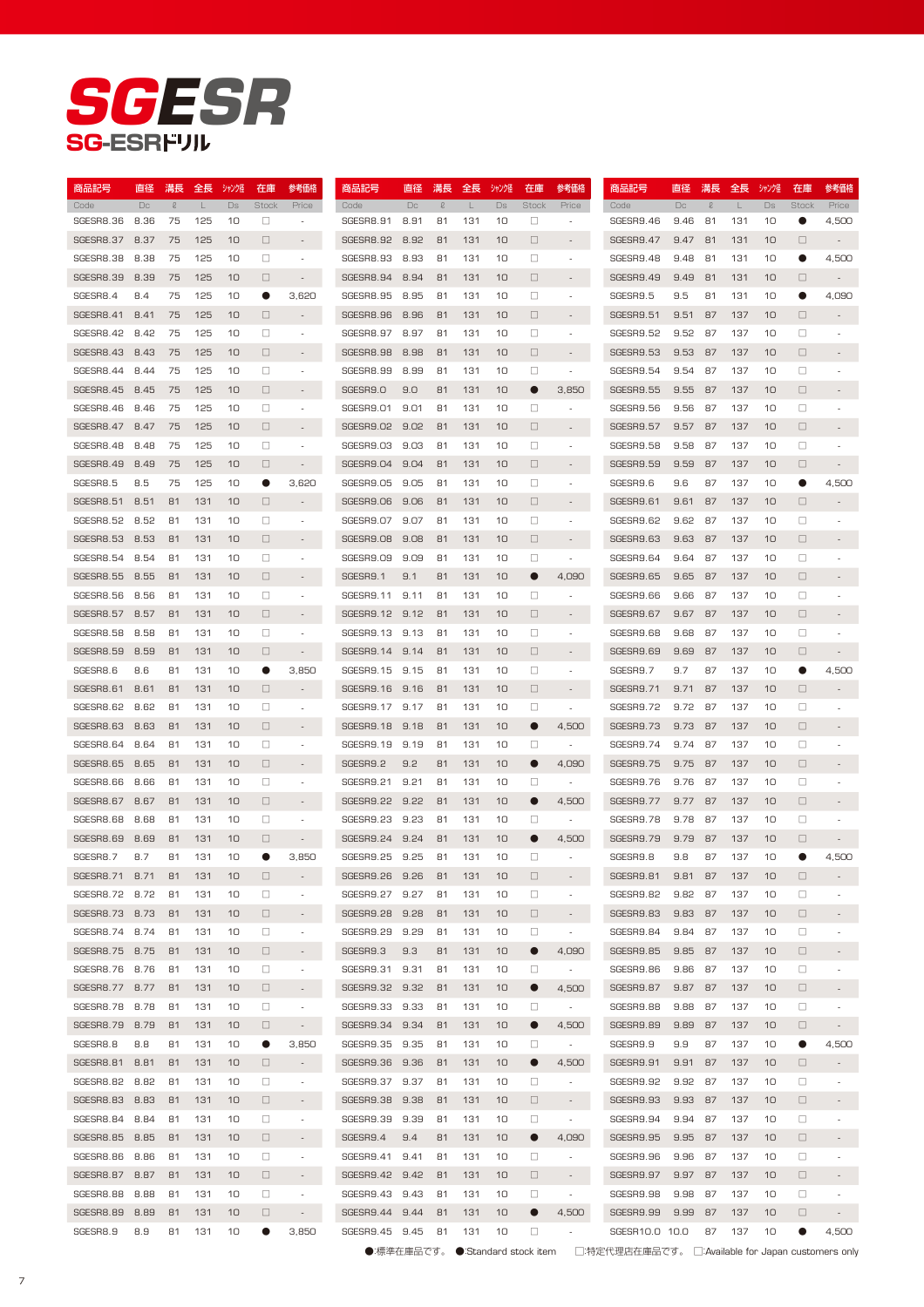# SGESR

## SG-ESRドリル

| 商品記号 Code | 直径 Dc | 溝長 ℓ | 全長 L | シャンク径 Ds | 在庫 Stock | 参考価格 Price |
|---|---|---|---|---|---|---|
| SGESR8.36 | 8.36 | 75 | 125 | 10 | □ | - |
| SGESR8.37 | 8.37 | 75 | 125 | 10 | □ | - |
| SGESR8.38 | 8.38 | 75 | 125 | 10 | □ | - |
| SGESR8.39 | 8.39 | 75 | 125 | 10 | □ | - |
| SGESR8.4 | 8.4 | 75 | 125 | 10 | ● | 3,620 |
| SGESR8.41 | 8.41 | 75 | 125 | 10 | □ | - |
| SGESR8.42 | 8.42 | 75 | 125 | 10 | □ | - |
| SGESR8.43 | 8.43 | 75 | 125 | 10 | □ | - |
| SGESR8.44 | 8.44 | 75 | 125 | 10 | □ | - |
| SGESR8.45 | 8.45 | 75 | 125 | 10 | □ | - |
| SGESR8.46 | 8.46 | 75 | 125 | 10 | □ | - |
| SGESR8.47 | 8.47 | 75 | 125 | 10 | □ | - |
| SGESR8.48 | 8.48 | 75 | 125 | 10 | □ | - |
| SGESR8.49 | 8.49 | 75 | 125 | 10 | □ | - |
| SGESR8.5 | 8.5 | 75 | 125 | 10 | ● | 3,620 |
| SGESR8.51 | 8.51 | 81 | 131 | 10 | □ | - |
| SGESR8.52 | 8.52 | 81 | 131 | 10 | □ | - |
| SGESR8.53 | 8.53 | 81 | 131 | 10 | □ | - |
| SGESR8.54 | 8.54 | 81 | 131 | 10 | □ | - |
| SGESR8.55 | 8.55 | 81 | 131 | 10 | □ | - |
| SGESR8.56 | 8.56 | 81 | 131 | 10 | □ | - |
| SGESR8.57 | 8.57 | 81 | 131 | 10 | □ | - |
| SGESR8.58 | 8.58 | 81 | 131 | 10 | □ | - |
| SGESR8.59 | 8.59 | 81 | 131 | 10 | □ | - |
| SGESR8.6 | 8.6 | 81 | 131 | 10 | ● | 3,850 |
| SGESR8.61 | 8.61 | 81 | 131 | 10 | □ | - |
| SGESR8.62 | 8.62 | 81 | 131 | 10 | □ | - |
| SGESR8.63 | 8.63 | 81 | 131 | 10 | □ | - |
| SGESR8.64 | 8.64 | 81 | 131 | 10 | □ | - |
| SGESR8.65 | 8.65 | 81 | 131 | 10 | □ | - |
| SGESR8.66 | 8.66 | 81 | 131 | 10 | □ | - |
| SGESR8.67 | 8.67 | 81 | 131 | 10 | □ | - |
| SGESR8.68 | 8.68 | 81 | 131 | 10 | □ | - |
| SGESR8.69 | 8.69 | 81 | 131 | 10 | □ | - |
| SGESR8.7 | 8.7 | 81 | 131 | 10 | ● | 3,850 |
| SGESR8.71 | 8.71 | 81 | 131 | 10 | □ | - |
| SGESR8.72 | 8.72 | 81 | 131 | 10 | □ | - |
| SGESR8.73 | 8.73 | 81 | 131 | 10 | □ | - |
| SGESR8.74 | 8.74 | 81 | 131 | 10 | □ | - |
| SGESR8.75 | 8.75 | 81 | 131 | 10 | □ | - |
| SGESR8.76 | 8.76 | 81 | 131 | 10 | □ | - |
| SGESR8.77 | 8.77 | 81 | 131 | 10 | □ | - |
| SGESR8.78 | 8.78 | 81 | 131 | 10 | □ | - |
| SGESR8.79 | 8.79 | 81 | 131 | 10 | □ | - |
| SGESR8.8 | 8.8 | 81 | 131 | 10 | ● | 3,850 |
| SGESR8.81 | 8.81 | 81 | 131 | 10 | □ | - |
| SGESR8.82 | 8.82 | 81 | 131 | 10 | □ | - |
| SGESR8.83 | 8.83 | 81 | 131 | 10 | □ | - |
| SGESR8.84 | 8.84 | 81 | 131 | 10 | □ | - |
| SGESR8.85 | 8.85 | 81 | 131 | 10 | □ | - |
| SGESR8.86 | 8.86 | 81 | 131 | 10 | □ | - |
| SGESR8.87 | 8.87 | 81 | 131 | 10 | □ | - |
| SGESR8.88 | 8.88 | 81 | 131 | 10 | □ | - |
| SGESR8.89 | 8.89 | 81 | 131 | 10 | □ | - |
| SGESR8.9 | 8.9 | 81 | 131 | 10 | ● | 3,850 |
| SGESR8.91 | 8.91 | 81 | 131 | 10 | □ | - |
| SGESR8.92 | 8.92 | 81 | 131 | 10 | □ | - |
| SGESR8.93 | 8.93 | 81 | 131 | 10 | □ | - |
| SGESR8.94 | 8.94 | 81 | 131 | 10 | □ | - |
| SGESR8.95 | 8.95 | 81 | 131 | 10 | □ | - |
| SGESR8.96 | 8.96 | 81 | 131 | 10 | □ | - |
| SGESR8.97 | 8.97 | 81 | 131 | 10 | □ | - |
| SGESR8.98 | 8.98 | 81 | 131 | 10 | □ | - |
| SGESR8.99 | 8.99 | 81 | 131 | 10 | □ | - |
| SGESR9.0 | 9.0 | 81 | 131 | 10 | ● | 3,850 |
| SGESR9.01 | 9.01 | 81 | 131 | 10 | □ | - |
| SGESR9.02 | 9.02 | 81 | 131 | 10 | □ | - |
| SGESR9.03 | 9.03 | 81 | 131 | 10 | □ | - |
| SGESR9.04 | 9.04 | 81 | 131 | 10 | □ | - |
| SGESR9.05 | 9.05 | 81 | 131 | 10 | □ | - |
| SGESR9.06 | 9.06 | 81 | 131 | 10 | □ | - |
| SGESR9.07 | 9.07 | 81 | 131 | 10 | □ | - |
| SGESR9.08 | 9.08 | 81 | 131 | 10 | □ | - |
| SGESR9.09 | 9.09 | 81 | 131 | 10 | □ | - |
| SGESR9.1 | 9.1 | 81 | 131 | 10 | ● | 4,090 |
| SGESR9.11 | 9.11 | 81 | 131 | 10 | □ | - |
| SGESR9.12 | 9.12 | 81 | 131 | 10 | □ | - |
| SGESR9.13 | 9.13 | 81 | 131 | 10 | □ | - |
| SGESR9.14 | 9.14 | 81 | 131 | 10 | □ | - |
| SGESR9.15 | 9.15 | 81 | 131 | 10 | □ | - |
| SGESR9.16 | 9.16 | 81 | 131 | 10 | □ | - |
| SGESR9.17 | 9.17 | 81 | 131 | 10 | □ | - |
| SGESR9.18 | 9.18 | 81 | 131 | 10 | ● | 4,500 |
| SGESR9.19 | 9.19 | 81 | 131 | 10 | □ | - |
| SGESR9.2 | 9.2 | 81 | 131 | 10 | ● | 4,090 |
| SGESR9.21 | 9.21 | 81 | 131 | 10 | □ | - |
| SGESR9.22 | 9.22 | 81 | 131 | 10 | ● | 4,500 |
| SGESR9.23 | 9.23 | 81 | 131 | 10 | □ | - |
| SGESR9.24 | 9.24 | 81 | 131 | 10 | ● | 4,500 |
| SGESR9.25 | 9.25 | 81 | 131 | 10 | □ | - |
| SGESR9.26 | 9.26 | 81 | 131 | 10 | □ | - |
| SGESR9.27 | 9.27 | 81 | 131 | 10 | □ | - |
| SGESR9.28 | 9.28 | 81 | 131 | 10 | □ | - |
| SGESR9.29 | 9.29 | 81 | 131 | 10 | □ | - |
| SGESR9.3 | 9.3 | 81 | 131 | 10 | ● | 4,090 |
| SGESR9.31 | 9.31 | 81 | 131 | 10 | □ | - |
| SGESR9.32 | 9.32 | 81 | 131 | 10 | ● | 4,500 |
| SGESR9.33 | 9.33 | 81 | 131 | 10 | □ | - |
| SGESR9.34 | 9.34 | 81 | 131 | 10 | ● | 4,500 |
| SGESR9.35 | 9.35 | 81 | 131 | 10 | □ | - |
| SGESR9.36 | 9.36 | 81 | 131 | 10 | ● | 4,500 |
| SGESR9.37 | 9.37 | 81 | 131 | 10 | □ | - |
| SGESR9.38 | 9.38 | 81 | 131 | 10 | □ | - |
| SGESR9.39 | 9.39 | 81 | 131 | 10 | □ | - |
| SGESR9.4 | 9.4 | 81 | 131 | 10 | ● | 4,090 |
| SGESR9.41 | 9.41 | 81 | 131 | 10 | □ | - |
| SGESR9.42 | 9.42 | 81 | 131 | 10 | □ | - |
| SGESR9.43 | 9.43 | 81 | 131 | 10 | □ | - |
| SGESR9.44 | 9.44 | 81 | 131 | 10 | ● | 4,500 |
| SGESR9.45 | 9.45 | 81 | 131 | 10 | □ | - |
| SGESR9.46 | 9.46 | 81 | 131 | 10 | ● | 4,500 |
| SGESR9.47 | 9.47 | 81 | 131 | 10 | □ | - |
| SGESR9.48 | 9.48 | 81 | 131 | 10 | ● | 4,500 |
| SGESR9.49 | 9.49 | 81 | 131 | 10 | □ | - |
| SGESR9.5 | 9.5 | 81 | 131 | 10 | ● | 4,090 |
| SGESR9.51 | 9.51 | 87 | 137 | 10 | □ | - |
| SGESR9.52 | 9.52 | 87 | 137 | 10 | □ | - |
| SGESR9.53 | 9.53 | 87 | 137 | 10 | □ | - |
| SGESR9.54 | 9.54 | 87 | 137 | 10 | □ | - |
| SGESR9.55 | 9.55 | 87 | 137 | 10 | □ | - |
| SGESR9.56 | 9.56 | 87 | 137 | 10 | □ | - |
| SGESR9.57 | 9.57 | 87 | 137 | 10 | □ | - |
| SGESR9.58 | 9.58 | 87 | 137 | 10 | □ | - |
| SGESR9.59 | 9.59 | 87 | 137 | 10 | □ | - |
| SGESR9.6 | 9.6 | 87 | 137 | 10 | ● | 4,500 |
| SGESR9.61 | 9.61 | 87 | 137 | 10 | □ | - |
| SGESR9.62 | 9.62 | 87 | 137 | 10 | □ | - |
| SGESR9.63 | 9.63 | 87 | 137 | 10 | □ | - |
| SGESR9.64 | 9.64 | 87 | 137 | 10 | □ | - |
| SGESR9.65 | 9.65 | 87 | 137 | 10 | □ | - |
| SGESR9.66 | 9.66 | 87 | 137 | 10 | □ | - |
| SGESR9.67 | 9.67 | 87 | 137 | 10 | □ | - |
| SGESR9.68 | 9.68 | 87 | 137 | 10 | □ | - |
| SGESR9.69 | 9.69 | 87 | 137 | 10 | □ | - |
| SGESR9.7 | 9.7 | 87 | 137 | 10 | ● | 4,500 |
| SGESR9.71 | 9.71 | 87 | 137 | 10 | □ | - |
| SGESR9.72 | 9.72 | 87 | 137 | 10 | □ | - |
| SGESR9.73 | 9.73 | 87 | 137 | 10 | □ | - |
| SGESR9.74 | 9.74 | 87 | 137 | 10 | □ | - |
| SGESR9.75 | 9.75 | 87 | 137 | 10 | □ | - |
| SGESR9.76 | 9.76 | 87 | 137 | 10 | □ | - |
| SGESR9.77 | 9.77 | 87 | 137 | 10 | □ | - |
| SGESR9.78 | 9.78 | 87 | 137 | 10 | □ | - |
| SGESR9.79 | 9.79 | 87 | 137 | 10 | □ | - |
| SGESR9.8 | 9.8 | 87 | 137 | 10 | ● | 4,500 |
| SGESR9.81 | 9.81 | 87 | 137 | 10 | □ | - |
| SGESR9.82 | 9.82 | 87 | 137 | 10 | □ | - |
| SGESR9.83 | 9.83 | 87 | 137 | 10 | □ | - |
| SGESR9.84 | 9.84 | 87 | 137 | 10 | □ | - |
| SGESR9.85 | 9.85 | 87 | 137 | 10 | □ | - |
| SGESR9.86 | 9.86 | 87 | 137 | 10 | □ | - |
| SGESR9.87 | 9.87 | 87 | 137 | 10 | □ | - |
| SGESR9.88 | 9.88 | 87 | 137 | 10 | □ | - |
| SGESR9.89 | 9.89 | 87 | 137 | 10 | □ | - |
| SGESR9.9 | 9.9 | 87 | 137 | 10 | ● | 4,500 |
| SGESR9.91 | 9.91 | 87 | 137 | 10 | □ | - |
| SGESR9.92 | 9.92 | 87 | 137 | 10 | □ | - |
| SGESR9.93 | 9.93 | 87 | 137 | 10 | □ | - |
| SGESR9.94 | 9.94 | 87 | 137 | 10 | □ | - |
| SGESR9.95 | 9.95 | 87 | 137 | 10 | □ | - |
| SGESR9.96 | 9.96 | 87 | 137 | 10 | □ | - |
| SGESR9.97 | 9.97 | 87 | 137 | 10 | □ | - |
| SGESR9.98 | 9.98 | 87 | 137 | 10 | □ | - |
| SGESR9.99 | 9.99 | 87 | 137 | 10 | □ | - |
| SGESR10.0 | 10.0 | 87 | 137 | 10 | ● | 4,500 |

●:標準在庫品です。 ●:Standard stock item　□:特定代理店在庫品です。 □:Available for Japan customers only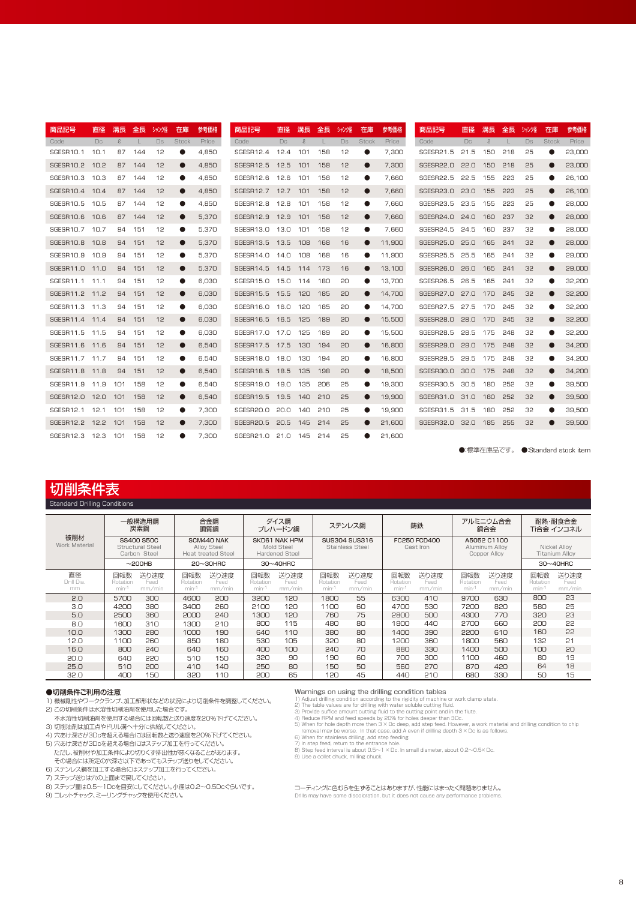| 商品記号 | 直径 | 溝長 | 全長 | ｼｬﾝｸ径 | 在庫 | 参考価格 |
|---|---|---|---|---|---|---|
| Code | Dc | ℓ | L | Ds | Stock | Price |
| SGESR10.1 | 10.1 | 87 | 144 | 12 | ● | 4,850 |
| SGESR10.2 | 10.2 | 87 | 144 | 12 | ● | 4,850 |
| SGESR10.3 | 10.3 | 87 | 144 | 12 | ● | 4,850 |
| SGESR10.4 | 10.4 | 87 | 144 | 12 | ● | 4,850 |
| SGESR10.5 | 10.5 | 87 | 144 | 12 | ● | 4,850 |
| SGESR10.6 | 10.6 | 87 | 144 | 12 | ● | 5,370 |
| SGESR10.7 | 10.7 | 94 | 151 | 12 | ● | 5,370 |
| SGESR10.8 | 10.8 | 94 | 151 | 12 | ● | 5,370 |
| SGESR10.9 | 10.9 | 94 | 151 | 12 | ● | 5,370 |
| SGESR11.0 | 11.0 | 94 | 151 | 12 | ● | 5,370 |
| SGESR11.1 | 11.1 | 94 | 151 | 12 | ● | 6,030 |
| SGESR11.2 | 11.2 | 94 | 151 | 12 | ● | 6,030 |
| SGESR11.3 | 11.3 | 94 | 151 | 12 | ● | 6,030 |
| SGESR11.4 | 11.4 | 94 | 151 | 12 | ● | 6,030 |
| SGESR11.5 | 11.5 | 94 | 151 | 12 | ● | 6,030 |
| SGESR11.6 | 11.6 | 94 | 151 | 12 | ● | 6,540 |
| SGESR11.7 | 11.7 | 94 | 151 | 12 | ● | 6,540 |
| SGESR11.8 | 11.8 | 94 | 151 | 12 | ● | 6,540 |
| SGESR11.9 | 11.9 | 101 | 158 | 12 | ● | 6,540 |
| SGESR12.0 | 12.0 | 101 | 158 | 12 | ● | 6,540 |
| SGESR12.1 | 12.1 | 101 | 158 | 12 | ● | 7,300 |
| SGESR12.2 | 12.2 | 101 | 158 | 12 | ● | 7,300 |
| SGESR12.3 | 12.3 | 101 | 158 | 12 | ● | 7,300 |
| SGESR12.4 | 12.4 | 101 | 158 | 12 | ● | 7,300 |
| SGESR12.5 | 12.5 | 101 | 158 | 12 | ● | 7,300 |
| SGESR12.6 | 12.6 | 101 | 158 | 12 | ● | 7,660 |
| SGESR12.7 | 12.7 | 101 | 158 | 12 | ● | 7,660 |
| SGESR12.8 | 12.8 | 101 | 158 | 12 | ● | 7,660 |
| SGESR12.9 | 12.9 | 101 | 158 | 12 | ● | 7,660 |
| SGESR13.0 | 13.0 | 101 | 158 | 12 | ● | 7,660 |
| SGESR13.5 | 13.5 | 108 | 168 | 16 | ● | 11,900 |
| SGESR14.0 | 14.0 | 108 | 168 | 16 | ● | 11,900 |
| SGESR14.5 | 14.5 | 114 | 173 | 16 | ● | 13,100 |
| SGESR15.0 | 15.0 | 114 | 180 | 20 | ● | 13,700 |
| SGESR15.5 | 15.5 | 120 | 185 | 20 | ● | 14,700 |
| SGESR16.0 | 16.0 | 120 | 185 | 20 | ● | 14,700 |
| SGESR16.5 | 16.5 | 125 | 189 | 20 | ● | 15,500 |
| SGESR17.0 | 17.0 | 125 | 189 | 20 | ● | 15,500 |
| SGESR17.5 | 17.5 | 130 | 194 | 20 | ● | 16,800 |
| SGESR18.0 | 18.0 | 130 | 194 | 20 | ● | 16,800 |
| SGESR18.5 | 18.5 | 135 | 198 | 20 | ● | 18,500 |
| SGESR19.0 | 19.0 | 135 | 206 | 25 | ● | 19,300 |
| SGESR19.5 | 19.5 | 140 | 210 | 25 | ● | 19,900 |
| SGESR20.0 | 20.0 | 140 | 210 | 25 | ● | 19,900 |
| SGESR20.5 | 20.5 | 145 | 214 | 25 | ● | 21,600 |
| SGESR21.0 | 21.0 | 145 | 214 | 25 | ● | 21,600 |
| SGESR21.5 | 21.5 | 150 | 218 | 25 | ● | 23,000 |
| SGESR22.0 | 22.0 | 150 | 218 | 25 | ● | 23,000 |
| SGESR22.5 | 22.5 | 155 | 223 | 25 | ● | 26,100 |
| SGESR23.0 | 23.0 | 155 | 223 | 25 | ● | 26,100 |
| SGESR23.5 | 23.5 | 155 | 223 | 25 | ● | 28,000 |
| SGESR24.0 | 24.0 | 160 | 237 | 32 | ● | 28,000 |
| SGESR24.5 | 24.5 | 160 | 237 | 32 | ● | 28,000 |
| SGESR25.0 | 25.0 | 165 | 241 | 32 | ● | 28,000 |
| SGESR25.5 | 25.5 | 165 | 241 | 32 | ● | 29,000 |
| SGESR26.0 | 26.0 | 165 | 241 | 32 | ● | 29,000 |
| SGESR26.5 | 26.5 | 165 | 241 | 32 | ● | 32,200 |
| SGESR27.0 | 27.0 | 170 | 245 | 32 | ● | 32,200 |
| SGESR27.5 | 27.5 | 170 | 245 | 32 | ● | 32,200 |
| SGESR28.0 | 28.0 | 170 | 245 | 32 | ● | 32,200 |
| SGESR28.5 | 28.5 | 175 | 248 | 32 | ● | 32,200 |
| SGESR29.0 | 29.0 | 175 | 248 | 32 | ● | 34,200 |
| SGESR29.5 | 29.5 | 175 | 248 | 32 | ● | 34,200 |
| SGESR30.0 | 30.0 | 175 | 248 | 32 | ● | 34,200 |
| SGESR30.5 | 30.5 | 180 | 252 | 32 | ● | 39,500 |
| SGESR31.0 | 31.0 | 180 | 252 | 32 | ● | 39,500 |
| SGESR31.5 | 31.5 | 180 | 252 | 32 | ● | 39,500 |
| SGESR32.0 | 32.0 | 185 | 255 | 32 | ● | 39,500 |

●:標準在庫品です。 ●:Standard stock item

# 切削条件表

Standard Drilling Conditions

| 被削材 Work Material | 一般構造用鋼 炭素鋼 | | 合金鋼 調質鋼 | | ダイス鋼 プレハードン鋼 | | ステンレス鋼 | | 鋳鉄 | | アルミニウム合金 銅合金 | | 耐熱・耐食合金 Ti合金 インコネル | |
|---|---|---|---|---|---|---|---|---|---|---|---|---|---|---|
| | SS400 S50C Structural Steel Carbon Steel | | SCM440 NAK Alloy Steel Heat treated Steel | | SKD61 NAK HPM Mold Steel Hardened Steel | | SUS304 SUS316 Stainless Steel | | FC250 FCD400 Cast Iron | | A5052 C1100 Aluminum Alloy Copper Alloy | | Nickel Alloy Titanium Alloy | |
| | ~200HB | | 20~30HRC | | 30~40HRC | | | | | | | | 30~40HRC | |
| 直径 Drill Dia. mm | 回転数 Rotation $min^{-1}$ | 送り速度 Feed mm/min | 回転数 Rotation $min^{-1}$ | 送り速度 Feed mm/min | 回転数 Rotation $min^{-1}$ | 送り速度 Feed mm/min | 回転数 Rotation $min^{-1}$ | 送り速度 Feed mm/min | 回転数 Rotation $min^{-1}$ | 送り速度 Feed mm/min | 回転数 Rotation $min^{-1}$ | 送り速度 Feed mm/min | 回転数 Rotation $min^{-1}$ | 送り速度 Feed mm/min |
| 2.0 | 5700 | 300 | 4600 | 200 | 3200 | 120 | 1800 | 55 | 6300 | 410 | 9700 | 630 | 800 | 23 |
| 3.0 | 4200 | 380 | 3400 | 260 | 2100 | 120 | 1100 | 60 | 4700 | 530 | 7200 | 820 | 580 | 25 |
| 5.0 | 2500 | 360 | 2000 | 240 | 1300 | 120 | 760 | 75 | 2800 | 500 | 4300 | 770 | 320 | 23 |
| 8.0 | 1600 | 310 | 1300 | 210 | 800 | 115 | 480 | 80 | 1800 | 440 | 2700 | 660 | 200 | 22 |
| 10.0 | 1300 | 280 | 1000 | 190 | 640 | 110 | 380 | 80 | 1400 | 390 | 2200 | 610 | 160 | 22 |
| 12.0 | 1100 | 260 | 850 | 180 | 530 | 105 | 320 | 80 | 1200 | 360 | 1800 | 560 | 132 | 21 |
| 16.0 | 800 | 240 | 640 | 160 | 400 | 100 | 240 | 70 | 880 | 330 | 1400 | 500 | 100 | 20 |
| 20.0 | 640 | 220 | 510 | 150 | 320 | 90 | 190 | 60 | 700 | 300 | 1100 | 460 | 80 | 19 |
| 25.0 | 510 | 200 | 410 | 140 | 250 | 80 | 150 | 50 | 560 | 270 | 870 | 420 | 64 | 18 |
| 32.0 | 400 | 150 | 320 | 110 | 200 | 65 | 120 | 45 | 440 | 210 | 680 | 330 | 50 | 15 |

### ●切削条件ご利用の注意

1) 機械剛性やワーククランプ、加工部形状などの状況により切削条件を調整してください。
2) この切削条件は水溶性切削油剤を使用した場合です。
   不水溶性切削油剤を使用する場合には回転数と送り速度を20％下げてください。
3) 切削油剤は加工点やドリル溝へ十分に供給してください。
4) 穴あけ深さが3Dcを超える場合には回転数と送り速度を20％下げてください。
5) 穴あけ深さが3Dcを超える場合にはステップ加工を行ってください。
   ただし、被削材や加工条件により切りくず排出性が悪くなることがあります。
   その場合には所定の穴深さ以下であってもステップ送りをしてください。
6) ステンレス鋼を加工する場合にはステップ加工を行ってください。
7) ステップ送りは穴の上面まで戻してください。
8) ステップ量は0.5~1Dcを目安にしてください。小径は0.2~0.5Dcぐらいです。
9) コレットチャック、ミーリングチャックを使用ください。

### Warnings on using the drilling condition tables

1) Adjust drilling condition according to the rigidity of machine or work clamp state.
2) The table values are for drilling with water soluble cutting fluid.
3) Provide suffice amount cutting fluid to the cutting point and in the flute.
4) Reduce RPM and feed speeds by 20% for holes deeper than 3Dc.
5) When for hole depth more then 3 × Dc deep, add step feed. However, a work material and drilling condition to chip removal may be worse. In that case, add A even if drilling depth 3 × Dc is as follows.
6) When for stainless drilling, add step feeding.
7) In step feed, return to the entrance hole.
8) Step feed interval is about 0.5~1 × Dc. In small diameter, about 0.2~0.5× Dc.
9) Use a collet chuck, milling chuck.

コーティングに色むらを生ずることはありますが、性能にはまったく問題ありません。
Drills may have some discoloration, but it does not cause any performance problems.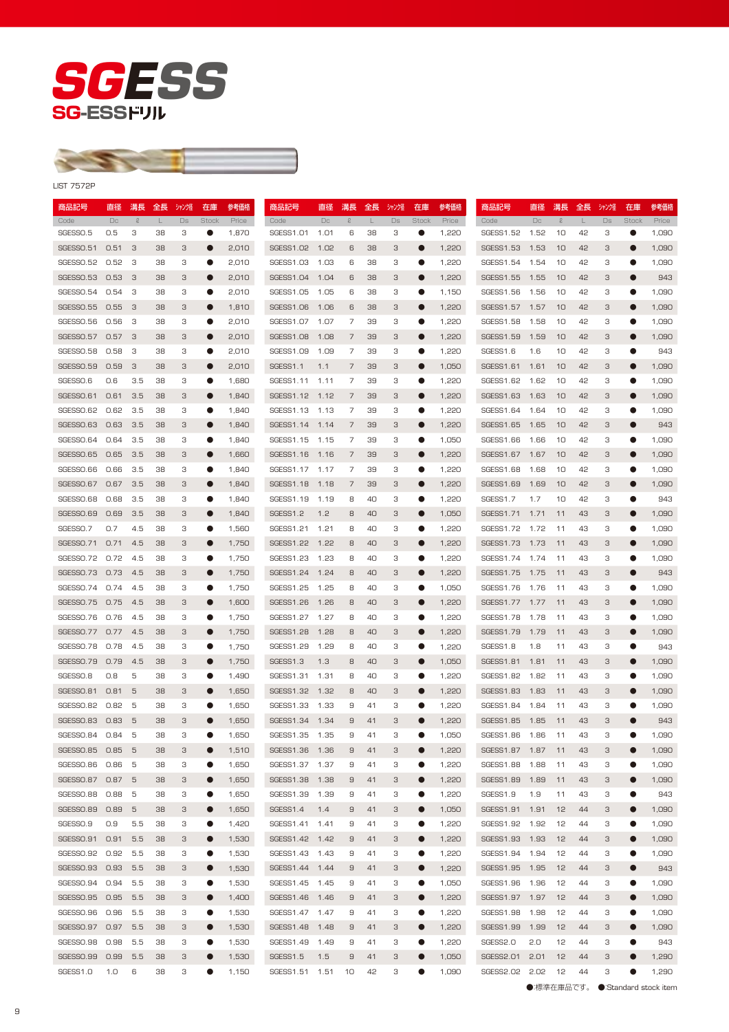# SGESS

## SG-ESSドリル

LIST 7572P

| 商品記号 Code | 直径 Dc | 溝長 ℓ | 全長 L | シャンク径 Ds | 在庫 Stock | 参考価格 Price |
|---|---|---|---|---|---|---|
| SGESS0.5 | 0.5 | 3 | 38 | 3 | ● | 1,870 |
| SGESS0.51 | 0.51 | 3 | 38 | 3 | ● | 2,010 |
| SGESS0.52 | 0.52 | 3 | 38 | 3 | ● | 2,010 |
| SGESS0.53 | 0.53 | 3 | 38 | 3 | ● | 2,010 |
| SGESS0.54 | 0.54 | 3 | 38 | 3 | ● | 2,010 |
| SGESS0.55 | 0.55 | 3 | 38 | 3 | ● | 1,810 |
| SGESS0.56 | 0.56 | 3 | 38 | 3 | ● | 2,010 |
| SGESS0.57 | 0.57 | 3 | 38 | 3 | ● | 2,010 |
| SGESS0.58 | 0.58 | 3 | 38 | 3 | ● | 2,010 |
| SGESS0.59 | 0.59 | 3 | 38 | 3 | ● | 2,010 |
| SGESS0.6 | 0.6 | 3.5 | 38 | 3 | ● | 1,680 |
| SGESS0.61 | 0.61 | 3.5 | 38 | 3 | ● | 1,840 |
| SGESS0.62 | 0.62 | 3.5 | 38 | 3 | ● | 1,840 |
| SGESS0.63 | 0.63 | 3.5 | 38 | 3 | ● | 1,840 |
| SGESS0.64 | 0.64 | 3.5 | 38 | 3 | ● | 1,840 |
| SGESS0.65 | 0.65 | 3.5 | 38 | 3 | ● | 1,660 |
| SGESS0.66 | 0.66 | 3.5 | 38 | 3 | ● | 1,840 |
| SGESS0.67 | 0.67 | 3.5 | 38 | 3 | ● | 1,840 |
| SGESS0.68 | 0.68 | 3.5 | 38 | 3 | ● | 1,840 |
| SGESS0.69 | 0.69 | 3.5 | 38 | 3 | ● | 1,840 |
| SGESS0.7 | 0.7 | 4.5 | 38 | 3 | ● | 1,560 |
| SGESS0.71 | 0.71 | 4.5 | 38 | 3 | ● | 1,750 |
| SGESS0.72 | 0.72 | 4.5 | 38 | 3 | ● | 1,750 |
| SGESS0.73 | 0.73 | 4.5 | 38 | 3 | ● | 1,750 |
| SGESS0.74 | 0.74 | 4.5 | 38 | 3 | ● | 1,750 |
| SGESS0.75 | 0.75 | 4.5 | 38 | 3 | ● | 1,600 |
| SGESS0.76 | 0.76 | 4.5 | 38 | 3 | ● | 1,750 |
| SGESS0.77 | 0.77 | 4.5 | 38 | 3 | ● | 1,750 |
| SGESS0.78 | 0.78 | 4.5 | 38 | 3 | ● | 1,750 |
| SGESS0.79 | 0.79 | 4.5 | 38 | 3 | ● | 1,750 |
| SGESS0.8 | 0.8 | 5 | 38 | 3 | ● | 1,490 |
| SGESS0.81 | 0.81 | 5 | 38 | 3 | ● | 1,650 |
| SGESS0.82 | 0.82 | 5 | 38 | 3 | ● | 1,650 |
| SGESS0.83 | 0.83 | 5 | 38 | 3 | ● | 1,650 |
| SGESS0.84 | 0.84 | 5 | 38 | 3 | ● | 1,650 |
| SGESS0.85 | 0.85 | 5 | 38 | 3 | ● | 1,510 |
| SGESS0.86 | 0.86 | 5 | 38 | 3 | ● | 1,650 |
| SGESS0.87 | 0.87 | 5 | 38 | 3 | ● | 1,650 |
| SGESS0.88 | 0.88 | 5 | 38 | 3 | ● | 1,650 |
| SGESS0.89 | 0.89 | 5 | 38 | 3 | ● | 1,650 |
| SGESS0.9 | 0.9 | 5.5 | 38 | 3 | ● | 1,420 |
| SGESS0.91 | 0.91 | 5.5 | 38 | 3 | ● | 1,530 |
| SGESS0.92 | 0.92 | 5.5 | 38 | 3 | ● | 1,530 |
| SGESS0.93 | 0.93 | 5.5 | 38 | 3 | ● | 1,530 |
| SGESS0.94 | 0.94 | 5.5 | 38 | 3 | ● | 1,530 |
| SGESS0.95 | 0.95 | 5.5 | 38 | 3 | ● | 1,400 |
| SGESS0.96 | 0.96 | 5.5 | 38 | 3 | ● | 1,530 |
| SGESS0.97 | 0.97 | 5.5 | 38 | 3 | ● | 1,530 |
| SGESS0.98 | 0.98 | 5.5 | 38 | 3 | ● | 1,530 |
| SGESS0.99 | 0.99 | 5.5 | 38 | 3 | ● | 1,530 |
| SGESS1.0 | 1.0 | 6 | 38 | 3 | ● | 1,150 |
| SGESS1.01 | 1.01 | 6 | 38 | 3 | ● | 1,220 |
| SGESS1.02 | 1.02 | 6 | 38 | 3 | ● | 1,220 |
| SGESS1.03 | 1.03 | 6 | 38 | 3 | ● | 1,220 |
| SGESS1.04 | 1.04 | 6 | 38 | 3 | ● | 1,220 |
| SGESS1.05 | 1.05 | 6 | 38 | 3 | ● | 1,150 |
| SGESS1.06 | 1.06 | 6 | 38 | 3 | ● | 1,220 |
| SGESS1.07 | 1.07 | 7 | 39 | 3 | ● | 1,220 |
| SGESS1.08 | 1.08 | 7 | 39 | 3 | ● | 1,220 |
| SGESS1.09 | 1.09 | 7 | 39 | 3 | ● | 1,220 |
| SGESS1.1 | 1.1 | 7 | 39 | 3 | ● | 1,050 |
| SGESS1.11 | 1.11 | 7 | 39 | 3 | ● | 1,220 |
| SGESS1.12 | 1.12 | 7 | 39 | 3 | ● | 1,220 |
| SGESS1.13 | 1.13 | 7 | 39 | 3 | ● | 1,220 |
| SGESS1.14 | 1.14 | 7 | 39 | 3 | ● | 1,220 |
| SGESS1.15 | 1.15 | 7 | 39 | 3 | ● | 1,050 |
| SGESS1.16 | 1.16 | 7 | 39 | 3 | ● | 1,220 |
| SGESS1.17 | 1.17 | 7 | 39 | 3 | ● | 1,220 |
| SGESS1.18 | 1.18 | 7 | 39 | 3 | ● | 1,220 |
| SGESS1.19 | 1.19 | 8 | 40 | 3 | ● | 1,220 |
| SGESS1.2 | 1.2 | 8 | 40 | 3 | ● | 1,050 |
| SGESS1.21 | 1.21 | 8 | 40 | 3 | ● | 1,220 |
| SGESS1.22 | 1.22 | 8 | 40 | 3 | ● | 1,220 |
| SGESS1.23 | 1.23 | 8 | 40 | 3 | ● | 1,220 |
| SGESS1.24 | 1.24 | 8 | 40 | 3 | ● | 1,220 |
| SGESS1.25 | 1.25 | 8 | 40 | 3 | ● | 1,050 |
| SGESS1.26 | 1.26 | 8 | 40 | 3 | ● | 1,220 |
| SGESS1.27 | 1.27 | 8 | 40 | 3 | ● | 1,220 |
| SGESS1.28 | 1.28 | 8 | 40 | 3 | ● | 1,220 |
| SGESS1.29 | 1.29 | 8 | 40 | 3 | ● | 1,220 |
| SGESS1.3 | 1.3 | 8 | 40 | 3 | ● | 1,050 |
| SGESS1.31 | 1.31 | 8 | 40 | 3 | ● | 1,220 |
| SGESS1.32 | 1.32 | 8 | 40 | 3 | ● | 1,220 |
| SGESS1.33 | 1.33 | 9 | 41 | 3 | ● | 1,220 |
| SGESS1.34 | 1.34 | 9 | 41 | 3 | ● | 1,220 |
| SGESS1.35 | 1.35 | 9 | 41 | 3 | ● | 1,050 |
| SGESS1.36 | 1.36 | 9 | 41 | 3 | ● | 1,220 |
| SGESS1.37 | 1.37 | 9 | 41 | 3 | ● | 1,220 |
| SGESS1.38 | 1.38 | 9 | 41 | 3 | ● | 1,220 |
| SGESS1.39 | 1.39 | 9 | 41 | 3 | ● | 1,220 |
| SGESS1.4 | 1.4 | 9 | 41 | 3 | ● | 1,050 |
| SGESS1.41 | 1.41 | 9 | 41 | 3 | ● | 1,220 |
| SGESS1.42 | 1.42 | 9 | 41 | 3 | ● | 1,220 |
| SGESS1.43 | 1.43 | 9 | 41 | 3 | ● | 1,220 |
| SGESS1.44 | 1.44 | 9 | 41 | 3 | ● | 1,220 |
| SGESS1.45 | 1.45 | 9 | 41 | 3 | ● | 1,050 |
| SGESS1.46 | 1.46 | 9 | 41 | 3 | ● | 1,220 |
| SGESS1.47 | 1.47 | 9 | 41 | 3 | ● | 1,220 |
| SGESS1.48 | 1.48 | 9 | 41 | 3 | ● | 1,220 |
| SGESS1.49 | 1.49 | 9 | 41 | 3 | ● | 1,220 |
| SGESS1.5 | 1.5 | 9 | 41 | 3 | ● | 1,050 |
| SGESS1.51 | 1.51 | 10 | 42 | 3 | ● | 1,090 |
| SGESS1.52 | 1.52 | 10 | 42 | 3 | ● | 1,090 |
| SGESS1.53 | 1.53 | 10 | 42 | 3 | ● | 1,090 |
| SGESS1.54 | 1.54 | 10 | 42 | 3 | ● | 1,090 |
| SGESS1.55 | 1.55 | 10 | 42 | 3 | ● | 943 |
| SGESS1.56 | 1.56 | 10 | 42 | 3 | ● | 1,090 |
| SGESS1.57 | 1.57 | 10 | 42 | 3 | ● | 1,090 |
| SGESS1.58 | 1.58 | 10 | 42 | 3 | ● | 1,090 |
| SGESS1.59 | 1.59 | 10 | 42 | 3 | ● | 1,090 |
| SGESS1.6 | 1.6 | 10 | 42 | 3 | ● | 943 |
| SGESS1.61 | 1.61 | 10 | 42 | 3 | ● | 1,090 |
| SGESS1.62 | 1.62 | 10 | 42 | 3 | ● | 1,090 |
| SGESS1.63 | 1.63 | 10 | 42 | 3 | ● | 1,090 |
| SGESS1.64 | 1.64 | 10 | 42 | 3 | ● | 1,090 |
| SGESS1.65 | 1.65 | 10 | 42 | 3 | ● | 943 |
| SGESS1.66 | 1.66 | 10 | 42 | 3 | ● | 1,090 |
| SGESS1.67 | 1.67 | 10 | 42 | 3 | ● | 1,090 |
| SGESS1.68 | 1.68 | 10 | 42 | 3 | ● | 1,090 |
| SGESS1.69 | 1.69 | 10 | 42 | 3 | ● | 1,090 |
| SGESS1.7 | 1.7 | 10 | 42 | 3 | ● | 943 |
| SGESS1.71 | 1.71 | 11 | 43 | 3 | ● | 1,090 |
| SGESS1.72 | 1.72 | 11 | 43 | 3 | ● | 1,090 |
| SGESS1.73 | 1.73 | 11 | 43 | 3 | ● | 1,090 |
| SGESS1.74 | 1.74 | 11 | 43 | 3 | ● | 1,090 |
| SGESS1.75 | 1.75 | 11 | 43 | 3 | ● | 943 |
| SGESS1.76 | 1.76 | 11 | 43 | 3 | ● | 1,090 |
| SGESS1.77 | 1.77 | 11 | 43 | 3 | ● | 1,090 |
| SGESS1.78 | 1.78 | 11 | 43 | 3 | ● | 1,090 |
| SGESS1.79 | 1.79 | 11 | 43 | 3 | ● | 1,090 |
| SGESS1.8 | 1.8 | 11 | 43 | 3 | ● | 943 |
| SGESS1.81 | 1.81 | 11 | 43 | 3 | ● | 1,090 |
| SGESS1.82 | 1.82 | 11 | 43 | 3 | ● | 1,090 |
| SGESS1.83 | 1.83 | 11 | 43 | 3 | ● | 1,090 |
| SGESS1.84 | 1.84 | 11 | 43 | 3 | ● | 1,090 |
| SGESS1.85 | 1.85 | 11 | 43 | 3 | ● | 943 |
| SGESS1.86 | 1.86 | 11 | 43 | 3 | ● | 1,090 |
| SGESS1.87 | 1.87 | 11 | 43 | 3 | ● | 1,090 |
| SGESS1.88 | 1.88 | 11 | 43 | 3 | ● | 1,090 |
| SGESS1.89 | 1.89 | 11 | 43 | 3 | ● | 1,090 |
| SGESS1.9 | 1.9 | 11 | 43 | 3 | ● | 943 |
| SGESS1.91 | 1.91 | 12 | 44 | 3 | ● | 1,090 |
| SGESS1.92 | 1.92 | 12 | 44 | 3 | ● | 1,090 |
| SGESS1.93 | 1.93 | 12 | 44 | 3 | ● | 1,090 |
| SGESS1.94 | 1.94 | 12 | 44 | 3 | ● | 1,090 |
| SGESS1.95 | 1.95 | 12 | 44 | 3 | ● | 943 |
| SGESS1.96 | 1.96 | 12 | 44 | 3 | ● | 1,090 |
| SGESS1.97 | 1.97 | 12 | 44 | 3 | ● | 1,090 |
| SGESS1.98 | 1.98 | 12 | 44 | 3 | ● | 1,090 |
| SGESS1.99 | 1.99 | 12 | 44 | 3 | ● | 1,090 |
| SGESS2.0 | 2.0 | 12 | 44 | 3 | ● | 943 |
| SGESS2.01 | 2.01 | 12 | 44 | 3 | ● | 1,290 |
| SGESS2.02 | 2.02 | 12 | 44 | 3 | ● | 1,290 |

●:標準在庫品です。 ●:Standard stock item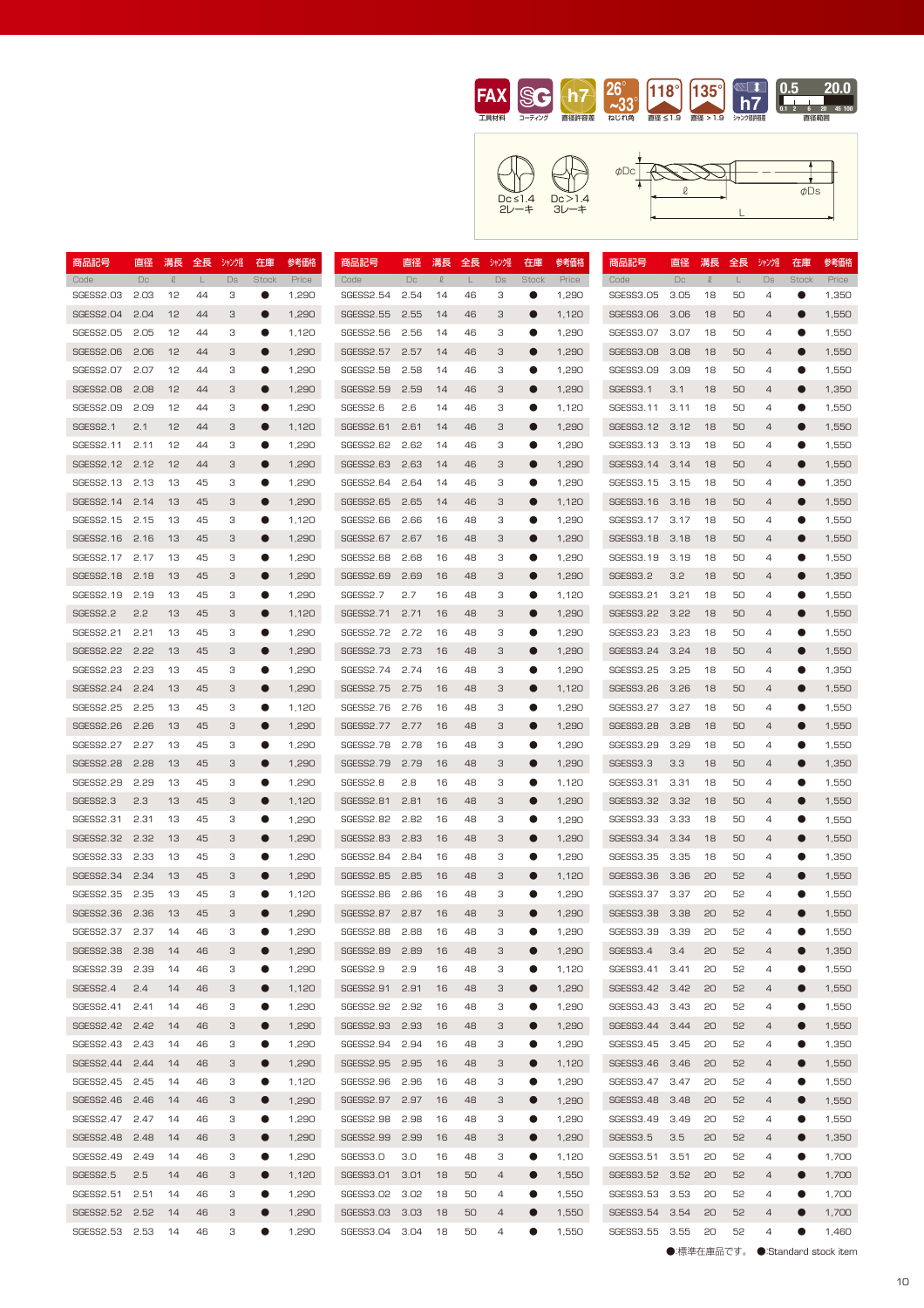FAX 工具材料 | SG コーティング | h7 直径許容差 | 26°~33° ねじれ角 | 118° 直径≦1.9 | 135° 直径＞1.9 | h7 シャンク径許容差 | 0.5 20.0 直径範囲

Dc≦1.4 2レーキ　Dc＞1.4 3レーキ

φDc　ℓ　φDs　L

| 商品記号 Code | 直径 Dc | 溝長 ℓ | 全長 L | シャンク径 Ds | 在庫 Stock | 参考価格 Price |
|---|---|---|---|---|---|---|
| SGESS2.03 | 2.03 | 12 | 44 | 3 | ● | 1,290 |
| SGESS2.04 | 2.04 | 12 | 44 | 3 | ● | 1,290 |
| SGESS2.05 | 2.05 | 12 | 44 | 3 | ● | 1,120 |
| SGESS2.06 | 2.06 | 12 | 44 | 3 | ● | 1,290 |
| SGESS2.07 | 2.07 | 12 | 44 | 3 | ● | 1,290 |
| SGESS2.08 | 2.08 | 12 | 44 | 3 | ● | 1,290 |
| SGESS2.09 | 2.09 | 12 | 44 | 3 | ● | 1,290 |
| SGESS2.1 | 2.1 | 12 | 44 | 3 | ● | 1,120 |
| SGESS2.11 | 2.11 | 12 | 44 | 3 | ● | 1,290 |
| SGESS2.12 | 2.12 | 12 | 44 | 3 | ● | 1,290 |
| SGESS2.13 | 2.13 | 13 | 45 | 3 | ● | 1,290 |
| SGESS2.14 | 2.14 | 13 | 45 | 3 | ● | 1,290 |
| SGESS2.15 | 2.15 | 13 | 45 | 3 | ● | 1,120 |
| SGESS2.16 | 2.16 | 13 | 45 | 3 | ● | 1,290 |
| SGESS2.17 | 2.17 | 13 | 45 | 3 | ● | 1,290 |
| SGESS2.18 | 2.18 | 13 | 45 | 3 | ● | 1,290 |
| SGESS2.19 | 2.19 | 13 | 45 | 3 | ● | 1,290 |
| SGESS2.2 | 2.2 | 13 | 45 | 3 | ● | 1,120 |
| SGESS2.21 | 2.21 | 13 | 45 | 3 | ● | 1,290 |
| SGESS2.22 | 2.22 | 13 | 45 | 3 | ● | 1,290 |
| SGESS2.23 | 2.23 | 13 | 45 | 3 | ● | 1,290 |
| SGESS2.24 | 2.24 | 13 | 45 | 3 | ● | 1,290 |
| SGESS2.25 | 2.25 | 13 | 45 | 3 | ● | 1,120 |
| SGESS2.26 | 2.26 | 13 | 45 | 3 | ● | 1,290 |
| SGESS2.27 | 2.27 | 13 | 45 | 3 | ● | 1,290 |
| SGESS2.28 | 2.28 | 13 | 45 | 3 | ● | 1,290 |
| SGESS2.29 | 2.29 | 13 | 45 | 3 | ● | 1,290 |
| SGESS2.3 | 2.3 | 13 | 45 | 3 | ● | 1,120 |
| SGESS2.31 | 2.31 | 13 | 45 | 3 | ● | 1,290 |
| SGESS2.32 | 2.32 | 13 | 45 | 3 | ● | 1,290 |
| SGESS2.33 | 2.33 | 13 | 45 | 3 | ● | 1,290 |
| SGESS2.34 | 2.34 | 13 | 45 | 3 | ● | 1,290 |
| SGESS2.35 | 2.35 | 13 | 45 | 3 | ● | 1,120 |
| SGESS2.36 | 2.36 | 13 | 45 | 3 | ● | 1,290 |
| SGESS2.37 | 2.37 | 14 | 46 | 3 | ● | 1,290 |
| SGESS2.38 | 2.38 | 14 | 46 | 3 | ● | 1,290 |
| SGESS2.39 | 2.39 | 14 | 46 | 3 | ● | 1,290 |
| SGESS2.4 | 2.4 | 14 | 46 | 3 | ● | 1,120 |
| SGESS2.41 | 2.41 | 14 | 46 | 3 | ● | 1,290 |
| SGESS2.42 | 2.42 | 14 | 46 | 3 | ● | 1,290 |
| SGESS2.43 | 2.43 | 14 | 46 | 3 | ● | 1,290 |
| SGESS2.44 | 2.44 | 14 | 46 | 3 | ● | 1,290 |
| SGESS2.45 | 2.45 | 14 | 46 | 3 | ● | 1,120 |
| SGESS2.46 | 2.46 | 14 | 46 | 3 | ● | 1,290 |
| SGESS2.47 | 2.47 | 14 | 46 | 3 | ● | 1,290 |
| SGESS2.48 | 2.48 | 14 | 46 | 3 | ● | 1,290 |
| SGESS2.49 | 2.49 | 14 | 46 | 3 | ● | 1,290 |
| SGESS2.5 | 2.5 | 14 | 46 | 3 | ● | 1,120 |
| SGESS2.51 | 2.51 | 14 | 46 | 3 | ● | 1,290 |
| SGESS2.52 | 2.52 | 14 | 46 | 3 | ● | 1,290 |
| SGESS2.53 | 2.53 | 14 | 46 | 3 | ● | 1,290 |
| SGESS2.54 | 2.54 | 14 | 46 | 3 | ● | 1,290 |
| SGESS2.55 | 2.55 | 14 | 46 | 3 | ● | 1,120 |
| SGESS2.56 | 2.56 | 14 | 46 | 3 | ● | 1,290 |
| SGESS2.57 | 2.57 | 14 | 46 | 3 | ● | 1,290 |
| SGESS2.58 | 2.58 | 14 | 46 | 3 | ● | 1,290 |
| SGESS2.59 | 2.59 | 14 | 46 | 3 | ● | 1,290 |
| SGESS2.6 | 2.6 | 14 | 46 | 3 | ● | 1,120 |
| SGESS2.61 | 2.61 | 14 | 46 | 3 | ● | 1,290 |
| SGESS2.62 | 2.62 | 14 | 46 | 3 | ● | 1,290 |
| SGESS2.63 | 2.63 | 14 | 46 | 3 | ● | 1,290 |
| SGESS2.64 | 2.64 | 14 | 46 | 3 | ● | 1,290 |
| SGESS2.65 | 2.65 | 14 | 46 | 3 | ● | 1,120 |
| SGESS2.66 | 2.66 | 16 | 48 | 3 | ● | 1,290 |
| SGESS2.67 | 2.67 | 16 | 48 | 3 | ● | 1,290 |
| SGESS2.68 | 2.68 | 16 | 48 | 3 | ● | 1,290 |
| SGESS2.69 | 2.69 | 16 | 48 | 3 | ● | 1,290 |
| SGESS2.7 | 2.7 | 16 | 48 | 3 | ● | 1,120 |
| SGESS2.71 | 2.71 | 16 | 48 | 3 | ● | 1,290 |
| SGESS2.72 | 2.72 | 16 | 48 | 3 | ● | 1,290 |
| SGESS2.73 | 2.73 | 16 | 48 | 3 | ● | 1,290 |
| SGESS2.74 | 2.74 | 16 | 48 | 3 | ● | 1,290 |
| SGESS2.75 | 2.75 | 16 | 48 | 3 | ● | 1,120 |
| SGESS2.76 | 2.76 | 16 | 48 | 3 | ● | 1,290 |
| SGESS2.77 | 2.77 | 16 | 48 | 3 | ● | 1,290 |
| SGESS2.78 | 2.78 | 16 | 48 | 3 | ● | 1,290 |
| SGESS2.79 | 2.79 | 16 | 48 | 3 | ● | 1,290 |
| SGESS2.8 | 2.8 | 16 | 48 | 3 | ● | 1,120 |
| SGESS2.81 | 2.81 | 16 | 48 | 3 | ● | 1,290 |
| SGESS2.82 | 2.82 | 16 | 48 | 3 | ● | 1,290 |
| SGESS2.83 | 2.83 | 16 | 48 | 3 | ● | 1,290 |
| SGESS2.84 | 2.84 | 16 | 48 | 3 | ● | 1,290 |
| SGESS2.85 | 2.85 | 16 | 48 | 3 | ● | 1,120 |
| SGESS2.86 | 2.86 | 16 | 48 | 3 | ● | 1,290 |
| SGESS2.87 | 2.87 | 16 | 48 | 3 | ● | 1,290 |
| SGESS2.88 | 2.88 | 16 | 48 | 3 | ● | 1,290 |
| SGESS2.89 | 2.89 | 16 | 48 | 3 | ● | 1,290 |
| SGESS2.9 | 2.9 | 16 | 48 | 3 | ● | 1,120 |
| SGESS2.91 | 2.91 | 16 | 48 | 3 | ● | 1,290 |
| SGESS2.92 | 2.92 | 16 | 48 | 3 | ● | 1,290 |
| SGESS2.93 | 2.93 | 16 | 48 | 3 | ● | 1,290 |
| SGESS2.94 | 2.94 | 16 | 48 | 3 | ● | 1,290 |
| SGESS2.95 | 2.95 | 16 | 48 | 3 | ● | 1,120 |
| SGESS2.96 | 2.96 | 16 | 48 | 3 | ● | 1,290 |
| SGESS2.97 | 2.97 | 16 | 48 | 3 | ● | 1,290 |
| SGESS2.98 | 2.98 | 16 | 48 | 3 | ● | 1,290 |
| SGESS2.99 | 2.99 | 16 | 48 | 3 | ● | 1,290 |
| SGESS3.0 | 3.0 | 16 | 48 | 3 | ● | 1,120 |
| SGESS3.01 | 3.01 | 18 | 50 | 4 | ● | 1,550 |
| SGESS3.02 | 3.02 | 18 | 50 | 4 | ● | 1,550 |
| SGESS3.03 | 3.03 | 18 | 50 | 4 | ● | 1,550 |
| SGESS3.04 | 3.04 | 18 | 50 | 4 | ● | 1,550 |
| SGESS3.05 | 3.05 | 18 | 50 | 4 | ● | 1,350 |
| SGESS3.06 | 3.06 | 18 | 50 | 4 | ● | 1,550 |
| SGESS3.07 | 3.07 | 18 | 50 | 4 | ● | 1,550 |
| SGESS3.08 | 3.08 | 18 | 50 | 4 | ● | 1,550 |
| SGESS3.09 | 3.09 | 18 | 50 | 4 | ● | 1,550 |
| SGESS3.1 | 3.1 | 18 | 50 | 4 | ● | 1,350 |
| SGESS3.11 | 3.11 | 18 | 50 | 4 | ● | 1,550 |
| SGESS3.12 | 3.12 | 18 | 50 | 4 | ● | 1,550 |
| SGESS3.13 | 3.13 | 18 | 50 | 4 | ● | 1,550 |
| SGESS3.14 | 3.14 | 18 | 50 | 4 | ● | 1,550 |
| SGESS3.15 | 3.15 | 18 | 50 | 4 | ● | 1,350 |
| SGESS3.16 | 3.16 | 18 | 50 | 4 | ● | 1,550 |
| SGESS3.17 | 3.17 | 18 | 50 | 4 | ● | 1,550 |
| SGESS3.18 | 3.18 | 18 | 50 | 4 | ● | 1,550 |
| SGESS3.19 | 3.19 | 18 | 50 | 4 | ● | 1,550 |
| SGESS3.2 | 3.2 | 18 | 50 | 4 | ● | 1,350 |
| SGESS3.21 | 3.21 | 18 | 50 | 4 | ● | 1,550 |
| SGESS3.22 | 3.22 | 18 | 50 | 4 | ● | 1,550 |
| SGESS3.23 | 3.23 | 18 | 50 | 4 | ● | 1,550 |
| SGESS3.24 | 3.24 | 18 | 50 | 4 | ● | 1,550 |
| SGESS3.25 | 3.25 | 18 | 50 | 4 | ● | 1,350 |
| SGESS3.26 | 3.26 | 18 | 50 | 4 | ● | 1,550 |
| SGESS3.27 | 3.27 | 18 | 50 | 4 | ● | 1,550 |
| SGESS3.28 | 3.28 | 18 | 50 | 4 | ● | 1,550 |
| SGESS3.29 | 3.29 | 18 | 50 | 4 | ● | 1,550 |
| SGESS3.3 | 3.3 | 18 | 50 | 4 | ● | 1,350 |
| SGESS3.31 | 3.31 | 18 | 50 | 4 | ● | 1,550 |
| SGESS3.32 | 3.32 | 18 | 50 | 4 | ● | 1,550 |
| SGESS3.33 | 3.33 | 18 | 50 | 4 | ● | 1,550 |
| SGESS3.34 | 3.34 | 18 | 50 | 4 | ● | 1,550 |
| SGESS3.35 | 3.35 | 18 | 50 | 4 | ● | 1,350 |
| SGESS3.36 | 3.36 | 20 | 52 | 4 | ● | 1,550 |
| SGESS3.37 | 3.37 | 20 | 52 | 4 | ● | 1,550 |
| SGESS3.38 | 3.38 | 20 | 52 | 4 | ● | 1,550 |
| SGESS3.39 | 3.39 | 20 | 52 | 4 | ● | 1,550 |
| SGESS3.4 | 3.4 | 20 | 52 | 4 | ● | 1,350 |
| SGESS3.41 | 3.41 | 20 | 52 | 4 | ● | 1,550 |
| SGESS3.42 | 3.42 | 20 | 52 | 4 | ● | 1,550 |
| SGESS3.43 | 3.43 | 20 | 52 | 4 | ● | 1,550 |
| SGESS3.44 | 3.44 | 20 | 52 | 4 | ● | 1,550 |
| SGESS3.45 | 3.45 | 20 | 52 | 4 | ● | 1,350 |
| SGESS3.46 | 3.46 | 20 | 52 | 4 | ● | 1,550 |
| SGESS3.47 | 3.47 | 20 | 52 | 4 | ● | 1,550 |
| SGESS3.48 | 3.48 | 20 | 52 | 4 | ● | 1,550 |
| SGESS3.49 | 3.49 | 20 | 52 | 4 | ● | 1,550 |
| SGESS3.5 | 3.5 | 20 | 52 | 4 | ● | 1,350 |
| SGESS3.51 | 3.51 | 20 | 52 | 4 | ● | 1,700 |
| SGESS3.52 | 3.52 | 20 | 52 | 4 | ● | 1,700 |
| SGESS3.53 | 3.53 | 20 | 52 | 4 | ● | 1,700 |
| SGESS3.54 | 3.54 | 20 | 52 | 4 | ● | 1,700 |
| SGESS3.55 | 3.55 | 20 | 52 | 4 | ● | 1,460 |

●:標準在庫品です。 ●:Standard stock item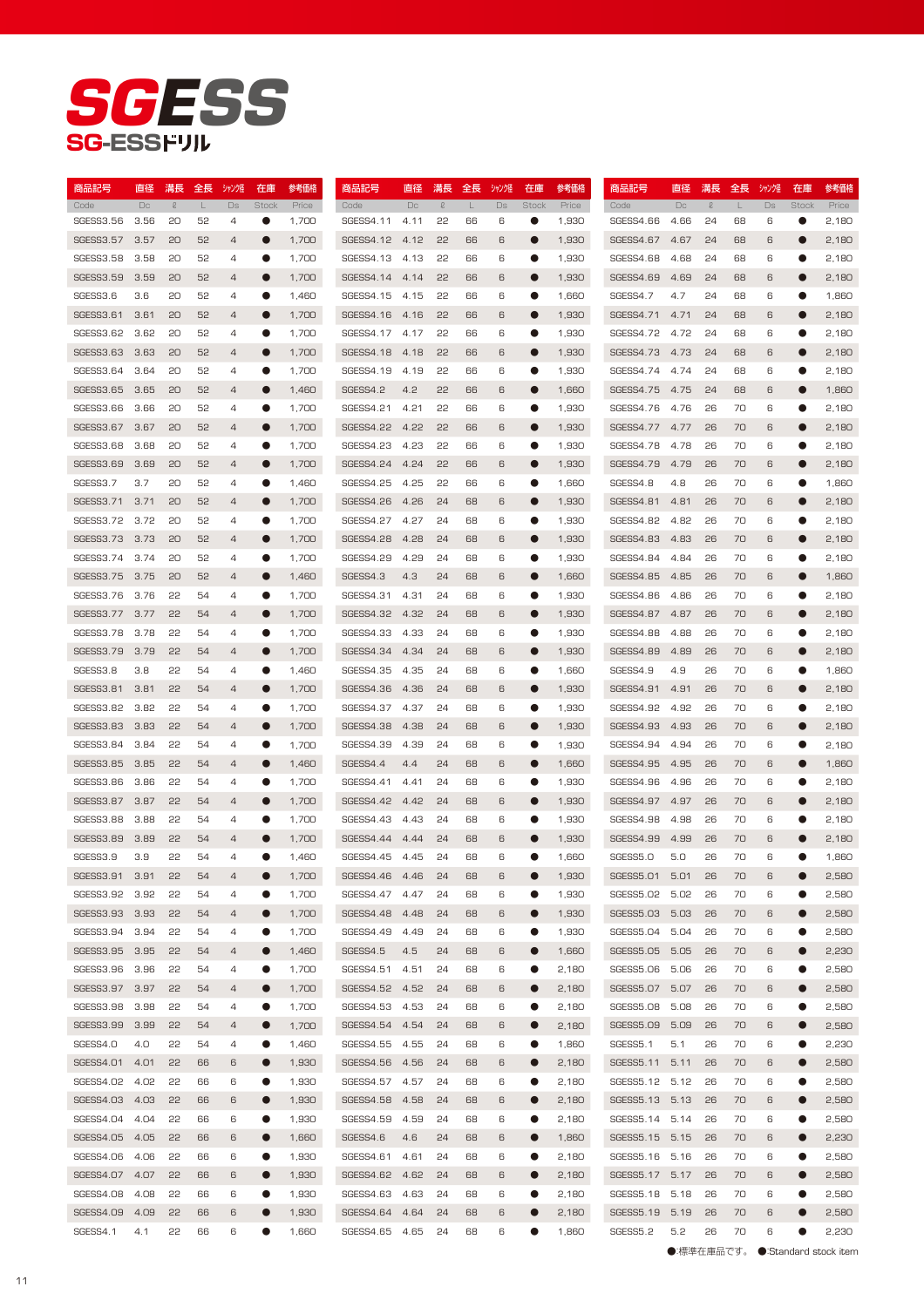# SGESS

## SG-ESSドリル

| 商品記号 Code | 直径 Dc | 溝長 ℓ | 全長 L | ｼｬﾝｸ径 Ds | 在庫 Stock | 参考価格 Price |
|---|---|---|---|---|---|---|
| SGESS3.56 | 3.56 | 20 | 52 | 4 | ● | 1,700 |
| SGESS3.57 | 3.57 | 20 | 52 | 4 | ● | 1,700 |
| SGESS3.58 | 3.58 | 20 | 52 | 4 | ● | 1,700 |
| SGESS3.59 | 3.59 | 20 | 52 | 4 | ● | 1,700 |
| SGESS3.6 | 3.6 | 20 | 52 | 4 | ● | 1,460 |
| SGESS3.61 | 3.61 | 20 | 52 | 4 | ● | 1,700 |
| SGESS3.62 | 3.62 | 20 | 52 | 4 | ● | 1,700 |
| SGESS3.63 | 3.63 | 20 | 52 | 4 | ● | 1,700 |
| SGESS3.64 | 3.64 | 20 | 52 | 4 | ● | 1,700 |
| SGESS3.65 | 3.65 | 20 | 52 | 4 | ● | 1,460 |
| SGESS3.66 | 3.66 | 20 | 52 | 4 | ● | 1,700 |
| SGESS3.67 | 3.67 | 20 | 52 | 4 | ● | 1,700 |
| SGESS3.68 | 3.68 | 20 | 52 | 4 | ● | 1,700 |
| SGESS3.69 | 3.69 | 20 | 52 | 4 | ● | 1,700 |
| SGESS3.7 | 3.7 | 20 | 52 | 4 | ● | 1,460 |
| SGESS3.71 | 3.71 | 20 | 52 | 4 | ● | 1,700 |
| SGESS3.72 | 3.72 | 20 | 52 | 4 | ● | 1,700 |
| SGESS3.73 | 3.73 | 20 | 52 | 4 | ● | 1,700 |
| SGESS3.74 | 3.74 | 20 | 52 | 4 | ● | 1,700 |
| SGESS3.75 | 3.75 | 20 | 52 | 4 | ● | 1,460 |
| SGESS3.76 | 3.76 | 22 | 54 | 4 | ● | 1,700 |
| SGESS3.77 | 3.77 | 22 | 54 | 4 | ● | 1,700 |
| SGESS3.78 | 3.78 | 22 | 54 | 4 | ● | 1,700 |
| SGESS3.79 | 3.79 | 22 | 54 | 4 | ● | 1,700 |
| SGESS3.8 | 3.8 | 22 | 54 | 4 | ● | 1,460 |
| SGESS3.81 | 3.81 | 22 | 54 | 4 | ● | 1,700 |
| SGESS3.82 | 3.82 | 22 | 54 | 4 | ● | 1,700 |
| SGESS3.83 | 3.83 | 22 | 54 | 4 | ● | 1,700 |
| SGESS3.84 | 3.84 | 22 | 54 | 4 | ● | 1,700 |
| SGESS3.85 | 3.85 | 22 | 54 | 4 | ● | 1,460 |
| SGESS3.86 | 3.86 | 22 | 54 | 4 | ● | 1,700 |
| SGESS3.87 | 3.87 | 22 | 54 | 4 | ● | 1,700 |
| SGESS3.88 | 3.88 | 22 | 54 | 4 | ● | 1,700 |
| SGESS3.89 | 3.89 | 22 | 54 | 4 | ● | 1,700 |
| SGESS3.9 | 3.9 | 22 | 54 | 4 | ● | 1,460 |
| SGESS3.91 | 3.91 | 22 | 54 | 4 | ● | 1,700 |
| SGESS3.92 | 3.92 | 22 | 54 | 4 | ● | 1,700 |
| SGESS3.93 | 3.93 | 22 | 54 | 4 | ● | 1,700 |
| SGESS3.94 | 3.94 | 22 | 54 | 4 | ● | 1,700 |
| SGESS3.95 | 3.95 | 22 | 54 | 4 | ● | 1,460 |
| SGESS3.96 | 3.96 | 22 | 54 | 4 | ● | 1,700 |
| SGESS3.97 | 3.97 | 22 | 54 | 4 | ● | 1,700 |
| SGESS3.98 | 3.98 | 22 | 54 | 4 | ● | 1,700 |
| SGESS3.99 | 3.99 | 22 | 54 | 4 | ● | 1,700 |
| SGESS4.0 | 4.0 | 22 | 54 | 4 | ● | 1,460 |
| SGESS4.01 | 4.01 | 22 | 66 | 6 | ● | 1,930 |
| SGESS4.02 | 4.02 | 22 | 66 | 6 | ● | 1,930 |
| SGESS4.03 | 4.03 | 22 | 66 | 6 | ● | 1,930 |
| SGESS4.04 | 4.04 | 22 | 66 | 6 | ● | 1,930 |
| SGESS4.05 | 4.05 | 22 | 66 | 6 | ● | 1,660 |
| SGESS4.06 | 4.06 | 22 | 66 | 6 | ● | 1,930 |
| SGESS4.07 | 4.07 | 22 | 66 | 6 | ● | 1,930 |
| SGESS4.08 | 4.08 | 22 | 66 | 6 | ● | 1,930 |
| SGESS4.09 | 4.09 | 22 | 66 | 6 | ● | 1,930 |
| SGESS4.1 | 4.1 | 22 | 66 | 6 | ● | 1,660 |
| SGESS4.11 | 4.11 | 22 | 66 | 6 | ● | 1,930 |
| SGESS4.12 | 4.12 | 22 | 66 | 6 | ● | 1,930 |
| SGESS4.13 | 4.13 | 22 | 66 | 6 | ● | 1,930 |
| SGESS4.14 | 4.14 | 22 | 66 | 6 | ● | 1,930 |
| SGESS4.15 | 4.15 | 22 | 66 | 6 | ● | 1,660 |
| SGESS4.16 | 4.16 | 22 | 66 | 6 | ● | 1,930 |
| SGESS4.17 | 4.17 | 22 | 66 | 6 | ● | 1,930 |
| SGESS4.18 | 4.18 | 22 | 66 | 6 | ● | 1,930 |
| SGESS4.19 | 4.19 | 22 | 66 | 6 | ● | 1,930 |
| SGESS4.2 | 4.2 | 22 | 66 | 6 | ● | 1,660 |
| SGESS4.21 | 4.21 | 22 | 66 | 6 | ● | 1,930 |
| SGESS4.22 | 4.22 | 22 | 66 | 6 | ● | 1,930 |
| SGESS4.23 | 4.23 | 22 | 66 | 6 | ● | 1,930 |
| SGESS4.24 | 4.24 | 22 | 66 | 6 | ● | 1,930 |
| SGESS4.25 | 4.25 | 22 | 66 | 6 | ● | 1,660 |
| SGESS4.26 | 4.26 | 24 | 68 | 6 | ● | 1,930 |
| SGESS4.27 | 4.27 | 24 | 68 | 6 | ● | 1,930 |
| SGESS4.28 | 4.28 | 24 | 68 | 6 | ● | 1,930 |
| SGESS4.29 | 4.29 | 24 | 68 | 6 | ● | 1,930 |
| SGESS4.3 | 4.3 | 24 | 68 | 6 | ● | 1,660 |
| SGESS4.31 | 4.31 | 24 | 68 | 6 | ● | 1,930 |
| SGESS4.32 | 4.32 | 24 | 68 | 6 | ● | 1,930 |
| SGESS4.33 | 4.33 | 24 | 68 | 6 | ● | 1,930 |
| SGESS4.34 | 4.34 | 24 | 68 | 6 | ● | 1,930 |
| SGESS4.35 | 4.35 | 24 | 68 | 6 | ● | 1,660 |
| SGESS4.36 | 4.36 | 24 | 68 | 6 | ● | 1,930 |
| SGESS4.37 | 4.37 | 24 | 68 | 6 | ● | 1,930 |
| SGESS4.38 | 4.38 | 24 | 68 | 6 | ● | 1,930 |
| SGESS4.39 | 4.39 | 24 | 68 | 6 | ● | 1,930 |
| SGESS4.4 | 4.4 | 24 | 68 | 6 | ● | 1,660 |
| SGESS4.41 | 4.41 | 24 | 68 | 6 | ● | 1,930 |
| SGESS4.42 | 4.42 | 24 | 68 | 6 | ● | 1,930 |
| SGESS4.43 | 4.43 | 24 | 68 | 6 | ● | 1,930 |
| SGESS4.44 | 4.44 | 24 | 68 | 6 | ● | 1,930 |
| SGESS4.45 | 4.45 | 24 | 68 | 6 | ● | 1,660 |
| SGESS4.46 | 4.46 | 24 | 68 | 6 | ● | 1,930 |
| SGESS4.47 | 4.47 | 24 | 68 | 6 | ● | 1,930 |
| SGESS4.48 | 4.48 | 24 | 68 | 6 | ● | 1,930 |
| SGESS4.49 | 4.49 | 24 | 68 | 6 | ● | 1,930 |
| SGESS4.5 | 4.5 | 24 | 68 | 6 | ● | 1,660 |
| SGESS4.51 | 4.51 | 24 | 68 | 6 | ● | 2,180 |
| SGESS4.52 | 4.52 | 24 | 68 | 6 | ● | 2,180 |
| SGESS4.53 | 4.53 | 24 | 68 | 6 | ● | 2,180 |
| SGESS4.54 | 4.54 | 24 | 68 | 6 | ● | 2,180 |
| SGESS4.55 | 4.55 | 24 | 68 | 6 | ● | 1,860 |
| SGESS4.56 | 4.56 | 24 | 68 | 6 | ● | 2,180 |
| SGESS4.57 | 4.57 | 24 | 68 | 6 | ● | 2,180 |
| SGESS4.58 | 4.58 | 24 | 68 | 6 | ● | 2,180 |
| SGESS4.59 | 4.59 | 24 | 68 | 6 | ● | 2,180 |
| SGESS4.6 | 4.6 | 24 | 68 | 6 | ● | 1,860 |
| SGESS4.61 | 4.61 | 24 | 68 | 6 | ● | 2,180 |
| SGESS4.62 | 4.62 | 24 | 68 | 6 | ● | 2,180 |
| SGESS4.63 | 4.63 | 24 | 68 | 6 | ● | 2,180 |
| SGESS4.64 | 4.64 | 24 | 68 | 6 | ● | 2,180 |
| SGESS4.65 | 4.65 | 24 | 68 | 6 | ● | 1,860 |
| SGESS4.66 | 4.66 | 24 | 68 | 6 | ● | 2,180 |
| SGESS4.67 | 4.67 | 24 | 68 | 6 | ● | 2,180 |
| SGESS4.68 | 4.68 | 24 | 68 | 6 | ● | 2,180 |
| SGESS4.69 | 4.69 | 24 | 68 | 6 | ● | 2,180 |
| SGESS4.7 | 4.7 | 24 | 68 | 6 | ● | 1,860 |
| SGESS4.71 | 4.71 | 24 | 68 | 6 | ● | 2,180 |
| SGESS4.72 | 4.72 | 24 | 68 | 6 | ● | 2,180 |
| SGESS4.73 | 4.73 | 24 | 68 | 6 | ● | 2,180 |
| SGESS4.74 | 4.74 | 24 | 68 | 6 | ● | 2,180 |
| SGESS4.75 | 4.75 | 24 | 68 | 6 | ● | 1,860 |
| SGESS4.76 | 4.76 | 26 | 70 | 6 | ● | 2,180 |
| SGESS4.77 | 4.77 | 26 | 70 | 6 | ● | 2,180 |
| SGESS4.78 | 4.78 | 26 | 70 | 6 | ● | 2,180 |
| SGESS4.79 | 4.79 | 26 | 70 | 6 | ● | 2,180 |
| SGESS4.8 | 4.8 | 26 | 70 | 6 | ● | 1,860 |
| SGESS4.81 | 4.81 | 26 | 70 | 6 | ● | 2,180 |
| SGESS4.82 | 4.82 | 26 | 70 | 6 | ● | 2,180 |
| SGESS4.83 | 4.83 | 26 | 70 | 6 | ● | 2,180 |
| SGESS4.84 | 4.84 | 26 | 70 | 6 | ● | 2,180 |
| SGESS4.85 | 4.85 | 26 | 70 | 6 | ● | 1,860 |
| SGESS4.86 | 4.86 | 26 | 70 | 6 | ● | 2,180 |
| SGESS4.87 | 4.87 | 26 | 70 | 6 | ● | 2,180 |
| SGESS4.88 | 4.88 | 26 | 70 | 6 | ● | 2,180 |
| SGESS4.89 | 4.89 | 26 | 70 | 6 | ● | 2,180 |
| SGESS4.9 | 4.9 | 26 | 70 | 6 | ● | 1,860 |
| SGESS4.91 | 4.91 | 26 | 70 | 6 | ● | 2,180 |
| SGESS4.92 | 4.92 | 26 | 70 | 6 | ● | 2,180 |
| SGESS4.93 | 4.93 | 26 | 70 | 6 | ● | 2,180 |
| SGESS4.94 | 4.94 | 26 | 70 | 6 | ● | 2,180 |
| SGESS4.95 | 4.95 | 26 | 70 | 6 | ● | 1,860 |
| SGESS4.96 | 4.96 | 26 | 70 | 6 | ● | 2,180 |
| SGESS4.97 | 4.97 | 26 | 70 | 6 | ● | 2,180 |
| SGESS4.98 | 4.98 | 26 | 70 | 6 | ● | 2,180 |
| SGESS4.99 | 4.99 | 26 | 70 | 6 | ● | 2,180 |
| SGESS5.0 | 5.0 | 26 | 70 | 6 | ● | 1,860 |
| SGESS5.01 | 5.01 | 26 | 70 | 6 | ● | 2,580 |
| SGESS5.02 | 5.02 | 26 | 70 | 6 | ● | 2,580 |
| SGESS5.03 | 5.03 | 26 | 70 | 6 | ● | 2,580 |
| SGESS5.04 | 5.04 | 26 | 70 | 6 | ● | 2,580 |
| SGESS5.05 | 5.05 | 26 | 70 | 6 | ● | 2,230 |
| SGESS5.06 | 5.06 | 26 | 70 | 6 | ● | 2,580 |
| SGESS5.07 | 5.07 | 26 | 70 | 6 | ● | 2,580 |
| SGESS5.08 | 5.08 | 26 | 70 | 6 | ● | 2,580 |
| SGESS5.09 | 5.09 | 26 | 70 | 6 | ● | 2,580 |
| SGESS5.1 | 5.1 | 26 | 70 | 6 | ● | 2,230 |
| SGESS5.11 | 5.11 | 26 | 70 | 6 | ● | 2,580 |
| SGESS5.12 | 5.12 | 26 | 70 | 6 | ● | 2,580 |
| SGESS5.13 | 5.13 | 26 | 70 | 6 | ● | 2,580 |
| SGESS5.14 | 5.14 | 26 | 70 | 6 | ● | 2,580 |
| SGESS5.15 | 5.15 | 26 | 70 | 6 | ● | 2,230 |
| SGESS5.16 | 5.16 | 26 | 70 | 6 | ● | 2,580 |
| SGESS5.17 | 5.17 | 26 | 70 | 6 | ● | 2,580 |
| SGESS5.18 | 5.18 | 26 | 70 | 6 | ● | 2,580 |
| SGESS5.19 | 5.19 | 26 | 70 | 6 | ● | 2,580 |
| SGESS5.2 | 5.2 | 26 | 70 | 6 | ● | 2,230 |

●:標準在庫品です。 ●:Standard stock item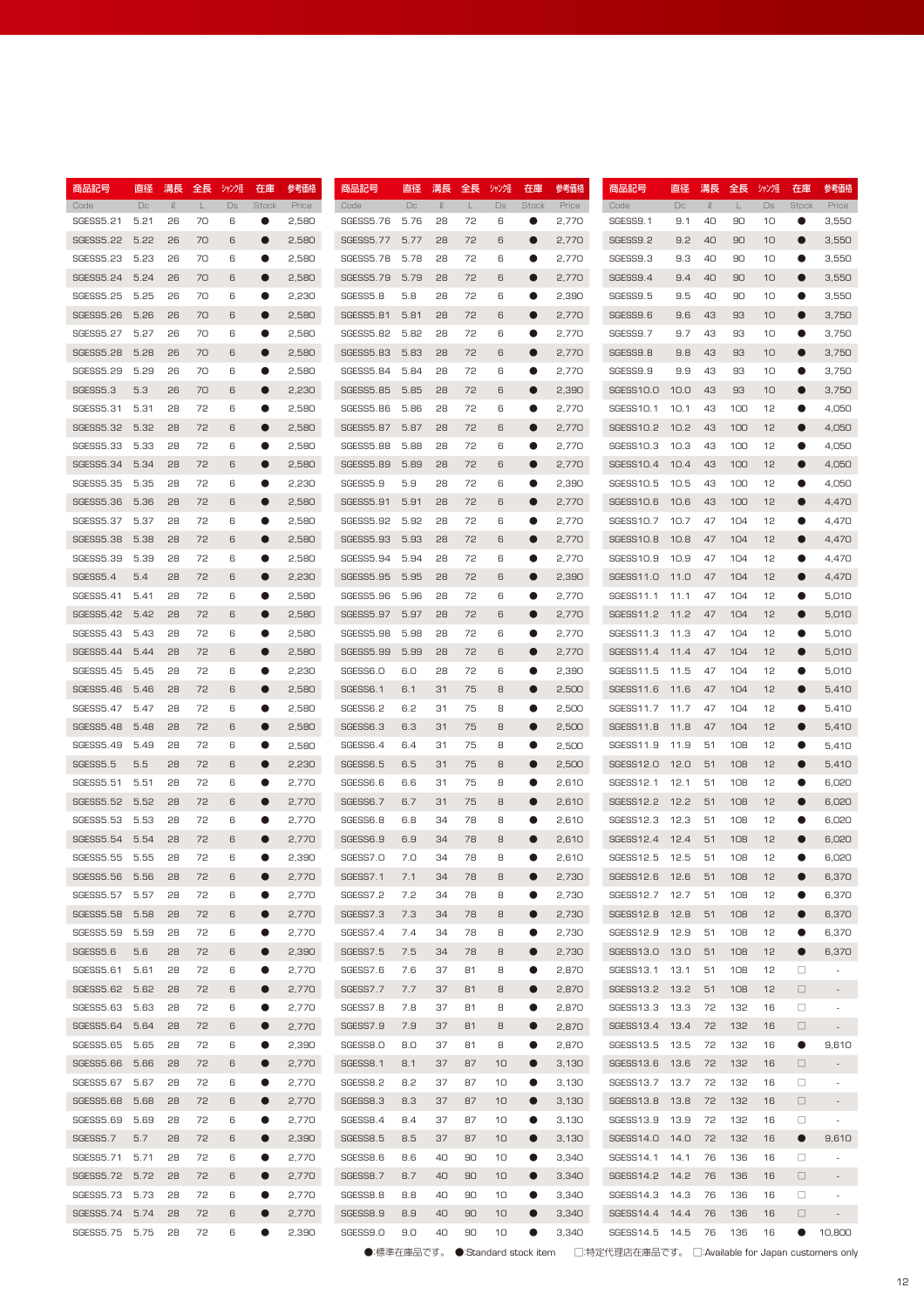| 商品記号 Code | 直径 Dc | 溝長 ℓ | 全長 L | ｼｬﾝｸ径 Ds | 在庫 Stock | 参考価格 Price |
|---|---|---|---|---|---|---|
| SGESS5.21 | 5.21 | 26 | 70 | 6 | ● | 2,580 |
| SGESS5.22 | 5.22 | 26 | 70 | 6 | ● | 2,580 |
| SGESS5.23 | 5.23 | 26 | 70 | 6 | ● | 2,580 |
| SGESS5.24 | 5.24 | 26 | 70 | 6 | ● | 2,580 |
| SGESS5.25 | 5.25 | 26 | 70 | 6 | ● | 2,230 |
| SGESS5.26 | 5.26 | 26 | 70 | 6 | ● | 2,580 |
| SGESS5.27 | 5.27 | 26 | 70 | 6 | ● | 2,580 |
| SGESS5.28 | 5.28 | 26 | 70 | 6 | ● | 2,580 |
| SGESS5.29 | 5.29 | 26 | 70 | 6 | ● | 2,580 |
| SGESS5.3 | 5.3 | 26 | 70 | 6 | ● | 2,230 |
| SGESS5.31 | 5.31 | 28 | 72 | 6 | ● | 2,580 |
| SGESS5.32 | 5.32 | 28 | 72 | 6 | ● | 2,580 |
| SGESS5.33 | 5.33 | 28 | 72 | 6 | ● | 2,580 |
| SGESS5.34 | 5.34 | 28 | 72 | 6 | ● | 2,580 |
| SGESS5.35 | 5.35 | 28 | 72 | 6 | ● | 2,230 |
| SGESS5.36 | 5.36 | 28 | 72 | 6 | ● | 2,580 |
| SGESS5.37 | 5.37 | 28 | 72 | 6 | ● | 2,580 |
| SGESS5.38 | 5.38 | 28 | 72 | 6 | ● | 2,580 |
| SGESS5.39 | 5.39 | 28 | 72 | 6 | ● | 2,580 |
| SGESS5.4 | 5.4 | 28 | 72 | 6 | ● | 2,230 |
| SGESS5.41 | 5.41 | 28 | 72 | 6 | ● | 2,580 |
| SGESS5.42 | 5.42 | 28 | 72 | 6 | ● | 2,580 |
| SGESS5.43 | 5.43 | 28 | 72 | 6 | ● | 2,580 |
| SGESS5.44 | 5.44 | 28 | 72 | 6 | ● | 2,580 |
| SGESS5.45 | 5.45 | 28 | 72 | 6 | ● | 2,230 |
| SGESS5.46 | 5.46 | 28 | 72 | 6 | ● | 2,580 |
| SGESS5.47 | 5.47 | 28 | 72 | 6 | ● | 2,580 |
| SGESS5.48 | 5.48 | 28 | 72 | 6 | ● | 2,580 |
| SGESS5.49 | 5.49 | 28 | 72 | 6 | ● | 2,580 |
| SGESS5.5 | 5.5 | 28 | 72 | 6 | ● | 2,230 |
| SGESS5.51 | 5.51 | 28 | 72 | 6 | ● | 2,770 |
| SGESS5.52 | 5.52 | 28 | 72 | 6 | ● | 2,770 |
| SGESS5.53 | 5.53 | 28 | 72 | 6 | ● | 2,770 |
| SGESS5.54 | 5.54 | 28 | 72 | 6 | ● | 2,770 |
| SGESS5.55 | 5.55 | 28 | 72 | 6 | ● | 2,390 |
| SGESS5.56 | 5.56 | 28 | 72 | 6 | ● | 2,770 |
| SGESS5.57 | 5.57 | 28 | 72 | 6 | ● | 2,770 |
| SGESS5.58 | 5.58 | 28 | 72 | 6 | ● | 2,770 |
| SGESS5.59 | 5.59 | 28 | 72 | 6 | ● | 2,770 |
| SGESS5.6 | 5.6 | 28 | 72 | 6 | ● | 2,390 |
| SGESS5.61 | 5.61 | 28 | 72 | 6 | ● | 2,770 |
| SGESS5.62 | 5.62 | 28 | 72 | 6 | ● | 2,770 |
| SGESS5.63 | 5.63 | 28 | 72 | 6 | ● | 2,770 |
| SGESS5.64 | 5.64 | 28 | 72 | 6 | ● | 2,770 |
| SGESS5.65 | 5.65 | 28 | 72 | 6 | ● | 2,390 |
| SGESS5.66 | 5.66 | 28 | 72 | 6 | ● | 2,770 |
| SGESS5.67 | 5.67 | 28 | 72 | 6 | ● | 2,770 |
| SGESS5.68 | 5.68 | 28 | 72 | 6 | ● | 2,770 |
| SGESS5.69 | 5.69 | 28 | 72 | 6 | ● | 2,770 |
| SGESS5.7 | 5.7 | 28 | 72 | 6 | ● | 2,390 |
| SGESS5.71 | 5.71 | 28 | 72 | 6 | ● | 2,770 |
| SGESS5.72 | 5.72 | 28 | 72 | 6 | ● | 2,770 |
| SGESS5.73 | 5.73 | 28 | 72 | 6 | ● | 2,770 |
| SGESS5.74 | 5.74 | 28 | 72 | 6 | ● | 2,770 |
| SGESS5.75 | 5.75 | 28 | 72 | 6 | ● | 2,390 |
| SGESS5.76 | 5.76 | 28 | 72 | 6 | ● | 2,770 |
| SGESS5.77 | 5.77 | 28 | 72 | 6 | ● | 2,770 |
| SGESS5.78 | 5.78 | 28 | 72 | 6 | ● | 2,770 |
| SGESS5.79 | 5.79 | 28 | 72 | 6 | ● | 2,770 |
| SGESS5.8 | 5.8 | 28 | 72 | 6 | ● | 2,390 |
| SGESS5.81 | 5.81 | 28 | 72 | 6 | ● | 2,770 |
| SGESS5.82 | 5.82 | 28 | 72 | 6 | ● | 2,770 |
| SGESS5.83 | 5.83 | 28 | 72 | 6 | ● | 2,770 |
| SGESS5.84 | 5.84 | 28 | 72 | 6 | ● | 2,770 |
| SGESS5.85 | 5.85 | 28 | 72 | 6 | ● | 2,390 |
| SGESS5.86 | 5.86 | 28 | 72 | 6 | ● | 2,770 |
| SGESS5.87 | 5.87 | 28 | 72 | 6 | ● | 2,770 |
| SGESS5.88 | 5.88 | 28 | 72 | 6 | ● | 2,770 |
| SGESS5.89 | 5.89 | 28 | 72 | 6 | ● | 2,770 |
| SGESS5.9 | 5.9 | 28 | 72 | 6 | ● | 2,390 |
| SGESS5.91 | 5.91 | 28 | 72 | 6 | ● | 2,770 |
| SGESS5.92 | 5.92 | 28 | 72 | 6 | ● | 2,770 |
| SGESS5.93 | 5.93 | 28 | 72 | 6 | ● | 2,770 |
| SGESS5.94 | 5.94 | 28 | 72 | 6 | ● | 2,770 |
| SGESS5.95 | 5.95 | 28 | 72 | 6 | ● | 2,390 |
| SGESS5.96 | 5.96 | 28 | 72 | 6 | ● | 2,770 |
| SGESS5.97 | 5.97 | 28 | 72 | 6 | ● | 2,770 |
| SGESS5.98 | 5.98 | 28 | 72 | 6 | ● | 2,770 |
| SGESS5.99 | 5.99 | 28 | 72 | 6 | ● | 2,770 |
| SGESS6.0 | 6.0 | 28 | 72 | 6 | ● | 2,390 |
| SGESS6.1 | 6.1 | 31 | 75 | 8 | ● | 2,500 |
| SGESS6.2 | 6.2 | 31 | 75 | 8 | ● | 2,500 |
| SGESS6.3 | 6.3 | 31 | 75 | 8 | ● | 2,500 |
| SGESS6.4 | 6.4 | 31 | 75 | 8 | ● | 2,500 |
| SGESS6.5 | 6.5 | 31 | 75 | 8 | ● | 2,500 |
| SGESS6.6 | 6.6 | 31 | 75 | 8 | ● | 2,610 |
| SGESS6.7 | 6.7 | 31 | 75 | 8 | ● | 2,610 |
| SGESS6.8 | 6.8 | 34 | 78 | 8 | ● | 2,610 |
| SGESS6.9 | 6.9 | 34 | 78 | 8 | ● | 2,610 |
| SGESS7.0 | 7.0 | 34 | 78 | 8 | ● | 2,610 |
| SGESS7.1 | 7.1 | 34 | 78 | 8 | ● | 2,730 |
| SGESS7.2 | 7.2 | 34 | 78 | 8 | ● | 2,730 |
| SGESS7.3 | 7.3 | 34 | 78 | 8 | ● | 2,730 |
| SGESS7.4 | 7.4 | 34 | 78 | 8 | ● | 2,730 |
| SGESS7.5 | 7.5 | 34 | 78 | 8 | ● | 2,730 |
| SGESS7.6 | 7.6 | 37 | 81 | 8 | ● | 2,870 |
| SGESS7.7 | 7.7 | 37 | 81 | 8 | ● | 2,870 |
| SGESS7.8 | 7.8 | 37 | 81 | 8 | ● | 2,870 |
| SGESS7.9 | 7.9 | 37 | 81 | 8 | ● | 2,870 |
| SGESS8.0 | 8.0 | 37 | 81 | 8 | ● | 2,870 |
| SGESS8.1 | 8.1 | 37 | 87 | 10 | ● | 3,130 |
| SGESS8.2 | 8.2 | 37 | 87 | 10 | ● | 3,130 |
| SGESS8.3 | 8.3 | 37 | 87 | 10 | ● | 3,130 |
| SGESS8.4 | 8.4 | 37 | 87 | 10 | ● | 3,130 |
| SGESS8.5 | 8.5 | 37 | 87 | 10 | ● | 3,130 |
| SGESS8.6 | 8.6 | 40 | 90 | 10 | ● | 3,340 |
| SGESS8.7 | 8.7 | 40 | 90 | 10 | ● | 3,340 |
| SGESS8.8 | 8.8 | 40 | 90 | 10 | ● | 3,340 |
| SGESS8.9 | 8.9 | 40 | 90 | 10 | ● | 3,340 |
| SGESS9.0 | 9.0 | 40 | 90 | 10 | ● | 3,340 |
| SGESS9.1 | 9.1 | 40 | 90 | 10 | ● | 3,550 |
| SGESS9.2 | 9.2 | 40 | 90 | 10 | ● | 3,550 |
| SGESS9.3 | 9.3 | 40 | 90 | 10 | ● | 3,550 |
| SGESS9.4 | 9.4 | 40 | 90 | 10 | ● | 3,550 |
| SGESS9.5 | 9.5 | 40 | 90 | 10 | ● | 3,550 |
| SGESS9.6 | 9.6 | 43 | 93 | 10 | ● | 3,750 |
| SGESS9.7 | 9.7 | 43 | 93 | 10 | ● | 3,750 |
| SGESS9.8 | 9.8 | 43 | 93 | 10 | ● | 3,750 |
| SGESS9.9 | 9.9 | 43 | 93 | 10 | ● | 3,750 |
| SGESS10.0 | 10.0 | 43 | 93 | 10 | ● | 3,750 |
| SGESS10.1 | 10.1 | 43 | 100 | 12 | ● | 4,050 |
| SGESS10.2 | 10.2 | 43 | 100 | 12 | ● | 4,050 |
| SGESS10.3 | 10.3 | 43 | 100 | 12 | ● | 4,050 |
| SGESS10.4 | 10.4 | 43 | 100 | 12 | ● | 4,050 |
| SGESS10.5 | 10.5 | 43 | 100 | 12 | ● | 4,050 |
| SGESS10.6 | 10.6 | 43 | 100 | 12 | ● | 4,470 |
| SGESS10.7 | 10.7 | 47 | 104 | 12 | ● | 4,470 |
| SGESS10.8 | 10.8 | 47 | 104 | 12 | ● | 4,470 |
| SGESS10.9 | 10.9 | 47 | 104 | 12 | ● | 4,470 |
| SGESS11.0 | 11.0 | 47 | 104 | 12 | ● | 4,470 |
| SGESS11.1 | 11.1 | 47 | 104 | 12 | ● | 5,010 |
| SGESS11.2 | 11.2 | 47 | 104 | 12 | ● | 5,010 |
| SGESS11.3 | 11.3 | 47 | 104 | 12 | ● | 5,010 |
| SGESS11.4 | 11.4 | 47 | 104 | 12 | ● | 5,010 |
| SGESS11.5 | 11.5 | 47 | 104 | 12 | ● | 5,010 |
| SGESS11.6 | 11.6 | 47 | 104 | 12 | ● | 5,410 |
| SGESS11.7 | 11.7 | 47 | 104 | 12 | ● | 5,410 |
| SGESS11.8 | 11.8 | 47 | 104 | 12 | ● | 5,410 |
| SGESS11.9 | 11.9 | 51 | 108 | 12 | ● | 5,410 |
| SGESS12.0 | 12.0 | 51 | 108 | 12 | ● | 5,410 |
| SGESS12.1 | 12.1 | 51 | 108 | 12 | ● | 6,020 |
| SGESS12.2 | 12.2 | 51 | 108 | 12 | ● | 6,020 |
| SGESS12.3 | 12.3 | 51 | 108 | 12 | ● | 6,020 |
| SGESS12.4 | 12.4 | 51 | 108 | 12 | ● | 6,020 |
| SGESS12.5 | 12.5 | 51 | 108 | 12 | ● | 6,020 |
| SGESS12.6 | 12.6 | 51 | 108 | 12 | ● | 6,370 |
| SGESS12.7 | 12.7 | 51 | 108 | 12 | ● | 6,370 |
| SGESS12.8 | 12.8 | 51 | 108 | 12 | ● | 6,370 |
| SGESS12.9 | 12.9 | 51 | 108 | 12 | ● | 6,370 |
| SGESS13.0 | 13.0 | 51 | 108 | 12 | ● | 6,370 |
| SGESS13.1 | 13.1 | 51 | 108 | 12 | □ | - |
| SGESS13.2 | 13.2 | 51 | 108 | 12 | □ | - |
| SGESS13.3 | 13.3 | 72 | 132 | 16 | □ | - |
| SGESS13.4 | 13.4 | 72 | 132 | 16 | □ | - |
| SGESS13.5 | 13.5 | 72 | 132 | 16 | ● | 9,610 |
| SGESS13.6 | 13.6 | 72 | 132 | 16 | □ | - |
| SGESS13.7 | 13.7 | 72 | 132 | 16 | □ | - |
| SGESS13.8 | 13.8 | 72 | 132 | 16 | □ | - |
| SGESS13.9 | 13.9 | 72 | 132 | 16 | □ | - |
| SGESS14.0 | 14.0 | 72 | 132 | 16 | ● | 9,610 |
| SGESS14.1 | 14.1 | 76 | 136 | 16 | □ | - |
| SGESS14.2 | 14.2 | 76 | 136 | 16 | □ | - |
| SGESS14.3 | 14.3 | 76 | 136 | 16 | □ | - |
| SGESS14.4 | 14.4 | 76 | 136 | 16 | □ | - |
| SGESS14.5 | 14.5 | 76 | 136 | 16 | ● | 10,800 |

●:標準在庫品です。 ●:Standard stock item　□:特定代理店在庫品です。 □:Available for Japan customers only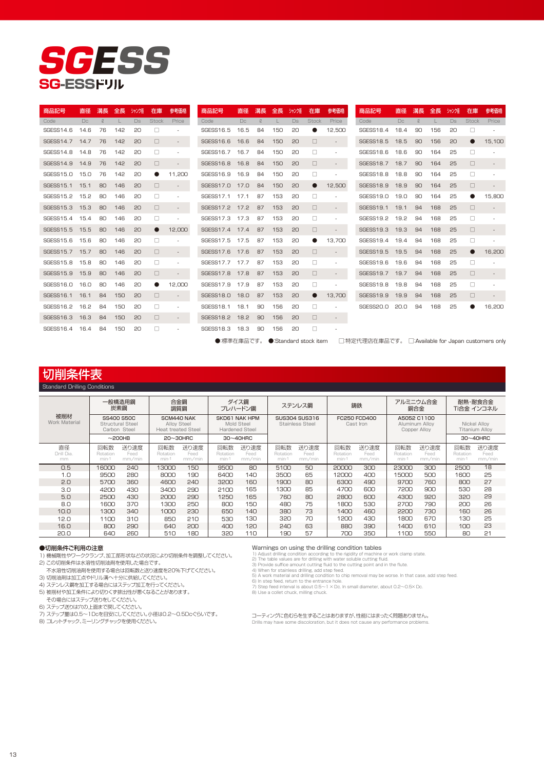# SGESS

## SG-ESSドリル

| 商品記号 Code | 直径 Dc | 溝長 ℓ | 全長 L | シャンク径 Ds | 在庫 Stock | 参考価格 Price |
|---|---|---|---|---|---|---|
| SGESS14.6 | 14.6 | 76 | 142 | 20 | □ | - |
| SGESS14.7 | 14.7 | 76 | 142 | 20 | □ | - |
| SGESS14.8 | 14.8 | 76 | 142 | 20 | □ | - |
| SGESS14.9 | 14.9 | 76 | 142 | 20 | □ | - |
| SGESS15.0 | 15.0 | 76 | 142 | 20 | ● | 11,200 |
| SGESS15.1 | 15.1 | 80 | 146 | 20 | □ | - |
| SGESS15.2 | 15.2 | 80 | 146 | 20 | □ | - |
| SGESS15.3 | 15.3 | 80 | 146 | 20 | □ | - |
| SGESS15.4 | 15.4 | 80 | 146 | 20 | □ | - |
| SGESS15.5 | 15.5 | 80 | 146 | 20 | ● | 12,000 |
| SGESS15.6 | 15.6 | 80 | 146 | 20 | □ | - |
| SGESS15.7 | 15.7 | 80 | 146 | 20 | □ | - |
| SGESS15.8 | 15.8 | 80 | 146 | 20 | □ | - |
| SGESS15.9 | 15.9 | 80 | 146 | 20 | □ | - |
| SGESS16.0 | 16.0 | 80 | 146 | 20 | ● | 12,000 |
| SGESS16.1 | 16.1 | 84 | 150 | 20 | □ | - |
| SGESS16.2 | 16.2 | 84 | 150 | 20 | □ | - |
| SGESS16.3 | 16.3 | 84 | 150 | 20 | □ | - |
| SGESS16.4 | 16.4 | 84 | 150 | 20 | □ | - |
| SGESS16.5 | 16.5 | 84 | 150 | 20 | ● | 12,500 |
| SGESS16.6 | 16.6 | 84 | 150 | 20 | □ | - |
| SGESS16.7 | 16.7 | 84 | 150 | 20 | □ | - |
| SGESS16.8 | 16.8 | 84 | 150 | 20 | □ | - |
| SGESS16.9 | 16.9 | 84 | 150 | 20 | □ | - |
| SGESS17.0 | 17.0 | 84 | 150 | 20 | ● | 12,500 |
| SGESS17.1 | 17.1 | 87 | 153 | 20 | □ | - |
| SGESS17.2 | 17.2 | 87 | 153 | 20 | □ | - |
| SGESS17.3 | 17.3 | 87 | 153 | 20 | □ | - |
| SGESS17.4 | 17.4 | 87 | 153 | 20 | □ | - |
| SGESS17.5 | 17.5 | 87 | 153 | 20 | ● | 13,700 |
| SGESS17.6 | 17.6 | 87 | 153 | 20 | □ | - |
| SGESS17.7 | 17.7 | 87 | 153 | 20 | □ | - |
| SGESS17.8 | 17.8 | 87 | 153 | 20 | □ | - |
| SGESS17.9 | 17.9 | 87 | 153 | 20 | □ | - |
| SGESS18.0 | 18.0 | 87 | 153 | 20 | ● | 13,700 |
| SGESS18.1 | 18.1 | 90 | 156 | 20 | □ | - |
| SGESS18.2 | 18.2 | 90 | 156 | 20 | □ | - |
| SGESS18.3 | 18.3 | 90 | 156 | 20 | □ | - |
| SGESS18.4 | 18.4 | 90 | 156 | 20 | □ | - |
| SGESS18.5 | 18.5 | 90 | 156 | 20 | ● | 15,100 |
| SGESS18.6 | 18.6 | 90 | 164 | 25 | □ | - |
| SGESS18.7 | 18.7 | 90 | 164 | 25 | □ | - |
| SGESS18.8 | 18.8 | 90 | 164 | 25 | □ | - |
| SGESS18.9 | 18.9 | 90 | 164 | 25 | □ | - |
| SGESS19.0 | 19.0 | 90 | 164 | 25 | ● | 15,800 |
| SGESS19.1 | 19.1 | 94 | 168 | 25 | □ | - |
| SGESS19.2 | 19.2 | 94 | 168 | 25 | □ | - |
| SGESS19.3 | 19.3 | 94 | 168 | 25 | □ | - |
| SGESS19.4 | 19.4 | 94 | 168 | 25 | □ | - |
| SGESS19.5 | 19.5 | 94 | 168 | 25 | ● | 16,200 |
| SGESS19.6 | 19.6 | 94 | 168 | 25 | □ | - |
| SGESS19.7 | 19.7 | 94 | 168 | 25 | □ | - |
| SGESS19.8 | 19.8 | 94 | 168 | 25 | □ | - |
| SGESS19.9 | 19.9 | 94 | 168 | 25 | □ | - |
| SGESS20.0 | 20.0 | 94 | 168 | 25 | ● | 16,200 |

●:標準在庫品です。 ●:Standard stock item　□:特定代理店在庫品です。 □:Available for Japan customers only

## 切削条件表
Standard Drilling Conditions

| 被削材 Work Material | 一般構造用鋼 炭素鋼 | | 合金鋼 調質鋼 | | ダイス鋼 プレハードン鋼 | | ステンレス鋼 | | 鋳鉄 | | アルミニウム合金 銅合金 | | 耐熱・耐食合金 Ti合金 インコネル | |
|---|---|---|---|---|---|---|---|---|---|---|---|---|---|---|
| | SS400 S50C Structural Steel Carbon Steel | | SCM440 NAK Alloy Steel Heat treated Steel | | SKD61 NAK HPM Mold Steel Hardened Steel | | SUS304 SUS316 Stainless Steel | | FC250 FCD400 Cast Iron | | A5052 C1100 Aluminum Alloy Copper Alloy | | Nickel Alloy Titanium Alloy | |
| | ~200HB | | 20~30HRC | | 30~40HRC | | | | | | | | 30~40HRC | |
| 直径 Drill Dia. mm | 回転数 Rotation min-1 | 送り速度 Feed mm/min | 回転数 Rotation min-1 | 送り速度 Feed mm/min | 回転数 Rotation min-1 | 送り速度 Feed mm/min | 回転数 Rotation min-1 | 送り速度 Feed mm/min | 回転数 Rotation min-1 | 送り速度 Feed mm/min | 回転数 Rotation min-1 | 送り速度 Feed mm/min | 回転数 Rotation min-1 | 送り速度 Feed mm/min |
| 0.5 | 16000 | 240 | 13000 | 150 | 9500 | 80 | 5100 | 50 | 20000 | 300 | 23000 | 300 | 2500 | 18 |
| 1.0 | 9500 | 280 | 8000 | 190 | 6400 | 140 | 3500 | 65 | 12000 | 400 | 15000 | 500 | 1600 | 25 |
| 2.0 | 5700 | 360 | 4600 | 240 | 3200 | 160 | 1900 | 80 | 6300 | 490 | 9700 | 760 | 800 | 27 |
| 3.0 | 4200 | 430 | 3400 | 290 | 2100 | 165 | 1300 | 85 | 4700 | 600 | 7200 | 900 | 530 | 28 |
| 5.0 | 2500 | 430 | 2000 | 290 | 1250 | 165 | 760 | 80 | 2800 | 600 | 4300 | 920 | 320 | 29 |
| 8.0 | 1600 | 370 | 1300 | 250 | 800 | 150 | 480 | 75 | 1800 | 530 | 2700 | 790 | 200 | 26 |
| 10.0 | 1300 | 340 | 1000 | 230 | 650 | 140 | 380 | 73 | 1400 | 460 | 2200 | 730 | 160 | 26 |
| 12.0 | 1100 | 310 | 850 | 210 | 530 | 130 | 320 | 70 | 1200 | 430 | 1800 | 670 | 130 | 25 |
| 16.0 | 800 | 290 | 640 | 200 | 400 | 120 | 240 | 63 | 880 | 390 | 1400 | 610 | 100 | 23 |
| 20.0 | 640 | 260 | 510 | 180 | 320 | 110 | 190 | 57 | 700 | 350 | 1100 | 550 | 80 | 21 |

### ●切削条件ご利用の注意
1) 機械剛性やワーククランプ、加工部形状などの状況により切削条件を調整してください。
2) この切削条件は水溶性切削油剤を使用した場合です。
　不水溶性切削油剤を使用する場合は回転数と送り速度を20%下げてください。
3) 切削油剤は加工点やドリル溝へ十分に供給してください。
4) ステンレス鋼を加工する場合にはステップ加工を行ってください。
5) 被削材や加工条件により切りくず排出性が悪くなることがあります。
　その場合にはステップ送りをしてください。
6) ステップ送りは穴の上面まで戻してください。
7) ステップ量は0.5~1Dcを目安にしてください。小径は0.2~0.5Dcぐらいです。
8) コレットチャック、ミーリングチャックを使用ください。

### Warnings on using the drilling condition tables
1) Adjust drilling condition according to the rigidity of machine or work clamp state.
2) The table values are for drilling with water soluble cutting fluid.
3) Provide sufficive amount cutting fluid to the cutting point and in the flute.
4) When for stainless drilling, add step feed.
5) A work material and drilling condition to chip removal may be worse. In that case, add step feed.
6) In step feed, return to the entrance hole.
7) Step feed interval is about 0.5~1 × Dc. In small diameter, about 0.2~0.5× Dc.
8) Use a collet chuck, milling chuck.

コーティングに色むらを生ずることはありますが、性能にはまったく問題ありません。
Drills may have some discoloration, but it does not cause any performance problems.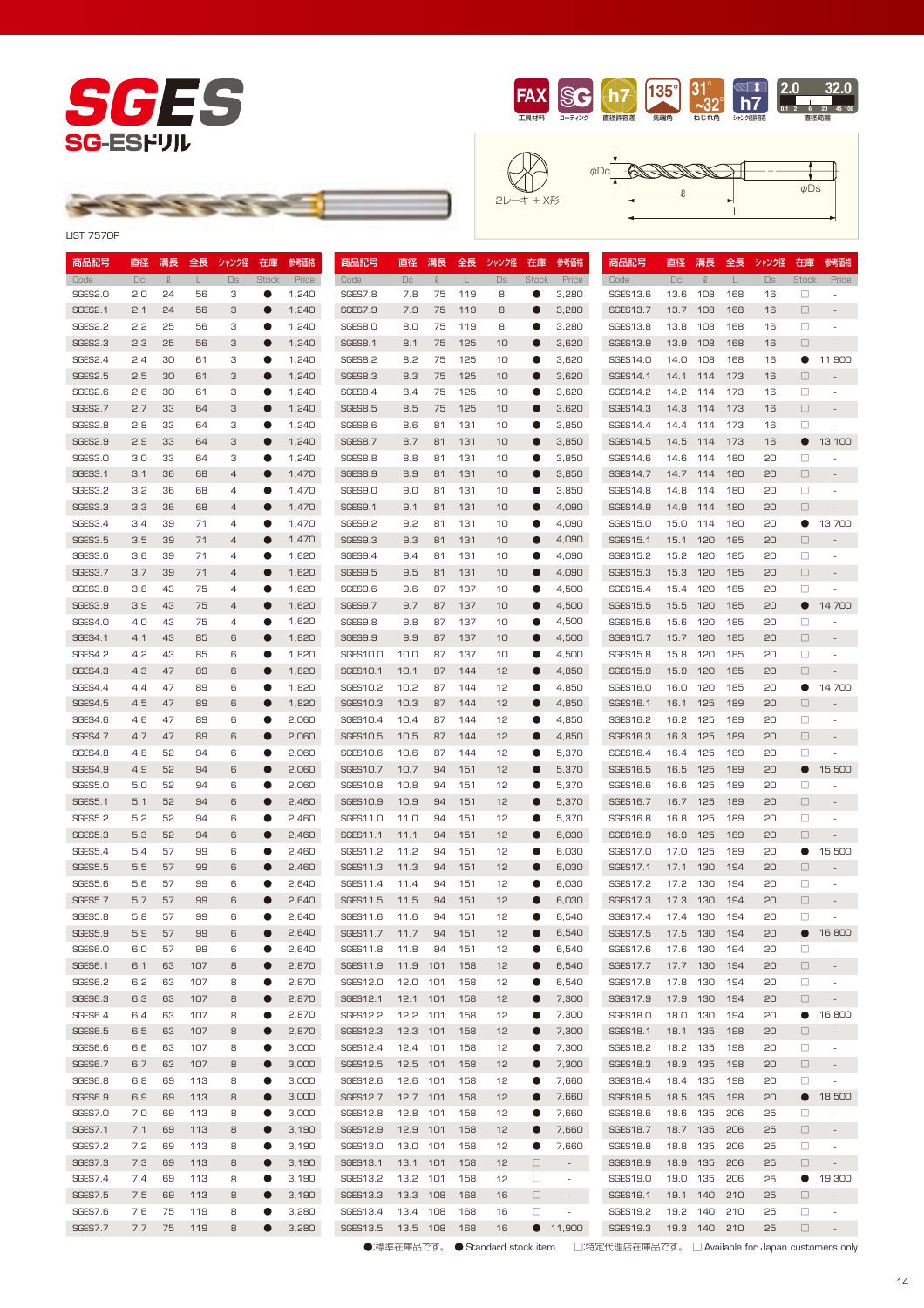# SGES

## SG-ESドリル

LIST 7570P

FAX 工具材料 | SG コーティング | h7 直径許容差 | 135° 先端角 | 31°~32° ねじれ角 | h7 シャンク径許容差 | 2.0–32.0 直径範囲

2レーキ＋X形

φDc　ℓ　φDs　L

| 商品記号 Code | 直径 Dc | 溝長 ℓ | 全長 L | シャンク径 Ds | 在庫 Stock | 参考価格 Price |
|---|---|---|---|---|---|---|
| SGES2.0 | 2.0 | 24 | 56 | 3 | ● | 1,240 |
| SGES2.1 | 2.1 | 24 | 56 | 3 | ● | 1,240 |
| SGES2.2 | 2.2 | 25 | 56 | 3 | ● | 1,240 |
| SGES2.3 | 2.3 | 25 | 56 | 3 | ● | 1,240 |
| SGES2.4 | 2.4 | 30 | 61 | 3 | ● | 1,240 |
| SGES2.5 | 2.5 | 30 | 61 | 3 | ● | 1,240 |
| SGES2.6 | 2.6 | 30 | 61 | 3 | ● | 1,240 |
| SGES2.7 | 2.7 | 33 | 64 | 3 | ● | 1,240 |
| SGES2.8 | 2.8 | 33 | 64 | 3 | ● | 1,240 |
| SGES2.9 | 2.9 | 33 | 64 | 3 | ● | 1,240 |
| SGES3.0 | 3.0 | 33 | 64 | 3 | ● | 1,240 |
| SGES3.1 | 3.1 | 36 | 68 | 4 | ● | 1,470 |
| SGES3.2 | 3.2 | 36 | 68 | 4 | ● | 1,470 |
| SGES3.3 | 3.3 | 36 | 68 | 4 | ● | 1,470 |
| SGES3.4 | 3.4 | 39 | 71 | 4 | ● | 1,470 |
| SGES3.5 | 3.5 | 39 | 71 | 4 | ● | 1,470 |
| SGES3.6 | 3.6 | 39 | 71 | 4 | ● | 1,620 |
| SGES3.7 | 3.7 | 39 | 71 | 4 | ● | 1,620 |
| SGES3.8 | 3.8 | 43 | 75 | 4 | ● | 1,620 |
| SGES3.9 | 3.9 | 43 | 75 | 4 | ● | 1,620 |
| SGES4.0 | 4.0 | 43 | 75 | 4 | ● | 1,620 |
| SGES4.1 | 4.1 | 43 | 85 | 6 | ● | 1,820 |
| SGES4.2 | 4.2 | 43 | 85 | 6 | ● | 1,820 |
| SGES4.3 | 4.3 | 47 | 89 | 6 | ● | 1,820 |
| SGES4.4 | 4.4 | 47 | 89 | 6 | ● | 1,820 |
| SGES4.5 | 4.5 | 47 | 89 | 6 | ● | 1,820 |
| SGES4.6 | 4.6 | 47 | 89 | 6 | ● | 2,060 |
| SGES4.7 | 4.7 | 47 | 89 | 6 | ● | 2,060 |
| SGES4.8 | 4.8 | 52 | 94 | 6 | ● | 2,060 |
| SGES4.9 | 4.9 | 52 | 94 | 6 | ● | 2,060 |
| SGES5.0 | 5.0 | 52 | 94 | 6 | ● | 2,060 |
| SGES5.1 | 5.1 | 52 | 94 | 6 | ● | 2,460 |
| SGES5.2 | 5.2 | 52 | 94 | 6 | ● | 2,460 |
| SGES5.3 | 5.3 | 52 | 94 | 6 | ● | 2,460 |
| SGES5.4 | 5.4 | 57 | 99 | 6 | ● | 2,460 |
| SGES5.5 | 5.5 | 57 | 99 | 6 | ● | 2,460 |
| SGES5.6 | 5.6 | 57 | 99 | 6 | ● | 2,640 |
| SGES5.7 | 5.7 | 57 | 99 | 6 | ● | 2,640 |
| SGES5.8 | 5.8 | 57 | 99 | 6 | ● | 2,640 |
| SGES5.9 | 5.9 | 57 | 99 | 6 | ● | 2,640 |
| SGES6.0 | 6.0 | 57 | 99 | 6 | ● | 2,640 |
| SGES6.1 | 6.1 | 63 | 107 | 8 | ● | 2,870 |
| SGES6.2 | 6.2 | 63 | 107 | 8 | ● | 2,870 |
| SGES6.3 | 6.3 | 63 | 107 | 8 | ● | 2,870 |
| SGES6.4 | 6.4 | 63 | 107 | 8 | ● | 2,870 |
| SGES6.5 | 6.5 | 63 | 107 | 8 | ● | 2,870 |
| SGES6.6 | 6.6 | 63 | 107 | 8 | ● | 3,000 |
| SGES6.7 | 6.7 | 63 | 107 | 8 | ● | 3,000 |
| SGES6.8 | 6.8 | 69 | 113 | 8 | ● | 3,000 |
| SGES6.9 | 6.9 | 69 | 113 | 8 | ● | 3,000 |
| SGES7.0 | 7.0 | 69 | 113 | 8 | ● | 3,000 |
| SGES7.1 | 7.1 | 69 | 113 | 8 | ● | 3,190 |
| SGES7.2 | 7.2 | 69 | 113 | 8 | ● | 3,190 |
| SGES7.3 | 7.3 | 69 | 113 | 8 | ● | 3,190 |
| SGES7.4 | 7.4 | 69 | 113 | 8 | ● | 3,190 |
| SGES7.5 | 7.5 | 69 | 113 | 8 | ● | 3,190 |
| SGES7.6 | 7.6 | 75 | 119 | 8 | ● | 3,280 |
| SGES7.7 | 7.7 | 75 | 119 | 8 | ● | 3,280 |
| SGES7.8 | 7.8 | 75 | 119 | 8 | ● | 3,280 |
| SGES7.9 | 7.9 | 75 | 119 | 8 | ● | 3,280 |
| SGES8.0 | 8.0 | 75 | 119 | 8 | ● | 3,280 |
| SGES8.1 | 8.1 | 75 | 125 | 10 | ● | 3,620 |
| SGES8.2 | 8.2 | 75 | 125 | 10 | ● | 3,620 |
| SGES8.3 | 8.3 | 75 | 125 | 10 | ● | 3,620 |
| SGES8.4 | 8.4 | 75 | 125 | 10 | ● | 3,620 |
| SGES8.5 | 8.5 | 75 | 125 | 10 | ● | 3,620 |
| SGES8.6 | 8.6 | 81 | 131 | 10 | ● | 3,850 |
| SGES8.7 | 8.7 | 81 | 131 | 10 | ● | 3,850 |
| SGES8.8 | 8.8 | 81 | 131 | 10 | ● | 3,850 |
| SGES8.9 | 8.9 | 81 | 131 | 10 | ● | 3,850 |
| SGES9.0 | 9.0 | 81 | 131 | 10 | ● | 3,850 |
| SGES9.1 | 9.1 | 81 | 131 | 10 | ● | 4,090 |
| SGES9.2 | 9.2 | 81 | 131 | 10 | ● | 4,090 |
| SGES9.3 | 9.3 | 81 | 131 | 10 | ● | 4,090 |
| SGES9.4 | 9.4 | 81 | 131 | 10 | ● | 4,090 |
| SGES9.5 | 9.5 | 81 | 131 | 10 | ● | 4,090 |
| SGES9.6 | 9.6 | 87 | 137 | 10 | ● | 4,500 |
| SGES9.7 | 9.7 | 87 | 137 | 10 | ● | 4,500 |
| SGES9.8 | 9.8 | 87 | 137 | 10 | ● | 4,500 |
| SGES9.9 | 9.9 | 87 | 137 | 10 | ● | 4,500 |
| SGES10.0 | 10.0 | 87 | 137 | 10 | ● | 4,500 |
| SGES10.1 | 10.1 | 87 | 144 | 12 | ● | 4,850 |
| SGES10.2 | 10.2 | 87 | 144 | 12 | ● | 4,850 |
| SGES10.3 | 10.3 | 87 | 144 | 12 | ● | 4,850 |
| SGES10.4 | 10.4 | 87 | 144 | 12 | ● | 4,850 |
| SGES10.5 | 10.5 | 87 | 144 | 12 | ● | 4,850 |
| SGES10.6 | 10.6 | 87 | 144 | 12 | ● | 5,370 |
| SGES10.7 | 10.7 | 94 | 151 | 12 | ● | 5,370 |
| SGES10.8 | 10.8 | 94 | 151 | 12 | ● | 5,370 |
| SGES10.9 | 10.9 | 94 | 151 | 12 | ● | 5,370 |
| SGES11.0 | 11.0 | 94 | 151 | 12 | ● | 5,370 |
| SGES11.1 | 11.1 | 94 | 151 | 12 | ● | 6,030 |
| SGES11.2 | 11.2 | 94 | 151 | 12 | ● | 6,030 |
| SGES11.3 | 11.3 | 94 | 151 | 12 | ● | 6,030 |
| SGES11.4 | 11.4 | 94 | 151 | 12 | ● | 6,030 |
| SGES11.5 | 11.5 | 94 | 151 | 12 | ● | 6,030 |
| SGES11.6 | 11.6 | 94 | 151 | 12 | ● | 6,540 |
| SGES11.7 | 11.7 | 94 | 151 | 12 | ● | 6,540 |
| SGES11.8 | 11.8 | 94 | 151 | 12 | ● | 6,540 |
| SGES11.9 | 11.9 | 101 | 158 | 12 | ● | 6,540 |
| SGES12.0 | 12.0 | 101 | 158 | 12 | ● | 6,540 |
| SGES12.1 | 12.1 | 101 | 158 | 12 | ● | 7,300 |
| SGES12.2 | 12.2 | 101 | 158 | 12 | ● | 7,300 |
| SGES12.3 | 12.3 | 101 | 158 | 12 | ● | 7,300 |
| SGES12.4 | 12.4 | 101 | 158 | 12 | ● | 7,300 |
| SGES12.5 | 12.5 | 101 | 158 | 12 | ● | 7,300 |
| SGES12.6 | 12.6 | 101 | 158 | 12 | ● | 7,660 |
| SGES12.7 | 12.7 | 101 | 158 | 12 | ● | 7,660 |
| SGES12.8 | 12.8 | 101 | 158 | 12 | ● | 7,660 |
| SGES12.9 | 12.9 | 101 | 158 | 12 | ● | 7,660 |
| SGES13.0 | 13.0 | 101 | 158 | 12 | ● | 7,660 |
| SGES13.1 | 13.1 | 101 | 158 | 12 | □ | - |
| SGES13.2 | 13.2 | 101 | 158 | 12 | □ | - |
| SGES13.3 | 13.3 | 108 | 168 | 16 | □ | - |
| SGES13.4 | 13.4 | 108 | 168 | 16 | □ | - |
| SGES13.5 | 13.5 | 108 | 168 | 16 | ● | 11,900 |
| SGES13.6 | 13.6 | 108 | 168 | 16 | □ | - |
| SGES13.7 | 13.7 | 108 | 168 | 16 | □ | - |
| SGES13.8 | 13.8 | 108 | 168 | 16 | □ | - |
| SGES13.9 | 13.9 | 108 | 168 | 16 | □ | - |
| SGES14.0 | 14.0 | 108 | 168 | 16 | ● | 11,900 |
| SGES14.1 | 14.1 | 114 | 173 | 16 | □ | - |
| SGES14.2 | 14.2 | 114 | 173 | 16 | □ | - |
| SGES14.3 | 14.3 | 114 | 173 | 16 | □ | - |
| SGES14.4 | 14.4 | 114 | 173 | 16 | □ | - |
| SGES14.5 | 14.5 | 114 | 173 | 16 | ● | 13,100 |
| SGES14.6 | 14.6 | 114 | 180 | 20 | □ | - |
| SGES14.7 | 14.7 | 114 | 180 | 20 | □ | - |
| SGES14.8 | 14.8 | 114 | 180 | 20 | □ | - |
| SGES14.9 | 14.9 | 114 | 180 | 20 | □ | - |
| SGES15.0 | 15.0 | 114 | 180 | 20 | ● | 13,700 |
| SGES15.1 | 15.1 | 120 | 185 | 20 | □ | - |
| SGES15.2 | 15.2 | 120 | 185 | 20 | □ | - |
| SGES15.3 | 15.3 | 120 | 185 | 20 | □ | - |
| SGES15.4 | 15.4 | 120 | 185 | 20 | □ | - |
| SGES15.5 | 15.5 | 120 | 185 | 20 | ● | 14,700 |
| SGES15.6 | 15.6 | 120 | 185 | 20 | □ | - |
| SGES15.7 | 15.7 | 120 | 185 | 20 | □ | - |
| SGES15.8 | 15.8 | 120 | 185 | 20 | □ | - |
| SGES15.9 | 15.9 | 120 | 185 | 20 | □ | - |
| SGES16.0 | 16.0 | 120 | 185 | 20 | ● | 14,700 |
| SGES16.1 | 16.1 | 125 | 189 | 20 | □ | - |
| SGES16.2 | 16.2 | 125 | 189 | 20 | □ | - |
| SGES16.3 | 16.3 | 125 | 189 | 20 | □ | - |
| SGES16.4 | 16.4 | 125 | 189 | 20 | □ | - |
| SGES16.5 | 16.5 | 125 | 189 | 20 | ● | 15,500 |
| SGES16.6 | 16.6 | 125 | 189 | 20 | □ | - |
| SGES16.7 | 16.7 | 125 | 189 | 20 | □ | - |
| SGES16.8 | 16.8 | 125 | 189 | 20 | □ | - |
| SGES16.9 | 16.9 | 125 | 189 | 20 | □ | - |
| SGES17.0 | 17.0 | 125 | 189 | 20 | ● | 15,500 |
| SGES17.1 | 17.1 | 130 | 194 | 20 | □ | - |
| SGES17.2 | 17.2 | 130 | 194 | 20 | □ | - |
| SGES17.3 | 17.3 | 130 | 194 | 20 | □ | - |
| SGES17.4 | 17.4 | 130 | 194 | 20 | □ | - |
| SGES17.5 | 17.5 | 130 | 194 | 20 | ● | 16,800 |
| SGES17.6 | 17.6 | 130 | 194 | 20 | □ | - |
| SGES17.7 | 17.7 | 130 | 194 | 20 | □ | - |
| SGES17.8 | 17.8 | 130 | 194 | 20 | □ | - |
| SGES17.9 | 17.9 | 130 | 194 | 20 | □ | - |
| SGES18.0 | 18.0 | 130 | 194 | 20 | ● | 16,800 |
| SGES18.1 | 18.1 | 135 | 198 | 20 | □ | - |
| SGES18.2 | 18.2 | 135 | 198 | 20 | □ | - |
| SGES18.3 | 18.3 | 135 | 198 | 20 | □ | - |
| SGES18.4 | 18.4 | 135 | 198 | 20 | □ | - |
| SGES18.5 | 18.5 | 135 | 198 | 20 | ● | 18,500 |
| SGES18.6 | 18.6 | 135 | 206 | 25 | □ | - |
| SGES18.7 | 18.7 | 135 | 206 | 25 | □ | - |
| SGES18.8 | 18.8 | 135 | 206 | 25 | □ | - |
| SGES18.9 | 18.9 | 135 | 206 | 25 | □ | - |
| SGES19.0 | 19.0 | 135 | 206 | 25 | ● | 19,300 |
| SGES19.1 | 19.1 | 140 | 210 | 25 | □ | - |
| SGES19.2 | 19.2 | 140 | 210 | 25 | □ | - |
| SGES19.3 | 19.3 | 140 | 210 | 25 | □ | - |

●:標準在庫品です。 ●:Standard stock item　□:特定代理店在庫品です。 □:Available for Japan customers only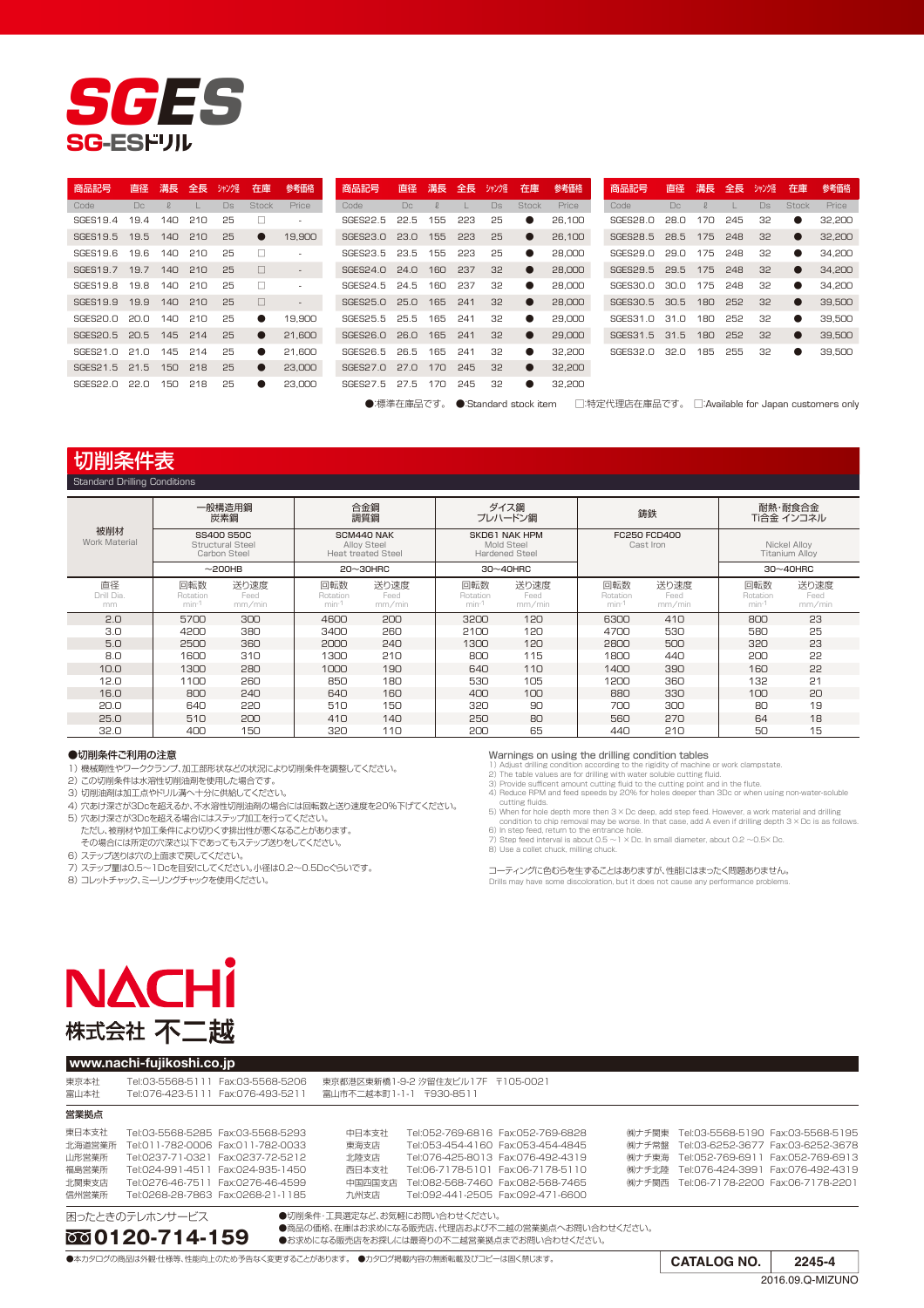# SGES

## SG-ESドリル

| 商品記号 Code | 直径 Dc | 溝長 ℓ | 全長 L | シャンク径 Ds | 在庫 Stock | 参考価格 Price |
|---|---|---|---|---|---|---|
| SGES19.4 | 19.4 | 140 | 210 | 25 | □ | - |
| SGES19.5 | 19.5 | 140 | 210 | 25 | ● | 19,900 |
| SGES19.6 | 19.6 | 140 | 210 | 25 | □ | - |
| SGES19.7 | 19.7 | 140 | 210 | 25 | □ | - |
| SGES19.8 | 19.8 | 140 | 210 | 25 | □ | - |
| SGES19.9 | 19.9 | 140 | 210 | 25 | □ | - |
| SGES20.0 | 20.0 | 140 | 210 | 25 | ● | 19,900 |
| SGES20.5 | 20.5 | 145 | 214 | 25 | ● | 21,600 |
| SGES21.0 | 21.0 | 145 | 214 | 25 | ● | 21,600 |
| SGES21.5 | 21.5 | 150 | 218 | 25 | ● | 23,000 |
| SGES22.0 | 22.0 | 150 | 218 | 25 | ● | 23,000 |
| SGES22.5 | 22.5 | 155 | 223 | 25 | ● | 26,100 |
| SGES23.0 | 23.0 | 155 | 223 | 25 | ● | 26,100 |
| SGES23.5 | 23.5 | 155 | 223 | 25 | ● | 28,000 |
| SGES24.0 | 24.0 | 160 | 237 | 32 | ● | 28,000 |
| SGES24.5 | 24.5 | 160 | 237 | 32 | ● | 28,000 |
| SGES25.0 | 25.0 | 165 | 241 | 32 | ● | 28,000 |
| SGES25.5 | 25.5 | 165 | 241 | 32 | ● | 29,000 |
| SGES26.0 | 26.0 | 165 | 241 | 32 | ● | 29,000 |
| SGES26.5 | 26.5 | 165 | 241 | 32 | ● | 32,200 |
| SGES27.0 | 27.0 | 170 | 245 | 32 | ● | 32,200 |
| SGES27.5 | 27.5 | 170 | 245 | 32 | ● | 32,200 |
| SGES28.0 | 28.0 | 170 | 245 | 32 | ● | 32,200 |
| SGES28.5 | 28.5 | 175 | 248 | 32 | ● | 32,200 |
| SGES29.0 | 29.0 | 175 | 248 | 32 | ● | 34,200 |
| SGES29.5 | 29.5 | 175 | 248 | 32 | ● | 34,200 |
| SGES30.0 | 30.0 | 175 | 248 | 32 | ● | 34,200 |
| SGES30.5 | 30.5 | 180 | 252 | 32 | ● | 39,500 |
| SGES31.0 | 31.0 | 180 | 252 | 32 | ● | 39,500 |
| SGES31.5 | 31.5 | 180 | 252 | 32 | ● | 39,500 |
| SGES32.0 | 32.0 | 185 | 255 | 32 | ● | 39,500 |

●:標準在庫品です。 ●:Standard stock item　□:特定代理店在庫品です。 □:Available for Japan customers only

## 切削条件表
Standard Drilling Conditions

| 被削材 Work Material | 一般構造用鋼 炭素鋼 SS400 S50C Structural Steel Carbon Steel ~200HB | | 合金鋼 調質鋼 SCM440 NAK Alloy Steel Heat treated Steel 20~30HRC | | ダイス鋼 プレハードン鋼 SKD61 NAK HPM Mold Steel Hardened Steel 30~40HRC | | 鋳鉄 FC250 FCD400 Cast Iron | | 耐熱・耐食合金 Ti合金 インコネル Nickel Alloy Titanium Alloy 30~40HRC | |
|---|---|---|---|---|---|---|---|---|---|---|
| 直径 Drill Dia. mm | 回転数 Rotation min⁻¹ | 送り速度 Feed mm/min | 回転数 Rotation min⁻¹ | 送り速度 Feed mm/min | 回転数 Rotation min⁻¹ | 送り速度 Feed mm/min | 回転数 Rotation min⁻¹ | 送り速度 Feed mm/min | 回転数 Rotation min⁻¹ | 送り速度 Feed mm/min |
| 2.0 | 5700 | 300 | 4600 | 200 | 3200 | 120 | 6300 | 410 | 800 | 23 |
| 3.0 | 4200 | 380 | 3400 | 260 | 2100 | 120 | 4700 | 530 | 580 | 25 |
| 5.0 | 2500 | 360 | 2000 | 240 | 1300 | 120 | 2800 | 500 | 320 | 23 |
| 8.0 | 1600 | 310 | 1300 | 210 | 800 | 115 | 1800 | 440 | 200 | 22 |
| 10.0 | 1300 | 280 | 1000 | 190 | 640 | 110 | 1400 | 390 | 160 | 22 |
| 12.0 | 1100 | 260 | 850 | 180 | 530 | 105 | 1200 | 360 | 132 | 21 |
| 16.0 | 800 | 240 | 640 | 160 | 400 | 100 | 880 | 330 | 100 | 20 |
| 20.0 | 640 | 220 | 510 | 150 | 320 | 90 | 700 | 300 | 80 | 19 |
| 25.0 | 510 | 200 | 410 | 140 | 250 | 80 | 560 | 270 | 64 | 18 |
| 32.0 | 400 | 150 | 320 | 110 | 200 | 65 | 440 | 210 | 50 | 15 |

**●切削条件ご利用の注意**

1) 機械剛性やワーククランプ、加工部形状などの状況により切削条件を調整してください。
2) この切削条件は水溶性切削油剤を使用した場合です。
3) 切削油剤は加工点やドリル溝へ十分に供給してください。
4) 穴あけ深さが3Dcを超えるか、不水溶性切削油剤の場合には回転数と送り速度を20%下げてください。
5) 穴あけ深さが3Dcを超える場合にはステップ加工を行ってください。
　ただし、被削材や加工条件により切りくず排出性が悪くなることがあります。
　その場合には所定の穴深さ以下であってもステップ送りをしてください。
6) ステップ送りは穴の上面まで戻してください。
7) ステップ量は0.5~1Dcを目安にしてください。小径は0.2~0.5Dcぐらいです。
8) コレットチャック、ミーリングチャックを使用ください。

Warnings on using the drilling condition tables

1) Adjust drilling condition according to the rigidity of machine or work clampstate.
2) The table values are for drilling with water soluble cutting fluid.
3) Provide sufficent amount cutting fluid to the cutting point and in the flute.
4) Reduce RPM and feed speeds by 20% for holes deeper than 3Dc or when using non-water-soluble cutting fluids.
5) When for hole depth more then 3 × Dc deep, add step feed. However, a work material and drilling condition to chip removal may be worse. In that case, add A even if drilling depth 3 × Dc is as follows.
6) In step feed, return to the entrance hole.
7) Step feed interval is about 0.5 ~1 × Dc. In small diameter, about 0.2 ~0.5× Dc.
8) Use a collet chuck, milling chuck.

コーティングに色むらを生ずることはありますが、性能にはまったく問題ありません。
Drills may have some discoloration, but it does not cause any performance problems.

# NACHI
株式会社 不二越

**www.nachi-fujikoshi.co.jp**

東京本社　Tel:03-5568-5111 Fax:03-5568-5206　東京都港区東新橋1-9-2 汐留住友ビル17F 〒105-0021
富山本社　Tel:076-423-5111 Fax:076-493-5211　富山市不二越本町1-1-1 〒930-8511

**営業拠点**

| | | | | | |
|---|---|---|---|---|---|
| 東日本支社 | Tel:03-5568-5285 Fax:03-5568-5293 | 中日本支社 | Tel:052-769-6816 Fax:052-769-6828 | ㈱ナチ関東 | Tel:03-5568-5190 Fax:03-5568-5195 |
| 北海道営業所 | Tel:011-782-0006 Fax:011-782-0033 | 東海支店 | Tel:053-454-4160 Fax:053-454-4845 | ㈱ナチ常盤 | Tel:03-6252-3677 Fax:03-6252-3678 |
| 山形営業所 | Tel:0237-71-0321 Fax:0237-72-5212 | 北陸支店 | Tel:076-425-8013 Fax:076-492-4319 | ㈱ナチ東海 | Tel:052-769-6911 Fax:052-769-6913 |
| 福島営業所 | Tel:024-991-4511 Fax:024-935-1450 | 西日本支社 | Tel:06-7178-5101 Fax:06-7178-5110 | ㈱ナチ北陸 | Tel:076-424-3991 Fax:076-492-4319 |
| 北関東支店 | Tel:0276-46-7511 Fax:0276-46-4599 | 中国四国支店 | Tel:082-568-7460 Fax:082-568-7465 | ㈱ナチ関西 | Tel:06-7178-2200 Fax:06-7178-2201 |
| 信州営業所 | Tel:0268-28-7863 Fax:0268-21-1185 | 九州支店 | Tel:092-441-2505 Fax:092-471-6600 | | |

困ったときのテレホンサービス
**0120-714-159**

●切削条件・工具選定など、お気軽にお問い合わせください。
●商品の価格、在庫はお求めになる販売店、代理店および不二越の営業拠点へお問い合わせください。
●お求めになる販売店をお探しには最寄りの不二越営業拠点までお問い合わせください。

●本カタログの商品は外観・仕様等、性能向上のため予告なく変更することがあります。 ●カタログ掲載内容の無断転載及びコピーは固く禁じます。

**CATALOG NO. 2245-4**
2016.09.Q-MIZUNO